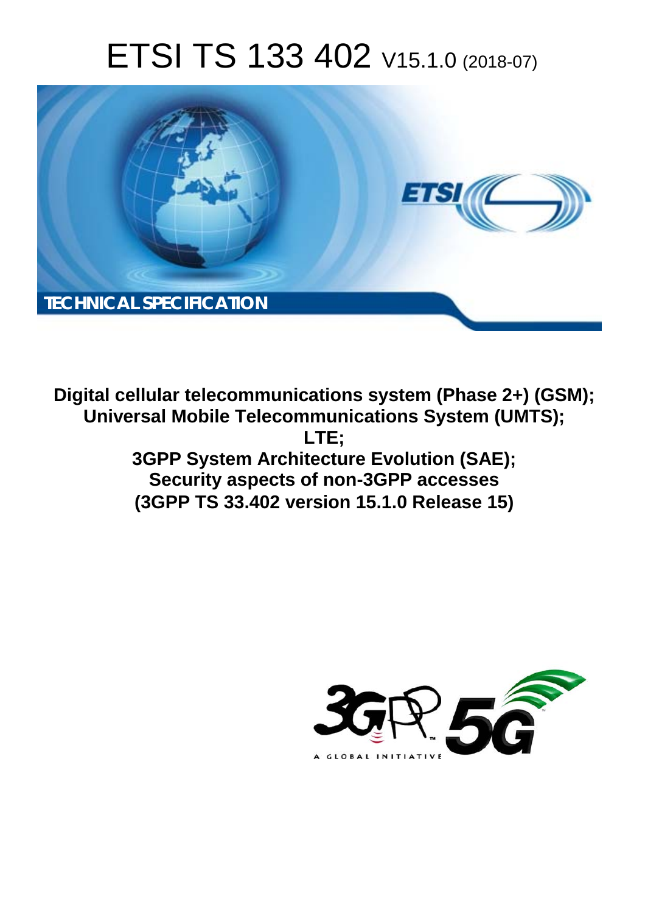# ETSI TS 133 402 V15.1.0 (2018-07)

**TECHNICAL SPECIFICATION**

**Digital cellular telecommunications system (Phase 2+) (GSM); Universal Mobile Telecommunications System (UMTS); LTE; 3GPP System Architecture Evolution (SAE); Security aspects of non-3GPP accesses (3GPP TS 33.402 version 15.1.0 Release 15)**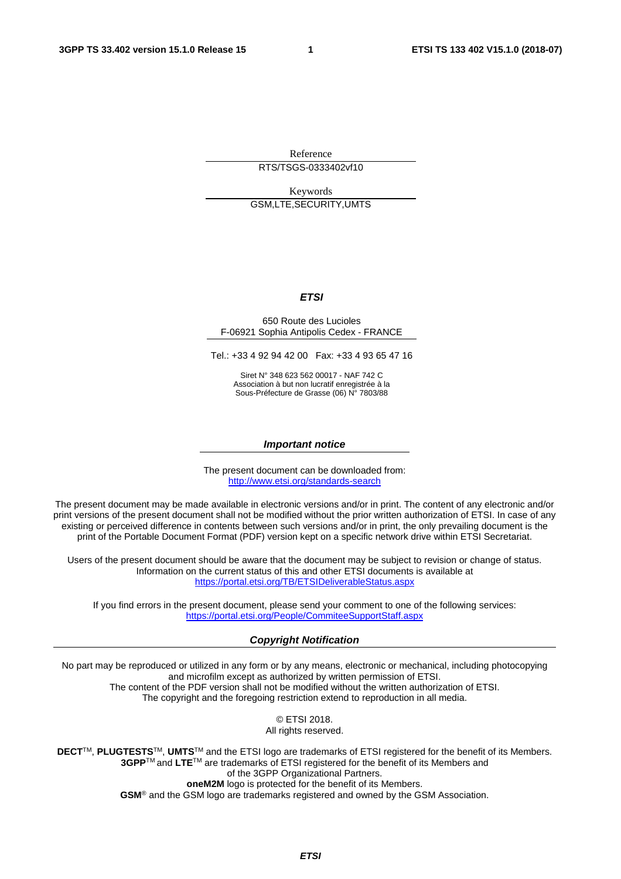Reference

RTS/TSGS-0333402vf10

Keywords

GSM,LTE,SECURITY,UMTS

***ETSI***

650 Route des Lucioles
F-06921 Sophia Antipolis Cedex - FRANCE

Tel.: +33 4 92 94 42 00   Fax: +33 4 93 65 47 16

Siret N° 348 623 562 00017 - NAF 742 C
Association à but non lucratif enregistrée à la
Sous-Préfecture de Grasse (06) N° 7803/88

***Important notice***

The present document can be downloaded from:
http://www.etsi.org/standards-search

The present document may be made available in electronic versions and/or in print. The content of any electronic and/or print versions of the present document shall not be modified without the prior written authorization of ETSI. In case of any existing or perceived difference in contents between such versions and/or in print, the only prevailing document is the print of the Portable Document Format (PDF) version kept on a specific network drive within ETSI Secretariat.

Users of the present document should be aware that the document may be subject to revision or change of status. Information on the current status of this and other ETSI documents is available at
https://portal.etsi.org/TB/ETSIDeliverableStatus.aspx

If you find errors in the present document, please send your comment to one of the following services:
https://portal.etsi.org/People/CommiteeSupportStaff.aspx

***Copyright Notification***

No part may be reproduced or utilized in any form or by any means, electronic or mechanical, including photocopying and microfilm except as authorized by written permission of ETSI.
The content of the PDF version shall not be modified without the written authorization of ETSI.
The copyright and the foregoing restriction extend to reproduction in all media.

© ETSI 2018.
All rights reserved.

**DECT**™, **PLUGTESTS**™, **UMTS**™ and the ETSI logo are trademarks of ETSI registered for the benefit of its Members.
**3GPP**™ and **LTE**™ are trademarks of ETSI registered for the benefit of its Members and
of the 3GPP Organizational Partners.
**oneM2M** logo is protected for the benefit of its Members.
**GSM**® and the GSM logo are trademarks registered and owned by the GSM Association.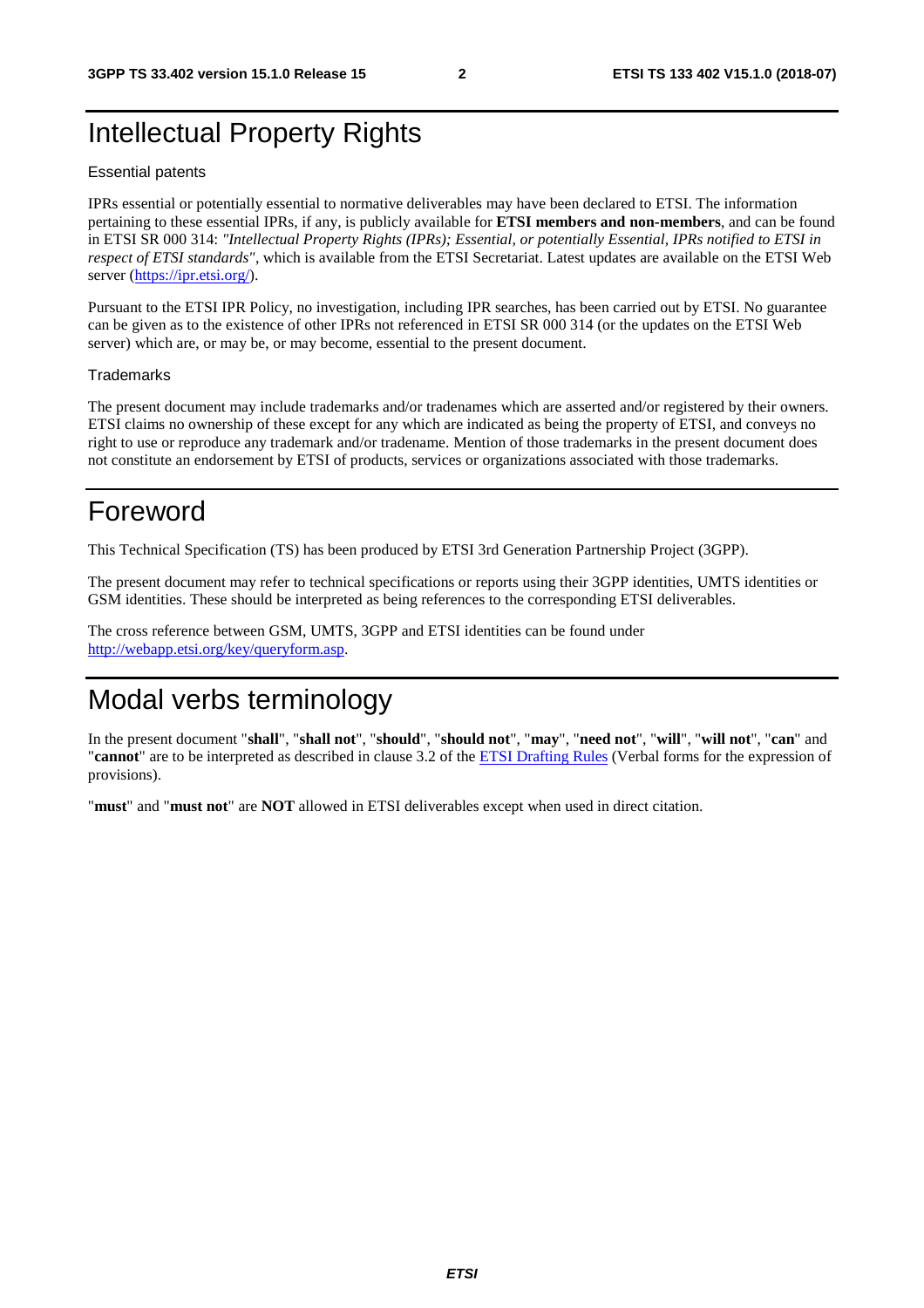# Intellectual Property Rights

Essential patents

IPRs essential or potentially essential to normative deliverables may have been declared to ETSI. The information pertaining to these essential IPRs, if any, is publicly available for **ETSI members and non-members**, and can be found in ETSI SR 000 314: *"Intellectual Property Rights (IPRs); Essential, or potentially Essential, IPRs notified to ETSI in respect of ETSI standards"*, which is available from the ETSI Secretariat. Latest updates are available on the ETSI Web server (https://ipr.etsi.org/).

Pursuant to the ETSI IPR Policy, no investigation, including IPR searches, has been carried out by ETSI. No guarantee can be given as to the existence of other IPRs not referenced in ETSI SR 000 314 (or the updates on the ETSI Web server) which are, or may be, or may become, essential to the present document.

Trademarks

The present document may include trademarks and/or tradenames which are asserted and/or registered by their owners. ETSI claims no ownership of these except for any which are indicated as being the property of ETSI, and conveys no right to use or reproduce any trademark and/or tradename. Mention of those trademarks in the present document does not constitute an endorsement by ETSI of products, services or organizations associated with those trademarks.

# Foreword

This Technical Specification (TS) has been produced by ETSI 3rd Generation Partnership Project (3GPP).

The present document may refer to technical specifications or reports using their 3GPP identities, UMTS identities or GSM identities. These should be interpreted as being references to the corresponding ETSI deliverables.

The cross reference between GSM, UMTS, 3GPP and ETSI identities can be found under http://webapp.etsi.org/key/queryform.asp.

# Modal verbs terminology

In the present document "**shall**", "**shall not**", "**should**", "**should not**", "**may**", "**need not**", "**will**", "**will not**", "**can**" and "**cannot**" are to be interpreted as described in clause 3.2 of the ETSI Drafting Rules (Verbal forms for the expression of provisions).

"**must**" and "**must not**" are **NOT** allowed in ETSI deliverables except when used in direct citation.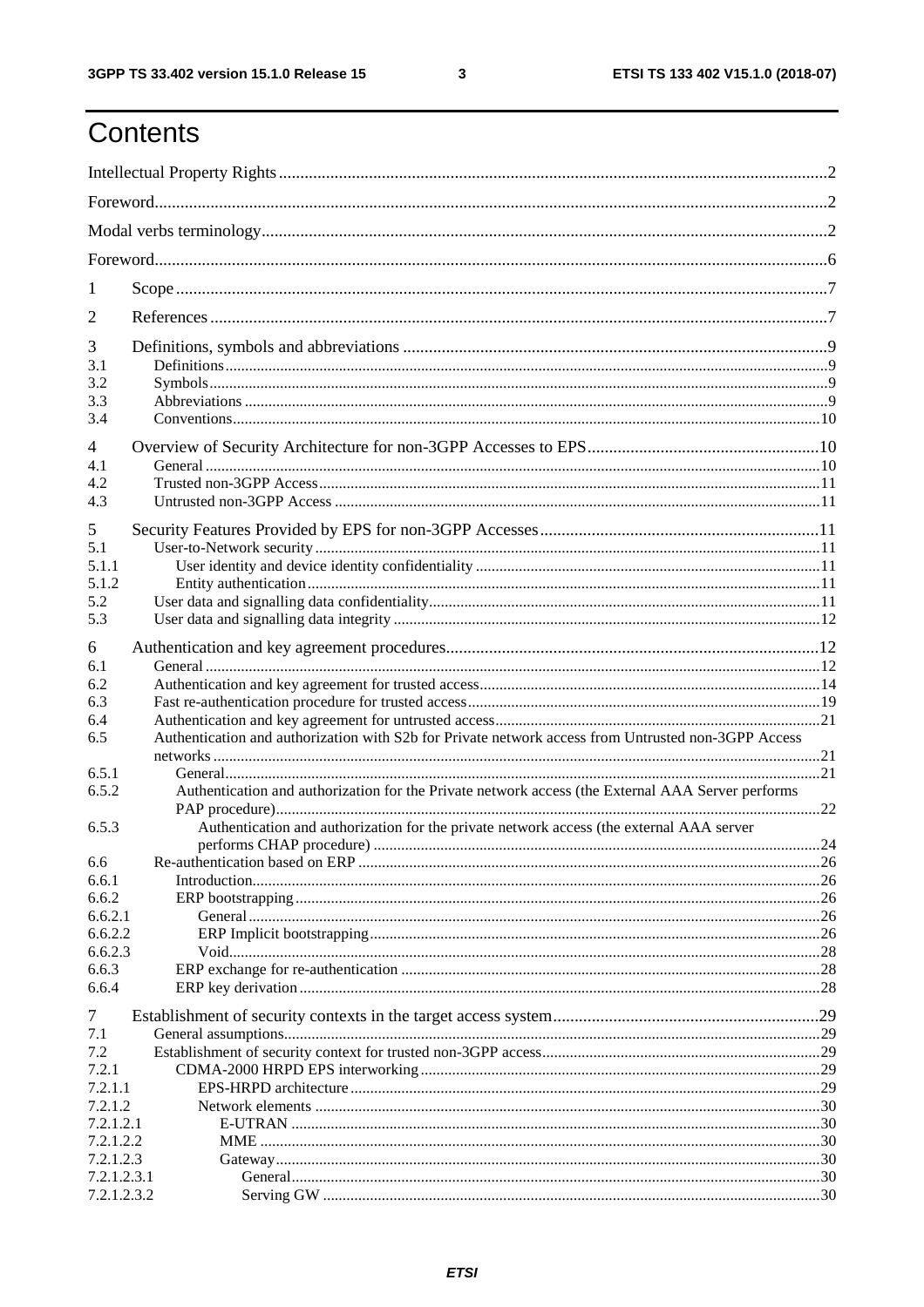# Contents

Intellectual Property Rights ....... 2

Foreword ....... 2

Modal verbs terminology ....... 2

Foreword ....... 6

1 Scope ....... 7

2 References ....... 7

3 Definitions, symbols and abbreviations ....... 9
- 3.1 Definitions ....... 9
- 3.2 Symbols ....... 9
- 3.3 Abbreviations ....... 9
- 3.4 Conventions ....... 10

4 Overview of Security Architecture for non-3GPP Accesses to EPS ....... 10
- 4.1 General ....... 10
- 4.2 Trusted non-3GPP Access ....... 11
- 4.3 Untrusted non-3GPP Access ....... 11

5 Security Features Provided by EPS for non-3GPP Accesses ....... 11
- 5.1 User-to-Network security ....... 11
  - 5.1.1 User identity and device identity confidentiality ....... 11
  - 5.1.2 Entity authentication ....... 11
- 5.2 User data and signalling data confidentiality ....... 11
- 5.3 User data and signalling data integrity ....... 12

6 Authentication and key agreement procedures ....... 12
- 6.1 General ....... 12
- 6.2 Authentication and key agreement for trusted access ....... 14
- 6.3 Fast re-authentication procedure for trusted access ....... 19
- 6.4 Authentication and key agreement for untrusted access ....... 21
- 6.5 Authentication and authorization with S2b for Private network access from Untrusted non-3GPP Access networks ....... 21
  - 6.5.1 General ....... 21
  - 6.5.2 Authentication and authorization for the Private network access (the External AAA Server performs PAP procedure) ....... 22
  - 6.5.3 Authentication and authorization for the private network access (the external AAA server performs CHAP procedure) ....... 24
- 6.6 Re-authentication based on ERP ....... 26
  - 6.6.1 Introduction ....... 26
  - 6.6.2 ERP bootstrapping ....... 26
    - 6.6.2.1 General ....... 26
    - 6.6.2.2 ERP Implicit bootstrapping ....... 26
    - 6.6.2.3 Void ....... 28
  - 6.6.3 ERP exchange for re-authentication ....... 28
  - 6.6.4 ERP key derivation ....... 28

7 Establishment of security contexts in the target access system ....... 29
- 7.1 General assumptions ....... 29
- 7.2 Establishment of security context for trusted non-3GPP access ....... 29
  - 7.2.1 CDMA-2000 HRPD EPS interworking ....... 29
    - 7.2.1.1 EPS-HRPD architecture ....... 29
    - 7.2.1.2 Network elements ....... 30
      - 7.2.1.2.1 E-UTRAN ....... 30
      - 7.2.1.2.2 MME ....... 30
      - 7.2.1.2.3 Gateway ....... 30
        - 7.2.1.2.3.1 General ....... 30
        - 7.2.1.2.3.2 Serving GW ....... 30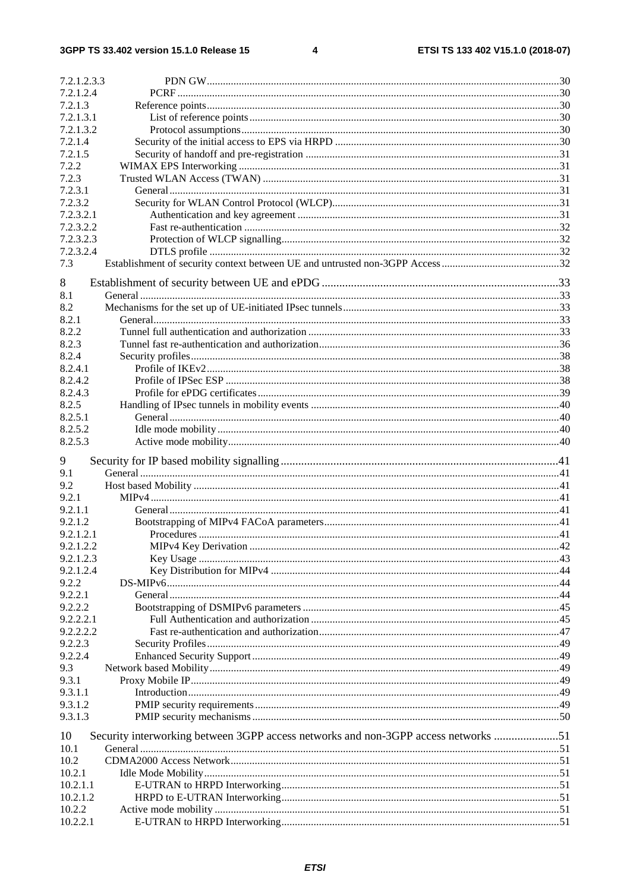7.2.1.2.3.3 PDN GW ....................................................................................................................................30
7.2.1.2.4 PCRF ..........................................................................................................................................30
7.2.1.3 Reference points...................................................................................................................................30
7.2.1.3.1 List of reference points ...................................................................................................................30
7.2.1.3.2 Protocol assumptions......................................................................................................................30
7.2.1.4 Security of the initial access to EPS via HRPD ...................................................................................30
7.2.1.5 Security of handoff and pre-registration ..............................................................................................31
7.2.2 WIMAX EPS Interworking .......................................................................................................................31
7.2.3 Trusted WLAN Access (TWAN) ..............................................................................................................31
7.2.3.1 General.................................................................................................................................................31
7.2.3.2 Security for WLAN Control Protocol (WLCP)....................................................................................31
7.2.3.2.1 Authentication and key agreement .................................................................................................31
7.2.3.2.2 Fast re-authentication .....................................................................................................................32
7.2.3.2.3 Protection of WLCP signalling.......................................................................................................32
7.2.3.2.4 DTLS profile ..................................................................................................................................32
7.3 Establishment of security context between UE and untrusted non-3GPP Access ............................................32

8 Establishment of security between UE and ePDG ................................................................................33
8.1 General ............................................................................................................................................................33
8.2 Mechanisms for the set up of UE-initiated IPsec tunnels.................................................................................33
8.2.1 General.......................................................................................................................................................33
8.2.2 Tunnel full authentication and authorization .............................................................................................33
8.2.3 Tunnel fast re-authentication and authorization.........................................................................................36
8.2.4 Security profiles.........................................................................................................................................38
8.2.4.1 Profile of IKEv2...................................................................................................................................38
8.2.4.2 Profile of IPSec ESP ............................................................................................................................38
8.2.4.3 Profile for ePDG certificates................................................................................................................39
8.2.5 Handling of IPsec tunnels in mobility events ............................................................................................40
8.2.5.1 General.................................................................................................................................................40
8.2.5.2 Idle mode mobility...............................................................................................................................40
8.2.5.3 Active mode mobility...........................................................................................................................40

9 Security for IP based mobility signalling ..............................................................................................41
9.1 General ............................................................................................................................................................41
9.2 Host based Mobility ........................................................................................................................................41
9.2.1 MIPv4 ........................................................................................................................................................41
9.2.1.1 General.................................................................................................................................................41
9.2.1.2 Bootstrapping of MIPv4 FACoA parameters.......................................................................................41
9.2.1.2.1 Procedures ......................................................................................................................................41
9.2.1.2.2 MIPv4 Key Derivation ...................................................................................................................42
9.2.1.2.3 Key Usage ......................................................................................................................................43
9.2.1.2.4 Key Distribution for MIPv4 ...........................................................................................................44
9.2.2 DS-MIPv6..................................................................................................................................................44
9.2.2.1 General.................................................................................................................................................44
9.2.2.2 Bootstrapping of DSMIPv6 parameters ...............................................................................................45
9.2.2.2.1 Full Authentication and authorization ............................................................................................45
9.2.2.2.2 Fast re-authentication and authorization.........................................................................................47
9.2.2.3 Security Profiles...................................................................................................................................49
9.2.2.4 Enhanced Security Support..................................................................................................................49
9.3 Network based Mobility..................................................................................................................................49
9.3.1 Proxy Mobile IP.........................................................................................................................................49
9.3.1.1 Introduction..........................................................................................................................................49
9.3.1.2 PMIP security requirements.................................................................................................................49
9.3.1.3 PMIP security mechanisms..................................................................................................................50

10 Security interworking between 3GPP access networks and non-3GPP access networks ......................51
10.1 General ............................................................................................................................................................51
10.2 CDMA2000 Access Network..........................................................................................................................51
10.2.1 Idle Mode Mobility....................................................................................................................................51
10.2.1.1 E-UTRAN to HRPD Interworking.......................................................................................................51
10.2.1.2 HRPD to E-UTRAN Interworking.......................................................................................................51
10.2.2 Active mode mobility ................................................................................................................................51
10.2.2.1 E-UTRAN to HRPD Interworking.......................................................................................................51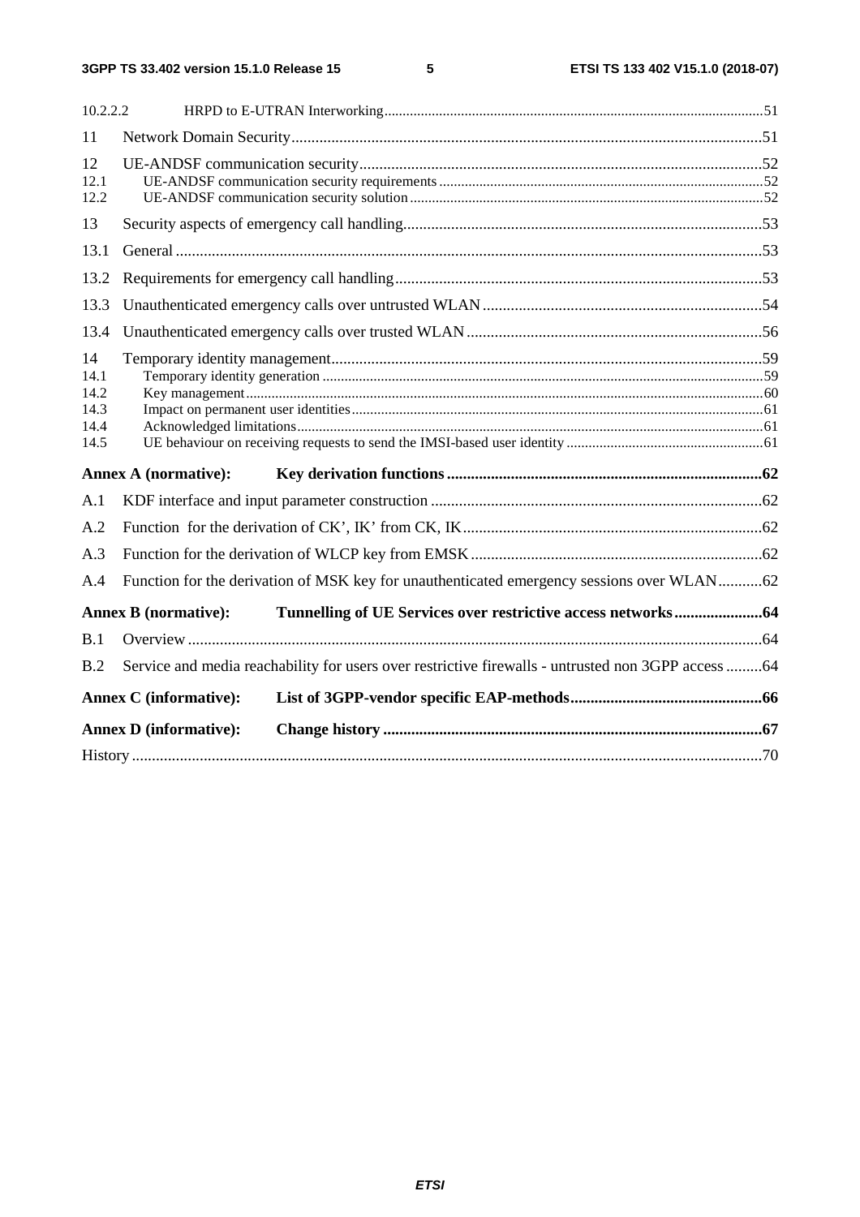10.2.2.2 HRPD to E-UTRAN Interworking .....51

11 Network Domain Security .....51

12 UE-ANDSF communication security .....52
12.1 UE-ANDSF communication security requirements .....52
12.2 UE-ANDSF communication security solution .....52

13 Security aspects of emergency call handling .....53

13.1 General .....53

13.2 Requirements for emergency call handling .....53

13.3 Unauthenticated emergency calls over untrusted WLAN .....54

13.4 Unauthenticated emergency calls over trusted WLAN .....56

14 Temporary identity management .....59
14.1 Temporary identity generation .....59
14.2 Key management .....60
14.3 Impact on permanent user identities .....61
14.4 Acknowledged limitations .....61
14.5 UE behaviour on receiving requests to send the IMSI-based user identity .....61

**Annex A (normative): Key derivation functions .....62**

A.1 KDF interface and input parameter construction .....62

A.2 Function for the derivation of CK', IK' from CK, IK .....62

A.3 Function for the derivation of WLCP key from EMSK .....62

A.4 Function for the derivation of MSK key for unauthenticated emergency sessions over WLAN .....62

**Annex B (normative): Tunnelling of UE Services over restrictive access networks .....64**

B.1 Overview .....64

B.2 Service and media reachability for users over restrictive firewalls - untrusted non 3GPP access .....64

**Annex C (informative): List of 3GPP-vendor specific EAP-methods .....66**

**Annex D (informative): Change history .....67**

History .....70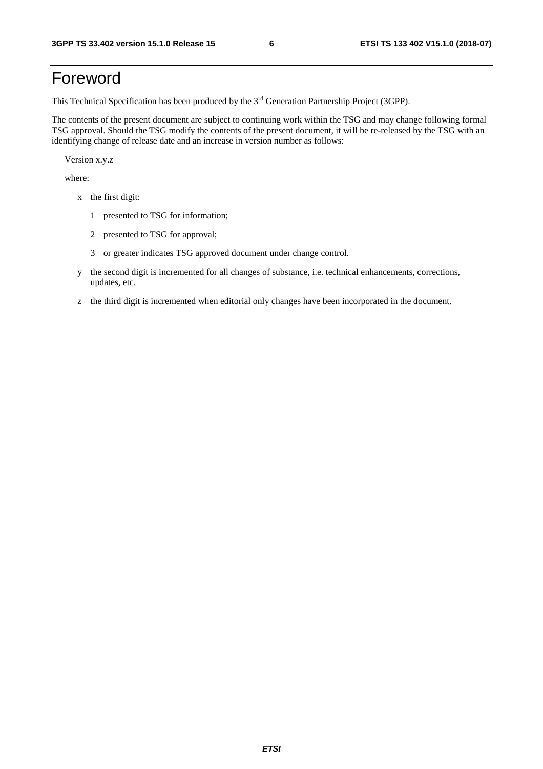# Foreword

This Technical Specification has been produced by the 3rd Generation Partnership Project (3GPP).

The contents of the present document are subject to continuing work within the TSG and may change following formal TSG approval. Should the TSG modify the contents of the present document, it will be re-released by the TSG with an identifying change of release date and an increase in version number as follows:

Version x.y.z

where:

x the first digit:

1 presented to TSG for information;

2 presented to TSG for approval;

3 or greater indicates TSG approved document under change control.

y the second digit is incremented for all changes of substance, i.e. technical enhancements, corrections, updates, etc.

z the third digit is incremented when editorial only changes have been incorporated in the document.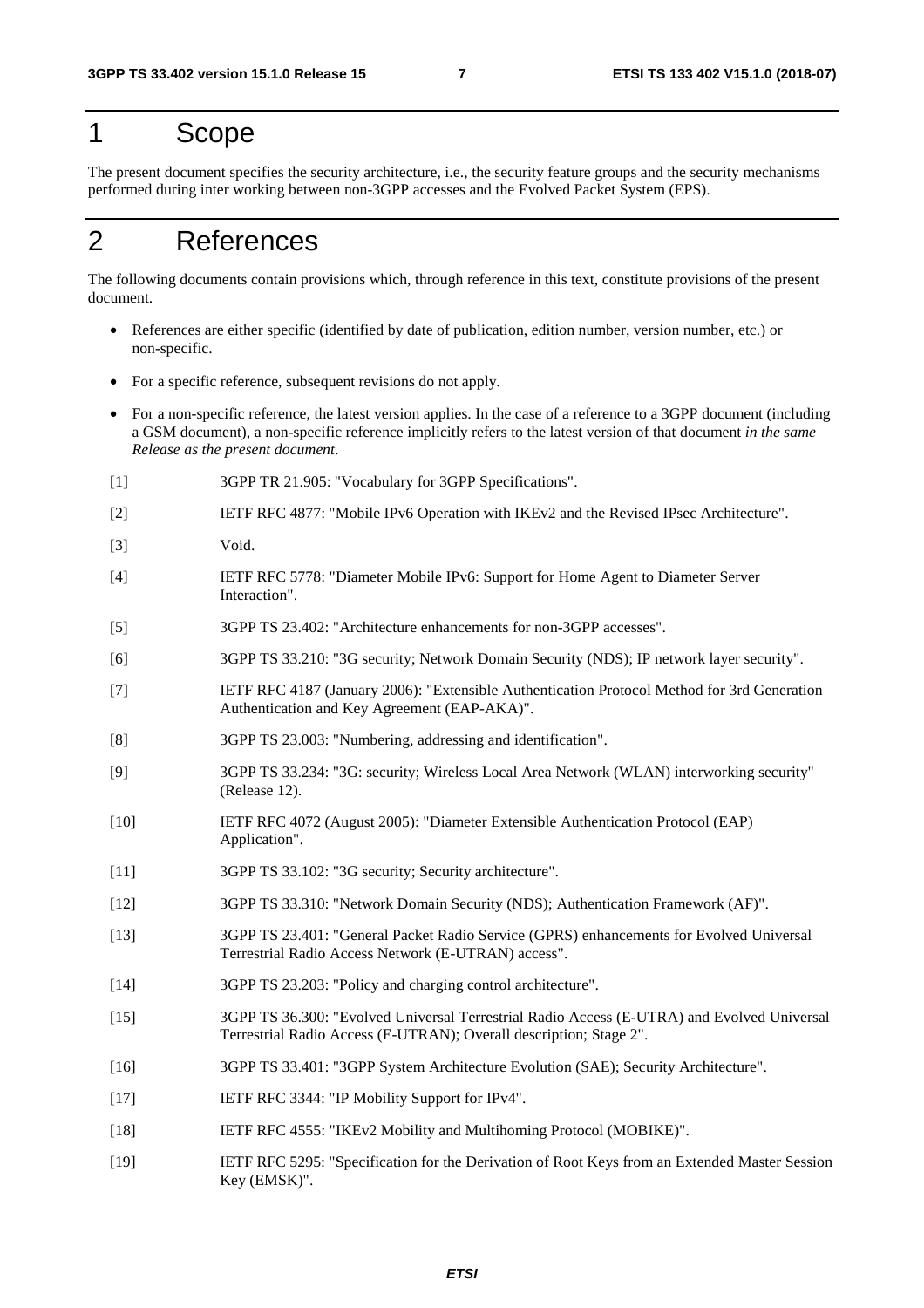# 1 Scope

The present document specifies the security architecture, i.e., the security feature groups and the security mechanisms performed during inter working between non-3GPP accesses and the Evolved Packet System (EPS).

# 2 References

The following documents contain provisions which, through reference in this text, constitute provisions of the present document.

- References are either specific (identified by date of publication, edition number, version number, etc.) or non-specific.
- For a specific reference, subsequent revisions do not apply.
- For a non-specific reference, the latest version applies. In the case of a reference to a 3GPP document (including a GSM document), a non-specific reference implicitly refers to the latest version of that document *in the same Release as the present document*.

[1] 3GPP TR 21.905: "Vocabulary for 3GPP Specifications".

[2] IETF RFC 4877: "Mobile IPv6 Operation with IKEv2 and the Revised IPsec Architecture".

[3] Void.

[4] IETF RFC 5778: "Diameter Mobile IPv6: Support for Home Agent to Diameter Server Interaction".

[5] 3GPP TS 23.402: "Architecture enhancements for non-3GPP accesses".

[6] 3GPP TS 33.210: "3G security; Network Domain Security (NDS); IP network layer security".

[7] IETF RFC 4187 (January 2006): "Extensible Authentication Protocol Method for 3rd Generation Authentication and Key Agreement (EAP-AKA)".

[8] 3GPP TS 23.003: "Numbering, addressing and identification".

[9] 3GPP TS 33.234: "3G: security; Wireless Local Area Network (WLAN) interworking security" (Release 12).

[10] IETF RFC 4072 (August 2005): "Diameter Extensible Authentication Protocol (EAP) Application".

[11] 3GPP TS 33.102: "3G security; Security architecture".

[12] 3GPP TS 33.310: "Network Domain Security (NDS); Authentication Framework (AF)".

[13] 3GPP TS 23.401: "General Packet Radio Service (GPRS) enhancements for Evolved Universal Terrestrial Radio Access Network (E-UTRAN) access".

[14] 3GPP TS 23.203: "Policy and charging control architecture".

[15] 3GPP TS 36.300: "Evolved Universal Terrestrial Radio Access (E-UTRA) and Evolved Universal Terrestrial Radio Access (E-UTRAN); Overall description; Stage 2".

[16] 3GPP TS 33.401: "3GPP System Architecture Evolution (SAE); Security Architecture".

[17] IETF RFC 3344: "IP Mobility Support for IPv4".

[18] IETF RFC 4555: "IKEv2 Mobility and Multihoming Protocol (MOBIKE)".

[19] IETF RFC 5295: "Specification for the Derivation of Root Keys from an Extended Master Session Key (EMSK)".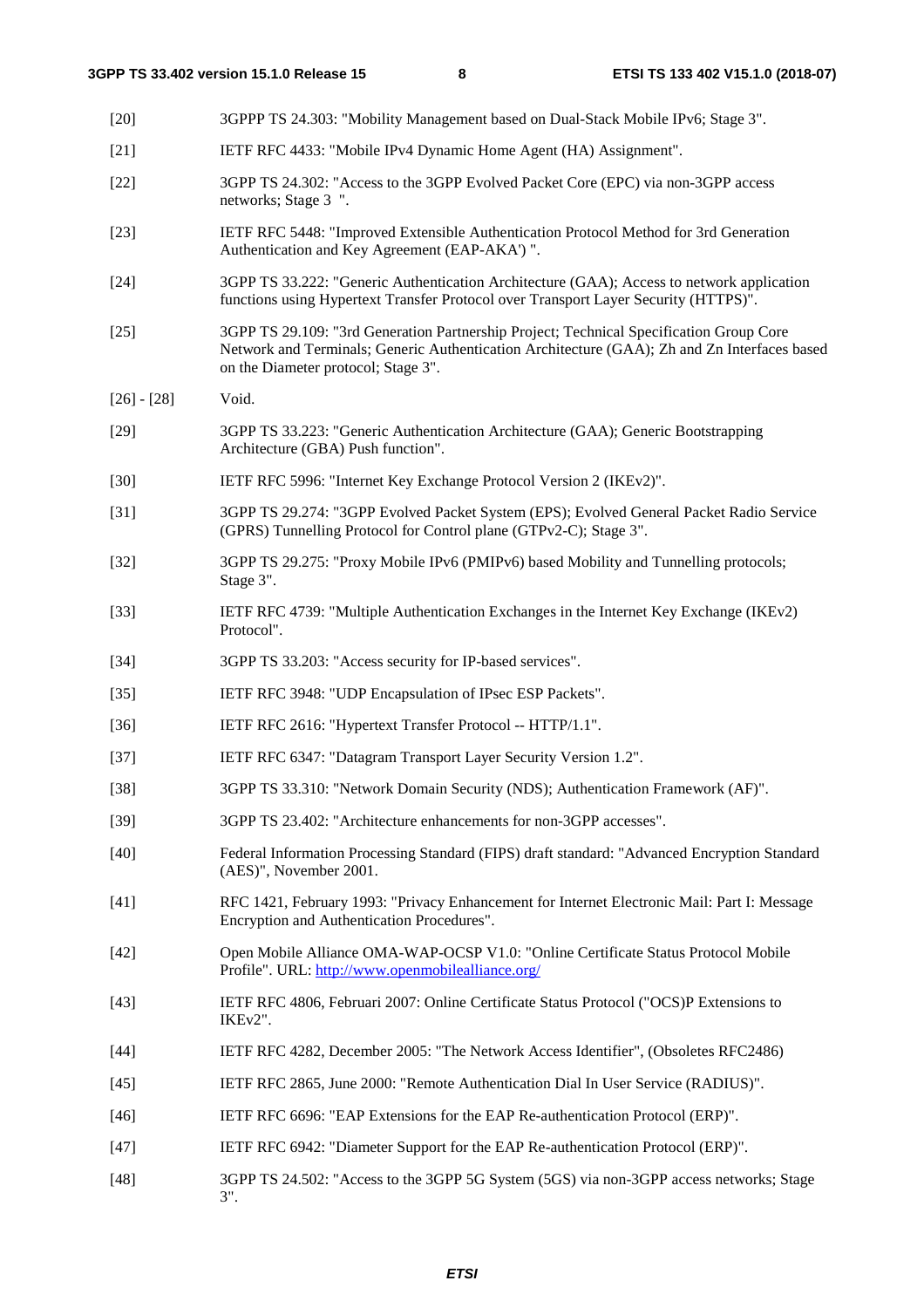[20] 3GPPP TS 24.303: "Mobility Management based on Dual-Stack Mobile IPv6; Stage 3".

[21] IETF RFC 4433: "Mobile IPv4 Dynamic Home Agent (HA) Assignment".

[22] 3GPP TS 24.302: "Access to the 3GPP Evolved Packet Core (EPC) via non-3GPP access networks; Stage 3 ".

[23] IETF RFC 5448: "Improved Extensible Authentication Protocol Method for 3rd Generation Authentication and Key Agreement (EAP-AKA') ".

[24] 3GPP TS 33.222: "Generic Authentication Architecture (GAA); Access to network application functions using Hypertext Transfer Protocol over Transport Layer Security (HTTPS)".

[25] 3GPP TS 29.109: "3rd Generation Partnership Project; Technical Specification Group Core Network and Terminals; Generic Authentication Architecture (GAA); Zh and Zn Interfaces based on the Diameter protocol; Stage 3".

[26] - [28] Void.

[29] 3GPP TS 33.223: "Generic Authentication Architecture (GAA); Generic Bootstrapping Architecture (GBA) Push function".

[30] IETF RFC 5996: "Internet Key Exchange Protocol Version 2 (IKEv2)".

[31] 3GPP TS 29.274: "3GPP Evolved Packet System (EPS); Evolved General Packet Radio Service (GPRS) Tunnelling Protocol for Control plane (GTPv2-C); Stage 3".

[32] 3GPP TS 29.275: "Proxy Mobile IPv6 (PMIPv6) based Mobility and Tunnelling protocols; Stage 3".

[33] IETF RFC 4739: "Multiple Authentication Exchanges in the Internet Key Exchange (IKEv2) Protocol".

[34] 3GPP TS 33.203: "Access security for IP-based services".

[35] IETF RFC 3948: "UDP Encapsulation of IPsec ESP Packets".

[36] IETF RFC 2616: "Hypertext Transfer Protocol -- HTTP/1.1".

[37] IETF RFC 6347: "Datagram Transport Layer Security Version 1.2".

[38] 3GPP TS 33.310: "Network Domain Security (NDS); Authentication Framework (AF)".

[39] 3GPP TS 23.402: "Architecture enhancements for non-3GPP accesses".

[40] Federal Information Processing Standard (FIPS) draft standard: "Advanced Encryption Standard (AES)", November 2001.

[41] RFC 1421, February 1993: "Privacy Enhancement for Internet Electronic Mail: Part I: Message Encryption and Authentication Procedures".

[42] Open Mobile Alliance OMA-WAP-OCSP V1.0: "Online Certificate Status Protocol Mobile Profile". URL: http://www.openmobilealliance.org/

[43] IETF RFC 4806, Februari 2007: Online Certificate Status Protocol ("OCS)P Extensions to IKEv2".

[44] IETF RFC 4282, December 2005: "The Network Access Identifier", (Obsoletes RFC2486)

[45] IETF RFC 2865, June 2000: "Remote Authentication Dial In User Service (RADIUS)".

[46] IETF RFC 6696: "EAP Extensions for the EAP Re-authentication Protocol (ERP)".

[47] IETF RFC 6942: "Diameter Support for the EAP Re-authentication Protocol (ERP)".

[48] 3GPP TS 24.502: "Access to the 3GPP 5G System (5GS) via non-3GPP access networks; Stage 3".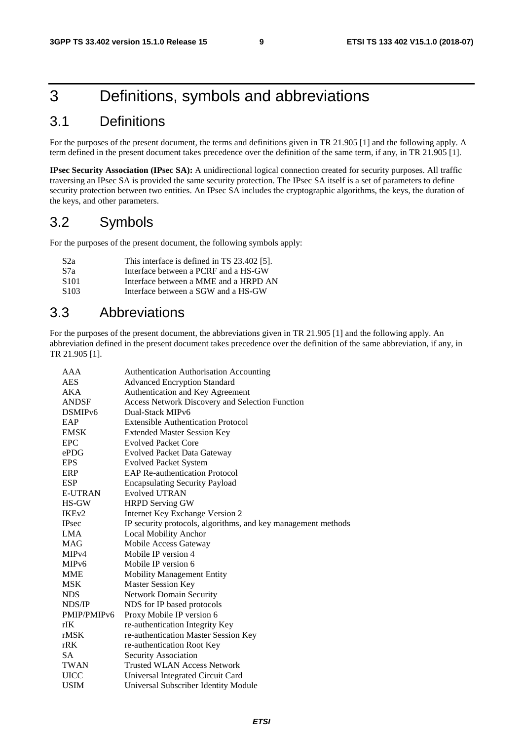# 3 Definitions, symbols and abbreviations

## 3.1 Definitions

For the purposes of the present document, the terms and definitions given in TR 21.905 [1] and the following apply. A term defined in the present document takes precedence over the definition of the same term, if any, in TR 21.905 [1].

**IPsec Security Association (IPsec SA):** A unidirectional logical connection created for security purposes. All traffic traversing an IPsec SA is provided the same security protection. The IPsec SA itself is a set of parameters to define security protection between two entities. An IPsec SA includes the cryptographic algorithms, the keys, the duration of the keys, and other parameters.

## 3.2 Symbols

For the purposes of the present document, the following symbols apply:

| | |
|---|---|
| S2a | This interface is defined in TS 23.402 [5]. |
| S7a | Interface between a PCRF and a HS-GW |
| S101 | Interface between a MME and a HRPD AN |
| S103 | Interface between a SGW and a HS-GW |

## 3.3 Abbreviations

For the purposes of the present document, the abbreviations given in TR 21.905 [1] and the following apply. An abbreviation defined in the present document takes precedence over the definition of the same abbreviation, if any, in TR 21.905 [1].

| | |
|---|---|
| AAA | Authentication Authorisation Accounting |
| AES | Advanced Encryption Standard |
| AKA | Authentication and Key Agreement |
| ANDSF | Access Network Discovery and Selection Function |
| DSMIPv6 | Dual-Stack MIPv6 |
| EAP | Extensible Authentication Protocol |
| EMSK | Extended Master Session Key |
| EPC | Evolved Packet Core |
| ePDG | Evolved Packet Data Gateway |
| EPS | Evolved Packet System |
| ERP | EAP Re-authentication Protocol |
| ESP | Encapsulating Security Payload |
| E-UTRAN | Evolved UTRAN |
| HS-GW | HRPD Serving GW |
| IKEv2 | Internet Key Exchange Version 2 |
| IPsec | IP security protocols, algorithms, and key management methods |
| LMA | Local Mobility Anchor |
| MAG | Mobile Access Gateway |
| MIPv4 | Mobile IP version 4 |
| MIPv6 | Mobile IP version 6 |
| MME | Mobility Management Entity |
| MSK | Master Session Key |
| NDS | Network Domain Security |
| NDS/IP | NDS for IP based protocols |
| PMIP/PMIPv6 | Proxy Mobile IP version 6 |
| rIK | re-authentication Integrity Key |
| rMSK | re-authentication Master Session Key |
| rRK | re-authentication Root Key |
| SA | Security Association |
| TWAN | Trusted WLAN Access Network |
| UICC | Universal Integrated Circuit Card |
| USIM | Universal Subscriber Identity Module |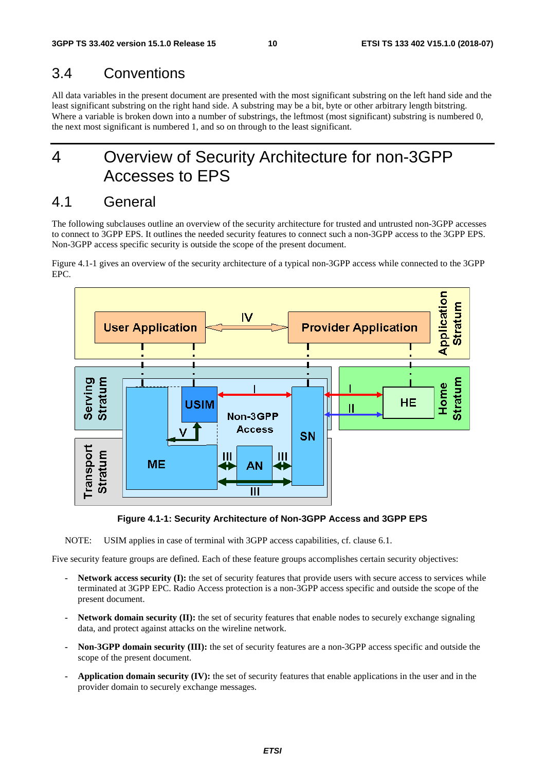## 3.4 Conventions

All data variables in the present document are presented with the most significant substring on the left hand side and the least significant substring on the right hand side. A substring may be a bit, byte or other arbitrary length bitstring. Where a variable is broken down into a number of substrings, the leftmost (most significant) substring is numbered 0, the next most significant is numbered 1, and so on through to the least significant.

# 4 Overview of Security Architecture for non-3GPP Accesses to EPS

## 4.1 General

The following subclauses outline an overview of the security architecture for trusted and untrusted non-3GPP accesses to connect to 3GPP EPS. It outlines the needed security features to connect such a non-3GPP access to the 3GPP EPS. Non-3GPP access specific security is outside the scope of the present document.

Figure 4.1-1 gives an overview of the security architecture of a typical non-3GPP access while connected to the 3GPP EPC.

**Figure 4.1-1: Security Architecture of Non-3GPP Access and 3GPP EPS**

NOTE: USIM applies in case of terminal with 3GPP access capabilities, cf. clause 6.1.

Five security feature groups are defined. Each of these feature groups accomplishes certain security objectives:

- **Network access security (I):** the set of security features that provide users with secure access to services while terminated at 3GPP EPC. Radio Access protection is a non-3GPP access specific and outside the scope of the present document.
- **Network domain security (II):** the set of security features that enable nodes to securely exchange signaling data, and protect against attacks on the wireline network.
- **Non-3GPP domain security (III):** the set of security features are a non-3GPP access specific and outside the scope of the present document.
- **Application domain security (IV):** the set of security features that enable applications in the user and in the provider domain to securely exchange messages.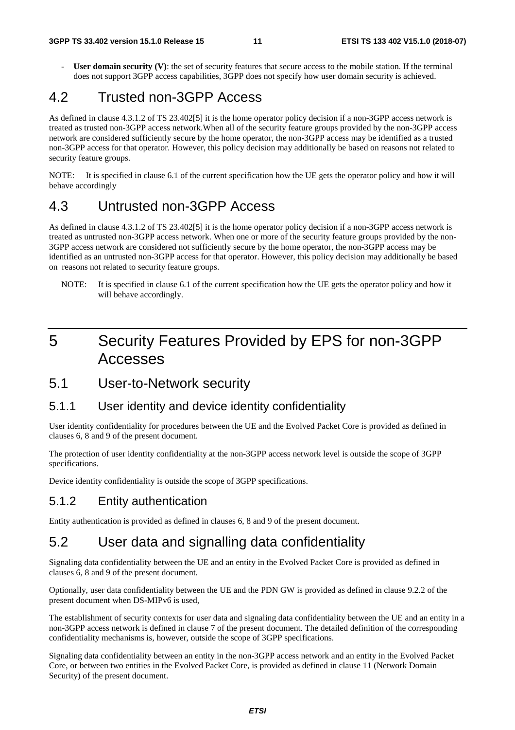- **User domain security (V)**: the set of security features that secure access to the mobile station. If the terminal does not support 3GPP access capabilities, 3GPP does not specify how user domain security is achieved.

## 4.2 Trusted non-3GPP Access

As defined in clause 4.3.1.2 of TS 23.402[5] it is the home operator policy decision if a non-3GPP access network is treated as trusted non-3GPP access network.When all of the security feature groups provided by the non-3GPP access network are considered sufficiently secure by the home operator, the non-3GPP access may be identified as a trusted non-3GPP access for that operator. However, this policy decision may additionally be based on reasons not related to security feature groups.

NOTE: It is specified in clause 6.1 of the current specification how the UE gets the operator policy and how it will behave accordingly

## 4.3 Untrusted non-3GPP Access

As defined in clause 4.3.1.2 of TS 23.402[5] it is the home operator policy decision if a non-3GPP access network is treated as untrusted non-3GPP access network. When one or more of the security feature groups provided by the non-3GPP access network are considered not sufficiently secure by the home operator, the non-3GPP access may be identified as an untrusted non-3GPP access for that operator. However, this policy decision may additionally be based on reasons not related to security feature groups.

NOTE: It is specified in clause 6.1 of the current specification how the UE gets the operator policy and how it will behave accordingly.

# 5 Security Features Provided by EPS for non-3GPP Accesses

## 5.1 User-to-Network security

### 5.1.1 User identity and device identity confidentiality

User identity confidentiality for procedures between the UE and the Evolved Packet Core is provided as defined in clauses 6, 8 and 9 of the present document.

The protection of user identity confidentiality at the non-3GPP access network level is outside the scope of 3GPP specifications.

Device identity confidentiality is outside the scope of 3GPP specifications.

### 5.1.2 Entity authentication

Entity authentication is provided as defined in clauses 6, 8 and 9 of the present document.

## 5.2 User data and signalling data confidentiality

Signaling data confidentiality between the UE and an entity in the Evolved Packet Core is provided as defined in clauses 6, 8 and 9 of the present document.

Optionally, user data confidentiality between the UE and the PDN GW is provided as defined in clause 9.2.2 of the present document when DS-MIPv6 is used,

The establishment of security contexts for user data and signaling data confidentiality between the UE and an entity in a non-3GPP access network is defined in clause 7 of the present document. The detailed definition of the corresponding confidentiality mechanisms is, however, outside the scope of 3GPP specifications.

Signaling data confidentiality between an entity in the non-3GPP access network and an entity in the Evolved Packet Core, or between two entities in the Evolved Packet Core, is provided as defined in clause 11 (Network Domain Security) of the present document.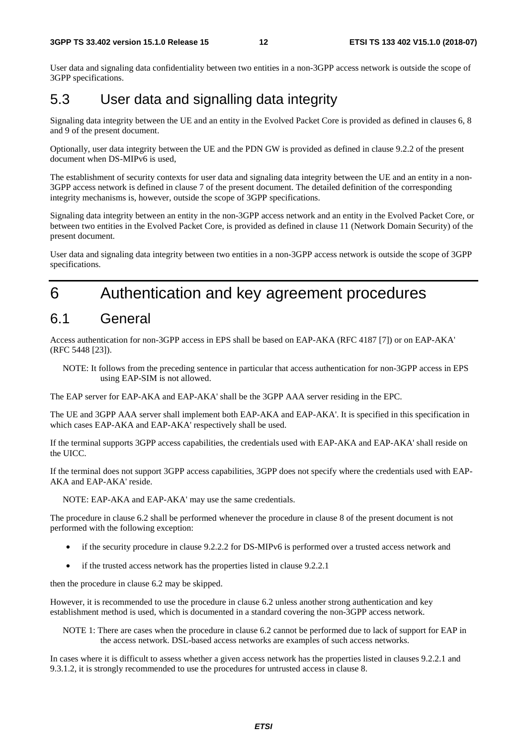User data and signaling data confidentiality between two entities in a non-3GPP access network is outside the scope of 3GPP specifications.

## 5.3 User data and signalling data integrity

Signaling data integrity between the UE and an entity in the Evolved Packet Core is provided as defined in clauses 6, 8 and 9 of the present document.

Optionally, user data integrity between the UE and the PDN GW is provided as defined in clause 9.2.2 of the present document when DS-MIPv6 is used,

The establishment of security contexts for user data and signaling data integrity between the UE and an entity in a non-3GPP access network is defined in clause 7 of the present document. The detailed definition of the corresponding integrity mechanisms is, however, outside the scope of 3GPP specifications.

Signaling data integrity between an entity in the non-3GPP access network and an entity in the Evolved Packet Core, or between two entities in the Evolved Packet Core, is provided as defined in clause 11 (Network Domain Security) of the present document.

User data and signaling data integrity between two entities in a non-3GPP access network is outside the scope of 3GPP specifications.

# 6 Authentication and key agreement procedures

## 6.1 General

Access authentication for non-3GPP access in EPS shall be based on EAP-AKA (RFC 4187 [7]) or on EAP-AKA' (RFC 5448 [23]).

NOTE: It follows from the preceding sentence in particular that access authentication for non-3GPP access in EPS using EAP-SIM is not allowed.

The EAP server for EAP-AKA and EAP-AKA' shall be the 3GPP AAA server residing in the EPC.

The UE and 3GPP AAA server shall implement both EAP-AKA and EAP-AKA'. It is specified in this specification in which cases EAP-AKA and EAP-AKA' respectively shall be used.

If the terminal supports 3GPP access capabilities, the credentials used with EAP-AKA and EAP-AKA' shall reside on the UICC.

If the terminal does not support 3GPP access capabilities, 3GPP does not specify where the credentials used with EAP-AKA and EAP-AKA' reside.

NOTE: EAP-AKA and EAP-AKA' may use the same credentials.

The procedure in clause 6.2 shall be performed whenever the procedure in clause 8 of the present document is not performed with the following exception:

- if the security procedure in clause 9.2.2.2 for DS-MIPv6 is performed over a trusted access network and
- if the trusted access network has the properties listed in clause 9.2.2.1

then the procedure in clause 6.2 may be skipped.

However, it is recommended to use the procedure in clause 6.2 unless another strong authentication and key establishment method is used, which is documented in a standard covering the non-3GPP access network.

NOTE 1: There are cases when the procedure in clause 6.2 cannot be performed due to lack of support for EAP in the access network. DSL-based access networks are examples of such access networks.

In cases where it is difficult to assess whether a given access network has the properties listed in clauses 9.2.2.1 and 9.3.1.2, it is strongly recommended to use the procedures for untrusted access in clause 8.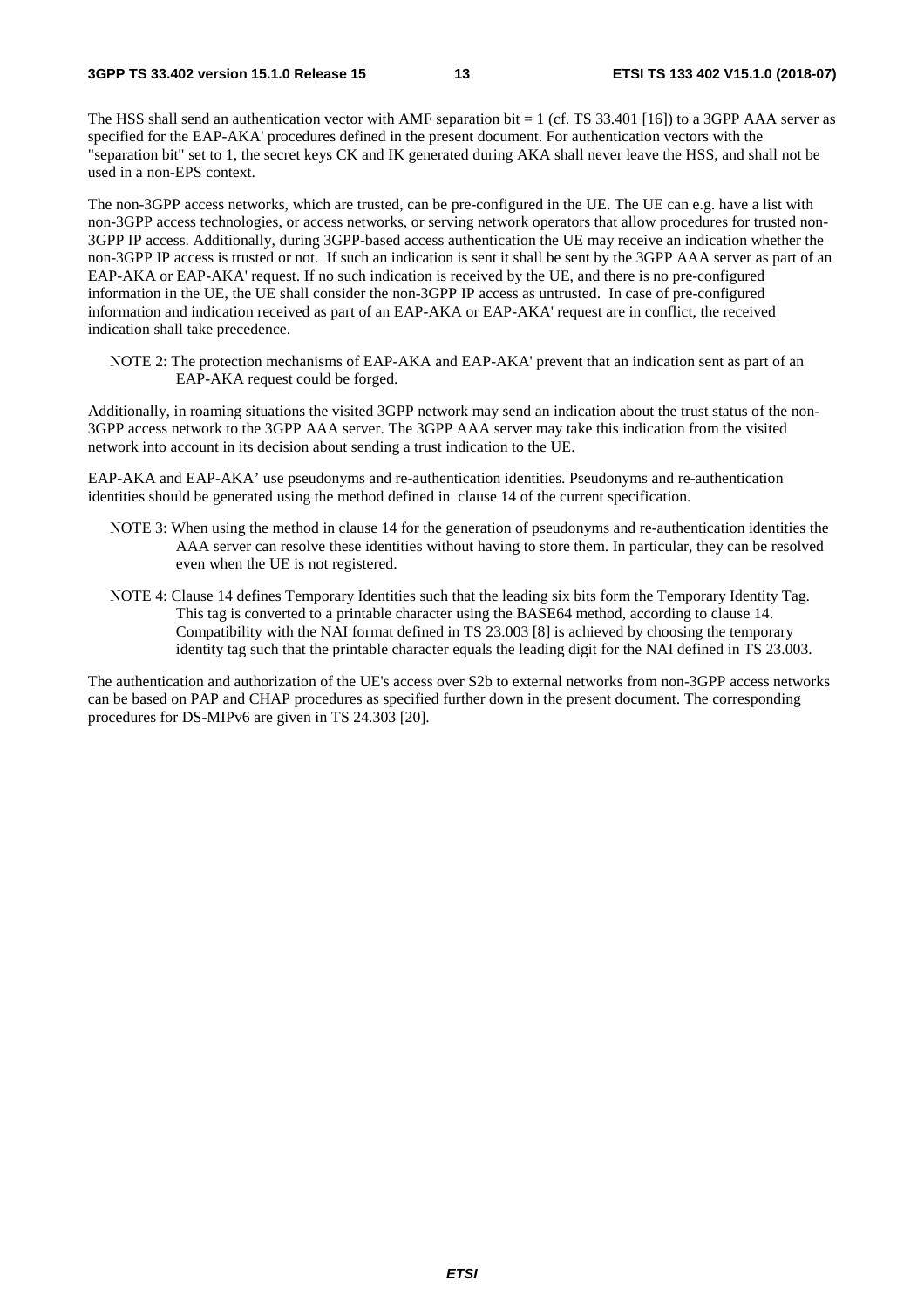The HSS shall send an authentication vector with AMF separation bit = 1 (cf. TS 33.401 [16]) to a 3GPP AAA server as specified for the EAP-AKA' procedures defined in the present document. For authentication vectors with the "separation bit" set to 1, the secret keys CK and IK generated during AKA shall never leave the HSS, and shall not be used in a non-EPS context.

The non-3GPP access networks, which are trusted, can be pre-configured in the UE. The UE can e.g. have a list with non-3GPP access technologies, or access networks, or serving network operators that allow procedures for trusted non-3GPP IP access. Additionally, during 3GPP-based access authentication the UE may receive an indication whether the non-3GPP IP access is trusted or not. If such an indication is sent it shall be sent by the 3GPP AAA server as part of an EAP-AKA or EAP-AKA' request. If no such indication is received by the UE, and there is no pre-configured information in the UE, the UE shall consider the non-3GPP IP access as untrusted. In case of pre-configured information and indication received as part of an EAP-AKA or EAP-AKA' request are in conflict, the received indication shall take precedence.

NOTE 2: The protection mechanisms of EAP-AKA and EAP-AKA' prevent that an indication sent as part of an EAP-AKA request could be forged.

Additionally, in roaming situations the visited 3GPP network may send an indication about the trust status of the non-3GPP access network to the 3GPP AAA server. The 3GPP AAA server may take this indication from the visited network into account in its decision about sending a trust indication to the UE.

EAP-AKA and EAP-AKA' use pseudonyms and re-authentication identities. Pseudonyms and re-authentication identities should be generated using the method defined in clause 14 of the current specification.

NOTE 3: When using the method in clause 14 for the generation of pseudonyms and re-authentication identities the AAA server can resolve these identities without having to store them. In particular, they can be resolved even when the UE is not registered.

NOTE 4: Clause 14 defines Temporary Identities such that the leading six bits form the Temporary Identity Tag. This tag is converted to a printable character using the BASE64 method, according to clause 14. Compatibility with the NAI format defined in TS 23.003 [8] is achieved by choosing the temporary identity tag such that the printable character equals the leading digit for the NAI defined in TS 23.003.

The authentication and authorization of the UE's access over S2b to external networks from non-3GPP access networks can be based on PAP and CHAP procedures as specified further down in the present document. The corresponding procedures for DS-MIPv6 are given in TS 24.303 [20].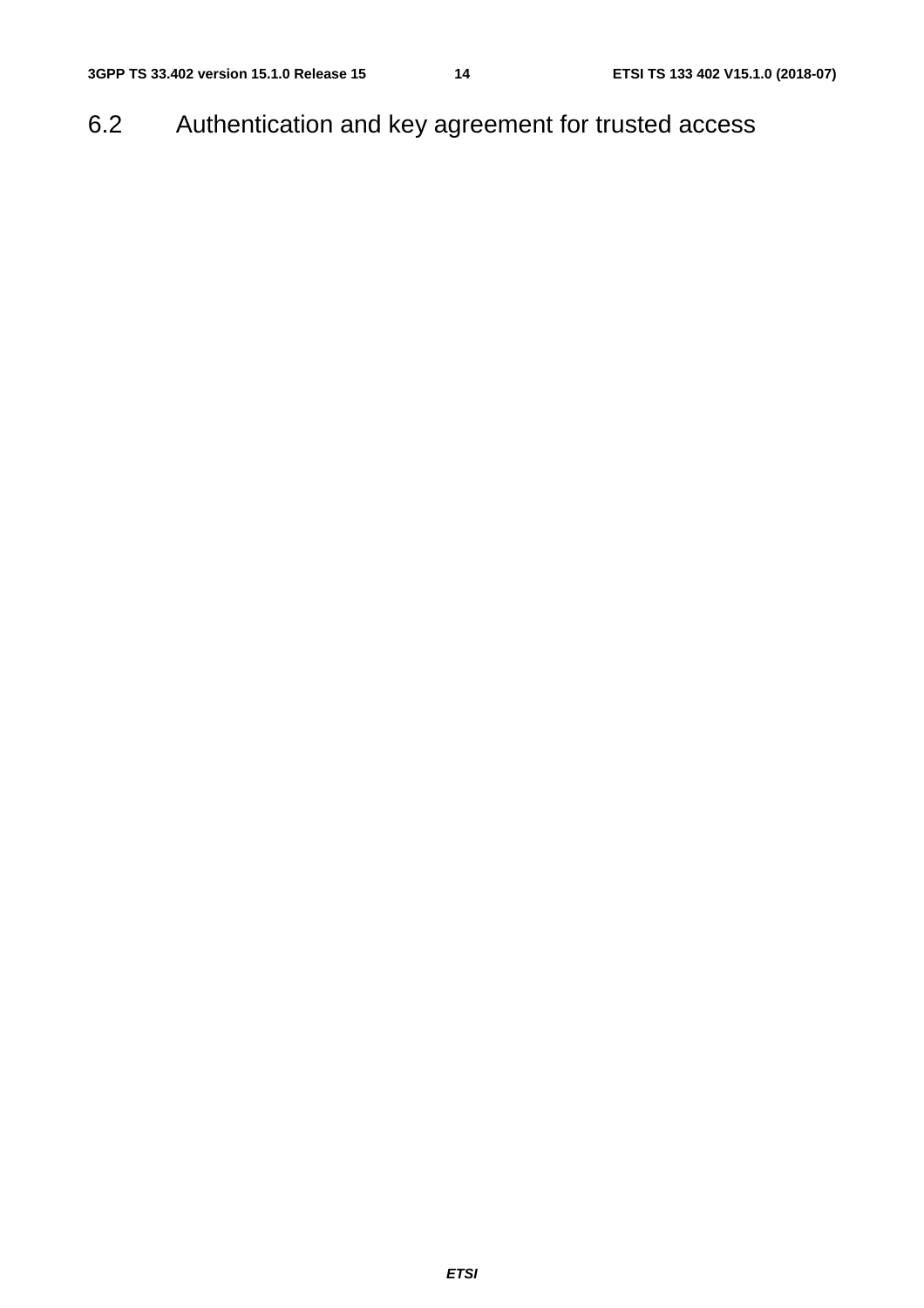## 6.2 Authentication and key agreement for trusted access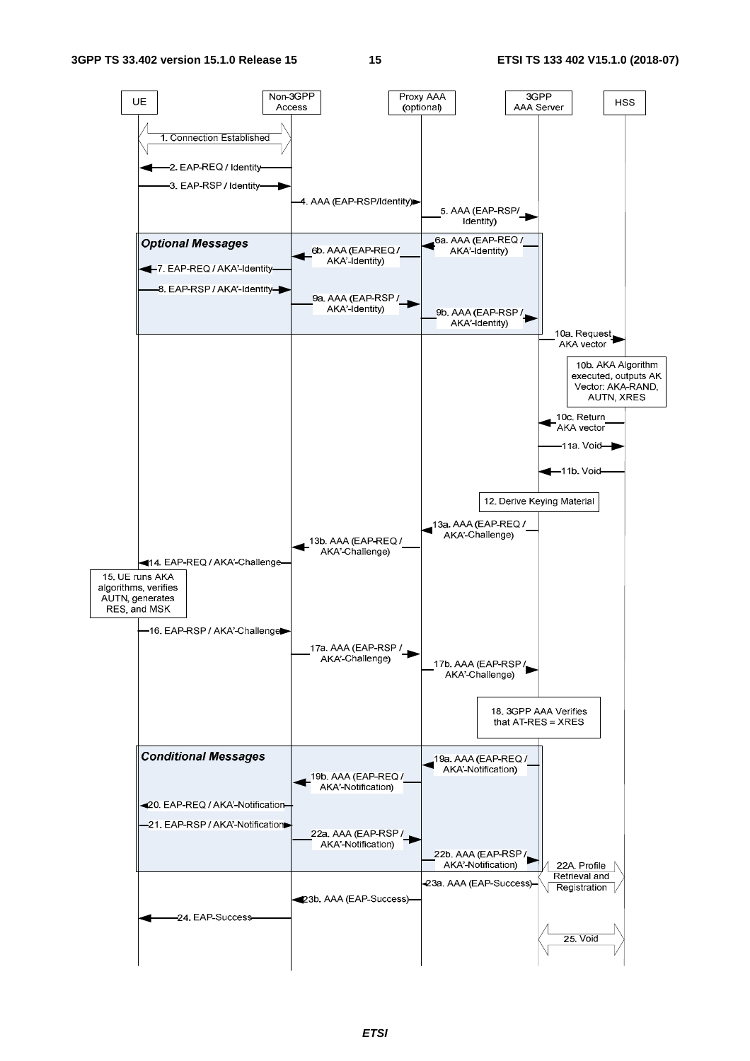UE | Non-3GPP Access | Proxy AAA (optional) | 3GPP AAA Server | HSS

1. Connection Established

2. EAP-REQ / Identity

3. EAP-RSP / Identity

4. AAA (EAP-RSP/Identity)

5. AAA (EAP-RSP/ Identity)

***Optional Messages***

6a. AAA (EAP-REQ / AKA'-Identity)

6b. AAA (EAP-REQ / AKA'-Identity)

7. EAP-REQ / AKA'-Identity

8. EAP-RSP / AKA'-Identity

9a. AAA (EAP-RSP / AKA'-Identity)

9b. AAA (EAP-RSP / AKA'-Identity)

10a. Request AKA vector

10b. AKA Algorithm executed, outputs AK Vector: AKA-RAND, AUTN, XRES

10c. Return AKA vector

11a. Void

11b. Void

12. Derive Keying Material

13a. AAA (EAP-REQ / AKA'-Challenge)

13b. AAA (EAP-REQ / AKA'-Challenge)

14. EAP-REQ / AKA'-Challenge

15. UE runs AKA algorithms, verifies AUTN, generates RES, and MSK

16. EAP-RSP / AKA'-Challenge

17a. AAA (EAP-RSP / AKA'-Challenge)

17b. AAA (EAP-RSP / AKA'-Challenge)

18. 3GPP AAA Verifies that AT-RES = XRES

***Conditional Messages***

19a. AAA (EAP-REQ / AKA'-Notification)

19b. AAA (EAP-REQ / AKA'-Notification)

20. EAP-REQ / AKA'-Notification

21. EAP-RSP / AKA'-Notification

22a. AAA (EAP-RSP / AKA'-Notification)

22b. AAA (EAP-RSP / AKA'-Notification)

22A. Profile Retrieval and Registration

23a. AAA (EAP-Success)

23b. AAA (EAP-Success)

24. EAP-Success

25. Void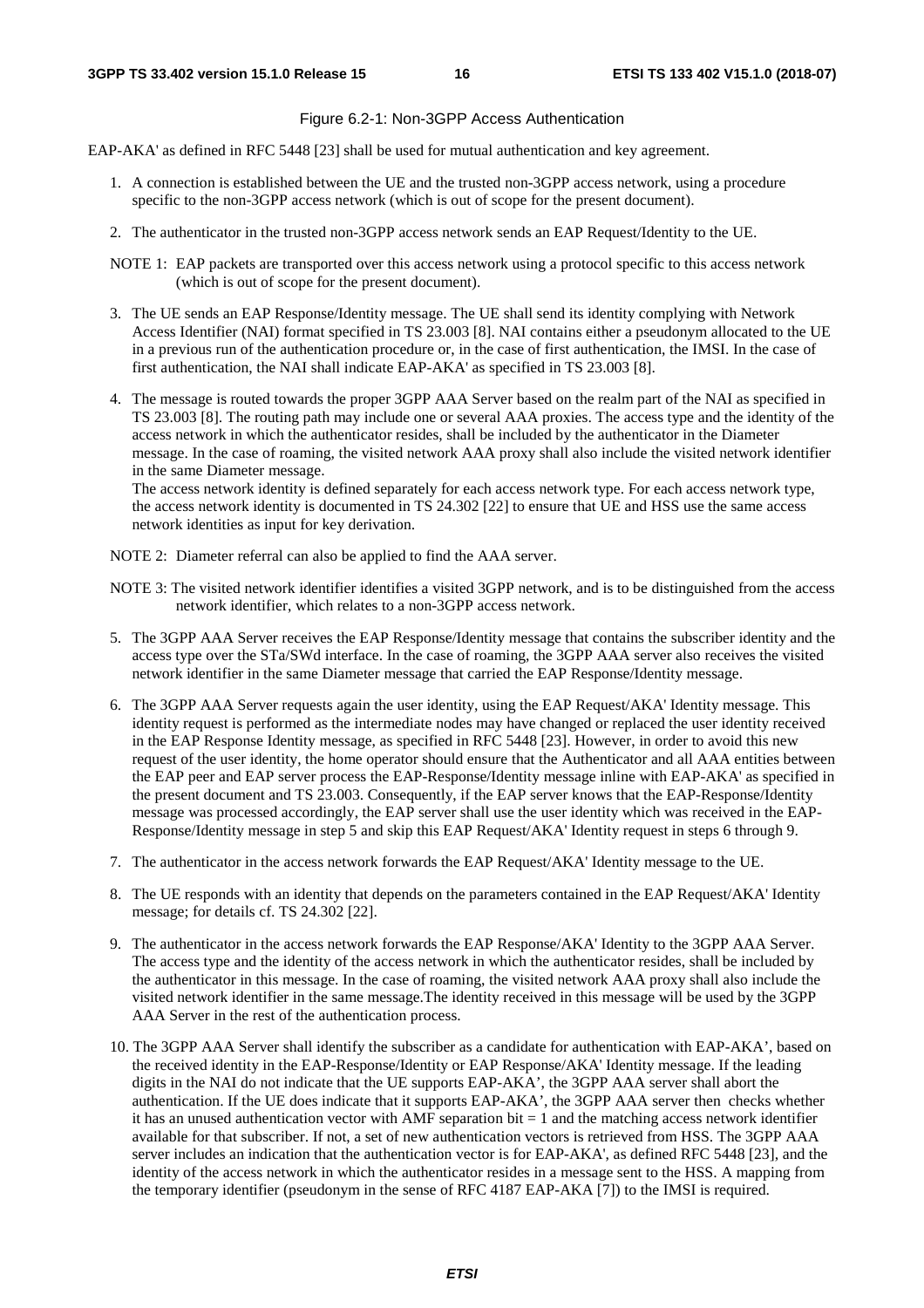Figure 6.2-1: Non-3GPP Access Authentication

EAP-AKA' as defined in RFC 5448 [23] shall be used for mutual authentication and key agreement.

1. A connection is established between the UE and the trusted non-3GPP access network, using a procedure specific to the non-3GPP access network (which is out of scope for the present document).

2. The authenticator in the trusted non-3GPP access network sends an EAP Request/Identity to the UE.

NOTE 1: EAP packets are transported over this access network using a protocol specific to this access network (which is out of scope for the present document).

3. The UE sends an EAP Response/Identity message. The UE shall send its identity complying with Network Access Identifier (NAI) format specified in TS 23.003 [8]. NAI contains either a pseudonym allocated to the UE in a previous run of the authentication procedure or, in the case of first authentication, the IMSI. In the case of first authentication, the NAI shall indicate EAP-AKA' as specified in TS 23.003 [8].

4. The message is routed towards the proper 3GPP AAA Server based on the realm part of the NAI as specified in TS 23.003 [8]. The routing path may include one or several AAA proxies. The access type and the identity of the access network in which the authenticator resides, shall be included by the authenticator in the Diameter message. In the case of roaming, the visited network AAA proxy shall also include the visited network identifier in the same Diameter message.
   The access network identity is defined separately for each access network type. For each access network type, the access network identity is documented in TS 24.302 [22] to ensure that UE and HSS use the same access network identities as input for key derivation.

NOTE 2: Diameter referral can also be applied to find the AAA server.

NOTE 3: The visited network identifier identifies a visited 3GPP network, and is to be distinguished from the access network identifier, which relates to a non-3GPP access network.

5. The 3GPP AAA Server receives the EAP Response/Identity message that contains the subscriber identity and the access type over the STa/SWd interface. In the case of roaming, the 3GPP AAA server also receives the visited network identifier in the same Diameter message that carried the EAP Response/Identity message.

6. The 3GPP AAA Server requests again the user identity, using the EAP Request/AKA' Identity message. This identity request is performed as the intermediate nodes may have changed or replaced the user identity received in the EAP Response Identity message, as specified in RFC 5448 [23]. However, in order to avoid this new request of the user identity, the home operator should ensure that the Authenticator and all AAA entities between the EAP peer and EAP server process the EAP-Response/Identity message inline with EAP-AKA' as specified in the present document and TS 23.003. Consequently, if the EAP server knows that the EAP-Response/Identity message was processed accordingly, the EAP server shall use the user identity which was received in the EAP-Response/Identity message in step 5 and skip this EAP Request/AKA' Identity request in steps 6 through 9.

7. The authenticator in the access network forwards the EAP Request/AKA' Identity message to the UE.

8. The UE responds with an identity that depends on the parameters contained in the EAP Request/AKA' Identity message; for details cf. TS 24.302 [22].

9. The authenticator in the access network forwards the EAP Response/AKA' Identity to the 3GPP AAA Server. The access type and the identity of the access network in which the authenticator resides, shall be included by the authenticator in this message. In the case of roaming, the visited network AAA proxy shall also include the visited network identifier in the same message.The identity received in this message will be used by the 3GPP AAA Server in the rest of the authentication process.

10. The 3GPP AAA Server shall identify the subscriber as a candidate for authentication with EAP-AKA', based on the received identity in the EAP-Response/Identity or EAP Response/AKA' Identity message. If the leading digits in the NAI do not indicate that the UE supports EAP-AKA', the 3GPP AAA server shall abort the authentication. If the UE does indicate that it supports EAP-AKA', the 3GPP AAA server then checks whether it has an unused authentication vector with AMF separation bit = 1 and the matching access network identifier available for that subscriber. If not, a set of new authentication vectors is retrieved from HSS. The 3GPP AAA server includes an indication that the authentication vector is for EAP-AKA', as defined RFC 5448 [23], and the identity of the access network in which the authenticator resides in a message sent to the HSS. A mapping from the temporary identifier (pseudonym in the sense of RFC 4187 EAP-AKA [7]) to the IMSI is required.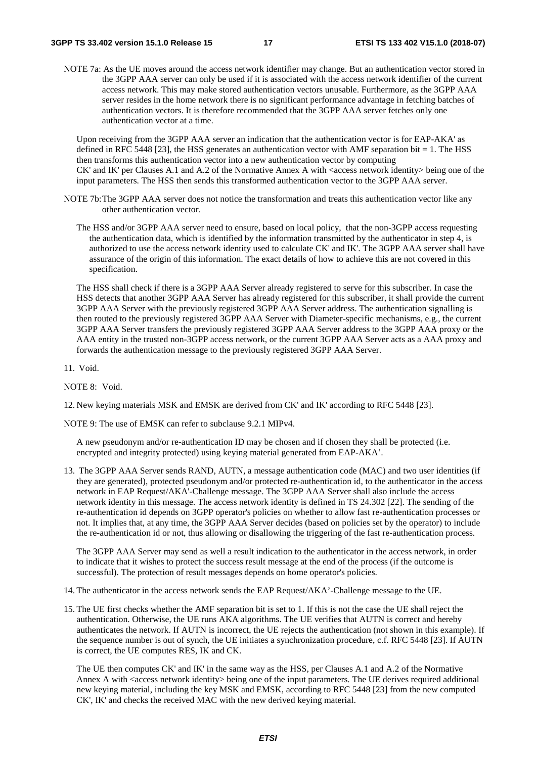NOTE 7a: As the UE moves around the access network identifier may change. But an authentication vector stored in the 3GPP AAA server can only be used if it is associated with the access network identifier of the current access network. This may make stored authentication vectors unusable. Furthermore, as the 3GPP AAA server resides in the home network there is no significant performance advantage in fetching batches of authentication vectors. It is therefore recommended that the 3GPP AAA server fetches only one authentication vector at a time.

Upon receiving from the 3GPP AAA server an indication that the authentication vector is for EAP-AKA' as defined in RFC 5448 [23], the HSS generates an authentication vector with AMF separation bit = 1. The HSS then transforms this authentication vector into a new authentication vector by computing CK' and IK' per Clauses A.1 and A.2 of the Normative Annex A with <access network identity> being one of the input parameters. The HSS then sends this transformed authentication vector to the 3GPP AAA server.

NOTE 7b: The 3GPP AAA server does not notice the transformation and treats this authentication vector like any other authentication vector.

The HSS and/or 3GPP AAA server need to ensure, based on local policy, that the non-3GPP access requesting the authentication data, which is identified by the information transmitted by the authenticator in step 4, is authorized to use the access network identity used to calculate CK' and IK'. The 3GPP AAA server shall have assurance of the origin of this information. The exact details of how to achieve this are not covered in this specification.

The HSS shall check if there is a 3GPP AAA Server already registered to serve for this subscriber. In case the HSS detects that another 3GPP AAA Server has already registered for this subscriber, it shall provide the current 3GPP AAA Server with the previously registered 3GPP AAA Server address. The authentication signalling is then routed to the previously registered 3GPP AAA Server with Diameter-specific mechanisms, e.g., the current 3GPP AAA Server transfers the previously registered 3GPP AAA Server address to the 3GPP AAA proxy or the AAA entity in the trusted non-3GPP access network, or the current 3GPP AAA Server acts as a AAA proxy and forwards the authentication message to the previously registered 3GPP AAA Server.

11. Void.

NOTE 8: Void.

12. New keying materials MSK and EMSK are derived from CK' and IK' according to RFC 5448 [23].

NOTE 9: The use of EMSK can refer to subclause 9.2.1 MIPv4.

A new pseudonym and/or re-authentication ID may be chosen and if chosen they shall be protected (i.e. encrypted and integrity protected) using keying material generated from EAP-AKA'.

13. The 3GPP AAA Server sends RAND, AUTN, a message authentication code (MAC) and two user identities (if they are generated), protected pseudonym and/or protected re-authentication id, to the authenticator in the access network in EAP Request/AKA'-Challenge message. The 3GPP AAA Server shall also include the access network identity in this message. The access network identity is defined in TS 24.302 [22]. The sending of the re-authentication id depends on 3GPP operator's policies on whether to allow fast re-authentication processes or not. It implies that, at any time, the 3GPP AAA Server decides (based on policies set by the operator) to include the re-authentication id or not, thus allowing or disallowing the triggering of the fast re-authentication process.

    The 3GPP AAA Server may send as well a result indication to the authenticator in the access network, in order to indicate that it wishes to protect the success result message at the end of the process (if the outcome is successful). The protection of result messages depends on home operator's policies.

14. The authenticator in the access network sends the EAP Request/AKA'-Challenge message to the UE.

15. The UE first checks whether the AMF separation bit is set to 1. If this is not the case the UE shall reject the authentication. Otherwise, the UE runs AKA algorithms. The UE verifies that AUTN is correct and hereby authenticates the network. If AUTN is incorrect, the UE rejects the authentication (not shown in this example). If the sequence number is out of synch, the UE initiates a synchronization procedure, c.f. RFC 5448 [23]. If AUTN is correct, the UE computes RES, IK and CK.

    The UE then computes CK' and IK' in the same way as the HSS, per Clauses A.1 and A.2 of the Normative Annex A with <access network identity> being one of the input parameters. The UE derives required additional new keying material, including the key MSK and EMSK, according to RFC 5448 [23] from the new computed CK', IK' and checks the received MAC with the new derived keying material.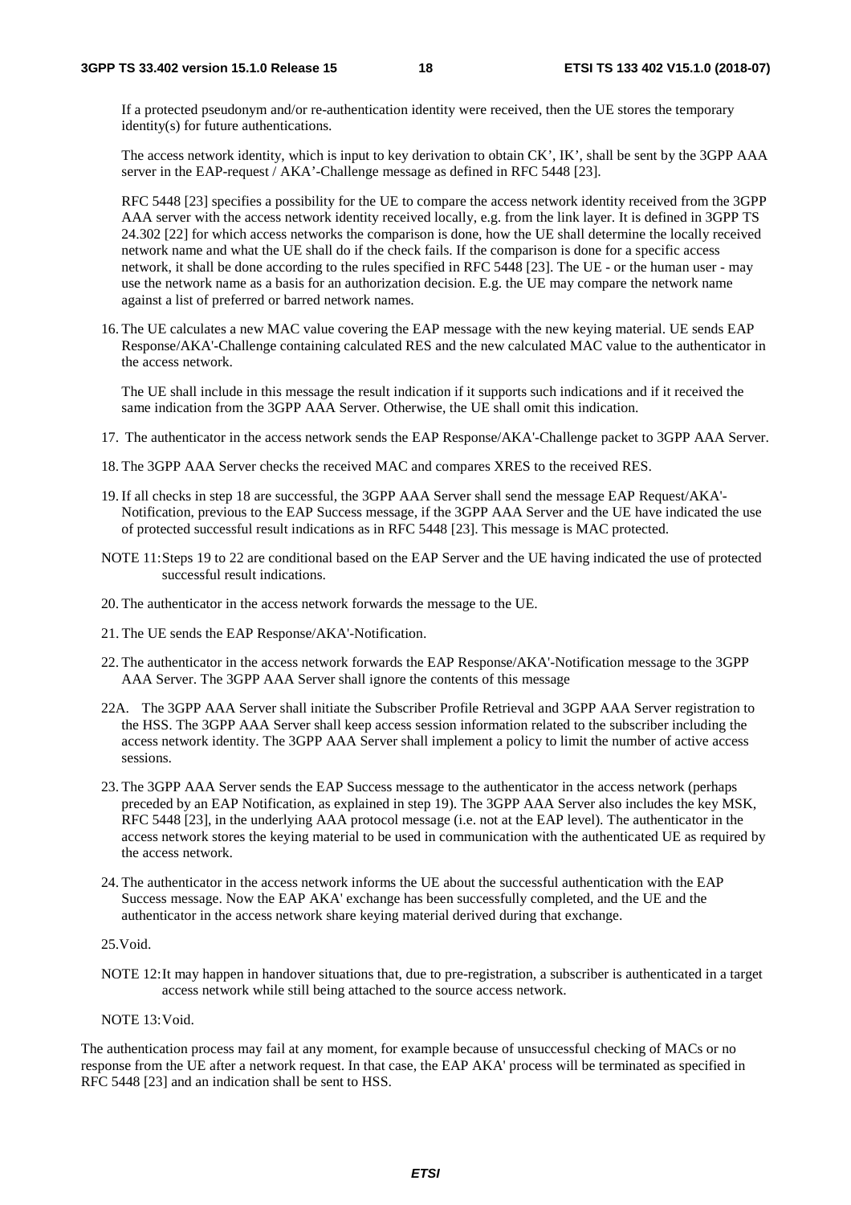If a protected pseudonym and/or re-authentication identity were received, then the UE stores the temporary identity(s) for future authentications.

The access network identity, which is input to key derivation to obtain CK', IK', shall be sent by the 3GPP AAA server in the EAP-request / AKA'-Challenge message as defined in RFC 5448 [23].

RFC 5448 [23] specifies a possibility for the UE to compare the access network identity received from the 3GPP AAA server with the access network identity received locally, e.g. from the link layer. It is defined in 3GPP TS 24.302 [22] for which access networks the comparison is done, how the UE shall determine the locally received network name and what the UE shall do if the check fails. If the comparison is done for a specific access network, it shall be done according to the rules specified in RFC 5448 [23]. The UE - or the human user - may use the network name as a basis for an authorization decision. E.g. the UE may compare the network name against a list of preferred or barred network names.

16. The UE calculates a new MAC value covering the EAP message with the new keying material. UE sends EAP Response/AKA'-Challenge containing calculated RES and the new calculated MAC value to the authenticator in the access network.

    The UE shall include in this message the result indication if it supports such indications and if it received the same indication from the 3GPP AAA Server. Otherwise, the UE shall omit this indication.

17. The authenticator in the access network sends the EAP Response/AKA'-Challenge packet to 3GPP AAA Server.

18. The 3GPP AAA Server checks the received MAC and compares XRES to the received RES.

19. If all checks in step 18 are successful, the 3GPP AAA Server shall send the message EAP Request/AKA'-Notification, previous to the EAP Success message, if the 3GPP AAA Server and the UE have indicated the use of protected successful result indications as in RFC 5448 [23]. This message is MAC protected.

NOTE 11: Steps 19 to 22 are conditional based on the EAP Server and the UE having indicated the use of protected successful result indications.

20. The authenticator in the access network forwards the message to the UE.

21. The UE sends the EAP Response/AKA'-Notification.

22. The authenticator in the access network forwards the EAP Response/AKA'-Notification message to the 3GPP AAA Server. The 3GPP AAA Server shall ignore the contents of this message

22A. The 3GPP AAA Server shall initiate the Subscriber Profile Retrieval and 3GPP AAA Server registration to the HSS. The 3GPP AAA Server shall keep access session information related to the subscriber including the access network identity. The 3GPP AAA Server shall implement a policy to limit the number of active access sessions.

23. The 3GPP AAA Server sends the EAP Success message to the authenticator in the access network (perhaps preceded by an EAP Notification, as explained in step 19). The 3GPP AAA Server also includes the key MSK, RFC 5448 [23], in the underlying AAA protocol message (i.e. not at the EAP level). The authenticator in the access network stores the keying material to be used in communication with the authenticated UE as required by the access network.

24. The authenticator in the access network informs the UE about the successful authentication with the EAP Success message. Now the EAP AKA' exchange has been successfully completed, and the UE and the authenticator in the access network share keying material derived during that exchange.

25. Void.

NOTE 12: It may happen in handover situations that, due to pre-registration, a subscriber is authenticated in a target access network while still being attached to the source access network.

NOTE 13: Void.

The authentication process may fail at any moment, for example because of unsuccessful checking of MACs or no response from the UE after a network request. In that case, the EAP AKA' process will be terminated as specified in RFC 5448 [23] and an indication shall be sent to HSS.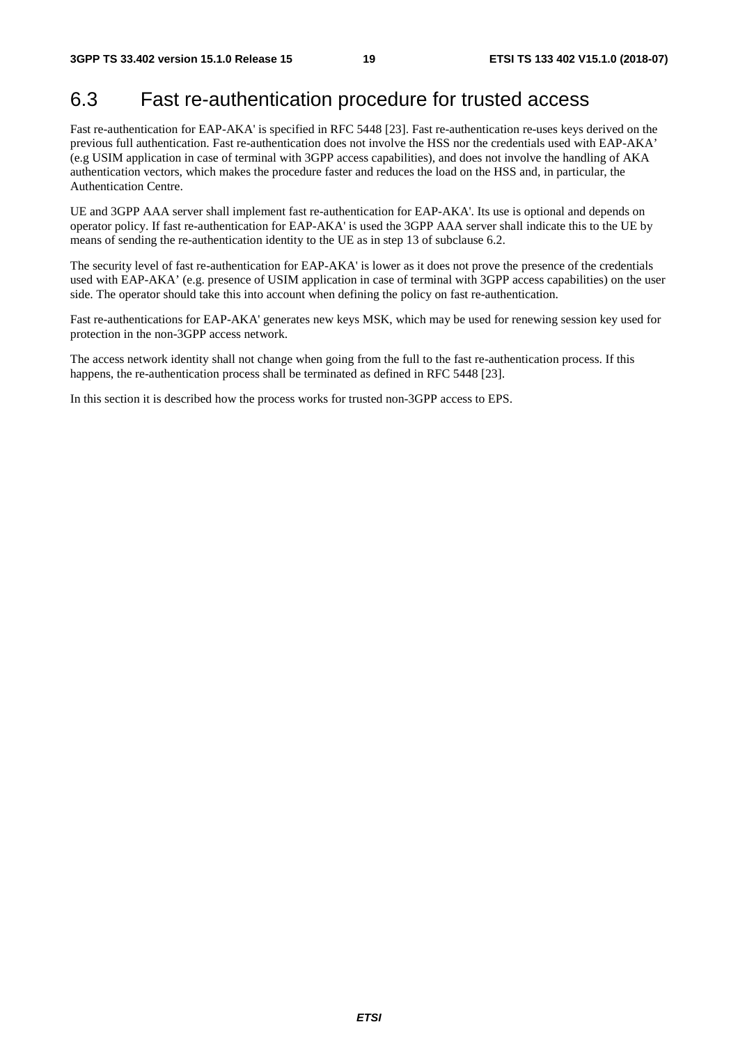## 6.3 Fast re-authentication procedure for trusted access

Fast re-authentication for EAP-AKA' is specified in RFC 5448 [23]. Fast re-authentication re-uses keys derived on the previous full authentication. Fast re-authentication does not involve the HSS nor the credentials used with EAP-AKA' (e.g USIM application in case of terminal with 3GPP access capabilities), and does not involve the handling of AKA authentication vectors, which makes the procedure faster and reduces the load on the HSS and, in particular, the Authentication Centre.

UE and 3GPP AAA server shall implement fast re-authentication for EAP-AKA'. Its use is optional and depends on operator policy. If fast re-authentication for EAP-AKA' is used the 3GPP AAA server shall indicate this to the UE by means of sending the re-authentication identity to the UE as in step 13 of subclause 6.2.

The security level of fast re-authentication for EAP-AKA' is lower as it does not prove the presence of the credentials used with EAP-AKA' (e.g. presence of USIM application in case of terminal with 3GPP access capabilities) on the user side. The operator should take this into account when defining the policy on fast re-authentication.

Fast re-authentications for EAP-AKA' generates new keys MSK, which may be used for renewing session key used for protection in the non-3GPP access network.

The access network identity shall not change when going from the full to the fast re-authentication process. If this happens, the re-authentication process shall be terminated as defined in RFC 5448 [23].

In this section it is described how the process works for trusted non-3GPP access to EPS.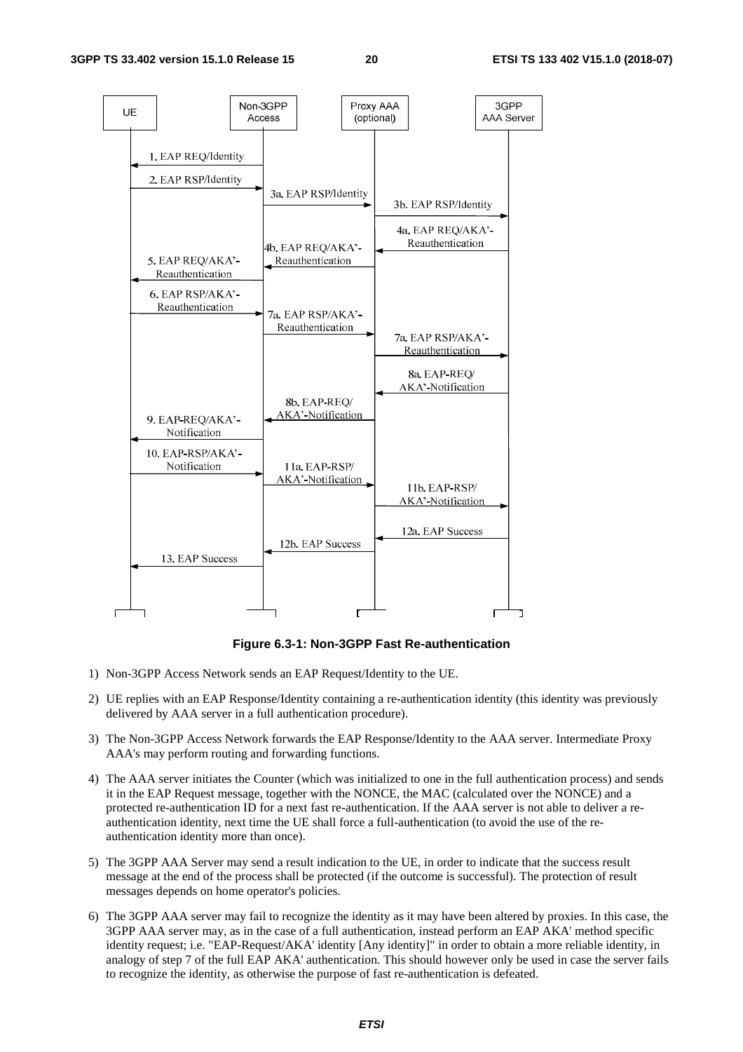**Figure 6.3-1: Non-3GPP Fast Re-authentication**

1) Non-3GPP Access Network sends an EAP Request/Identity to the UE.

2) UE replies with an EAP Response/Identity containing a re-authentication identity (this identity was previously delivered by AAA server in a full authentication procedure).

3) The Non-3GPP Access Network forwards the EAP Response/Identity to the AAA server. Intermediate Proxy AAA's may perform routing and forwarding functions.

4) The AAA server initiates the Counter (which was initialized to one in the full authentication process) and sends it in the EAP Request message, together with the NONCE, the MAC (calculated over the NONCE) and a protected re-authentication ID for a next fast re-authentication. If the AAA server is not able to deliver a re-authentication identity, next time the UE shall force a full-authentication (to avoid the use of the re-authentication identity more than once).

5) The 3GPP AAA Server may send a result indication to the UE, in order to indicate that the success result message at the end of the process shall be protected (if the outcome is successful). The protection of result messages depends on home operator's policies.

6) The 3GPP AAA server may fail to recognize the identity as it may have been altered by proxies. In this case, the 3GPP AAA server may, as in the case of a full authentication, instead perform an EAP AKA' method specific identity request; i.e. "EAP-Request/AKA' identity [Any identity]" in order to obtain a more reliable identity, in analogy of step 7 of the full EAP AKA' authentication. This should however only be used in case the server fails to recognize the identity, as otherwise the purpose of fast re-authentication is defeated.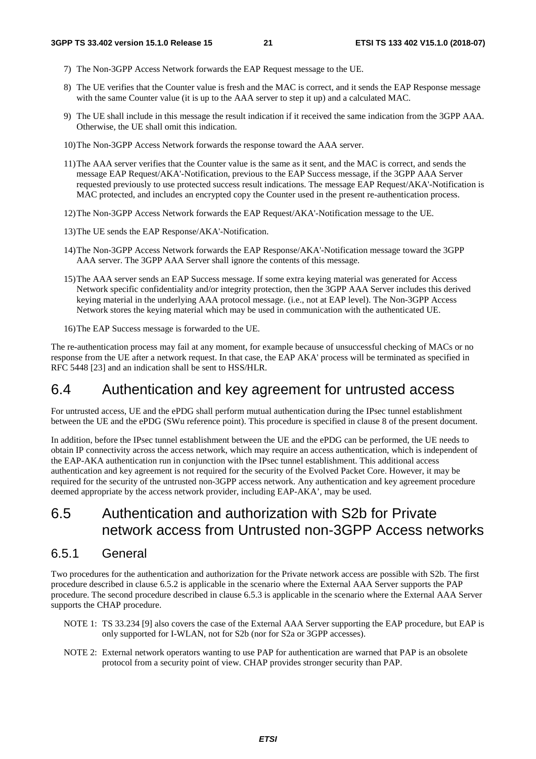7) The Non-3GPP Access Network forwards the EAP Request message to the UE.

8) The UE verifies that the Counter value is fresh and the MAC is correct, and it sends the EAP Response message with the same Counter value (it is up to the AAA server to step it up) and a calculated MAC.

9) The UE shall include in this message the result indication if it received the same indication from the 3GPP AAA. Otherwise, the UE shall omit this indication.

10) The Non-3GPP Access Network forwards the response toward the AAA server.

11) The AAA server verifies that the Counter value is the same as it sent, and the MAC is correct, and sends the message EAP Request/AKA'-Notification, previous to the EAP Success message, if the 3GPP AAA Server requested previously to use protected success result indications. The message EAP Request/AKA'-Notification is MAC protected, and includes an encrypted copy the Counter used in the present re-authentication process.

12) The Non-3GPP Access Network forwards the EAP Request/AKA'-Notification message to the UE.

13) The UE sends the EAP Response/AKA'-Notification.

14) The Non-3GPP Access Network forwards the EAP Response/AKA'-Notification message toward the 3GPP AAA server. The 3GPP AAA Server shall ignore the contents of this message.

15) The AAA server sends an EAP Success message. If some extra keying material was generated for Access Network specific confidentiality and/or integrity protection, then the 3GPP AAA Server includes this derived keying material in the underlying AAA protocol message. (i.e., not at EAP level). The Non-3GPP Access Network stores the keying material which may be used in communication with the authenticated UE.

16) The EAP Success message is forwarded to the UE.

The re-authentication process may fail at any moment, for example because of unsuccessful checking of MACs or no response from the UE after a network request. In that case, the EAP AKA' process will be terminated as specified in RFC 5448 [23] and an indication shall be sent to HSS/HLR.

## 6.4 Authentication and key agreement for untrusted access

For untrusted access, UE and the ePDG shall perform mutual authentication during the IPsec tunnel establishment between the UE and the ePDG (SWu reference point). This procedure is specified in clause 8 of the present document.

In addition, before the IPsec tunnel establishment between the UE and the ePDG can be performed, the UE needs to obtain IP connectivity across the access network, which may require an access authentication, which is independent of the EAP-AKA authentication run in conjunction with the IPsec tunnel establishment. This additional access authentication and key agreement is not required for the security of the Evolved Packet Core. However, it may be required for the security of the untrusted non-3GPP access network. Any authentication and key agreement procedure deemed appropriate by the access network provider, including EAP-AKA', may be used.

## 6.5 Authentication and authorization with S2b for Private network access from Untrusted non-3GPP Access networks

### 6.5.1 General

Two procedures for the authentication and authorization for the Private network access are possible with S2b. The first procedure described in clause 6.5.2 is applicable in the scenario where the External AAA Server supports the PAP procedure. The second procedure described in clause 6.5.3 is applicable in the scenario where the External AAA Server supports the CHAP procedure.

NOTE 1: TS 33.234 [9] also covers the case of the External AAA Server supporting the EAP procedure, but EAP is only supported for I-WLAN, not for S2b (nor for S2a or 3GPP accesses).

NOTE 2: External network operators wanting to use PAP for authentication are warned that PAP is an obsolete protocol from a security point of view. CHAP provides stronger security than PAP.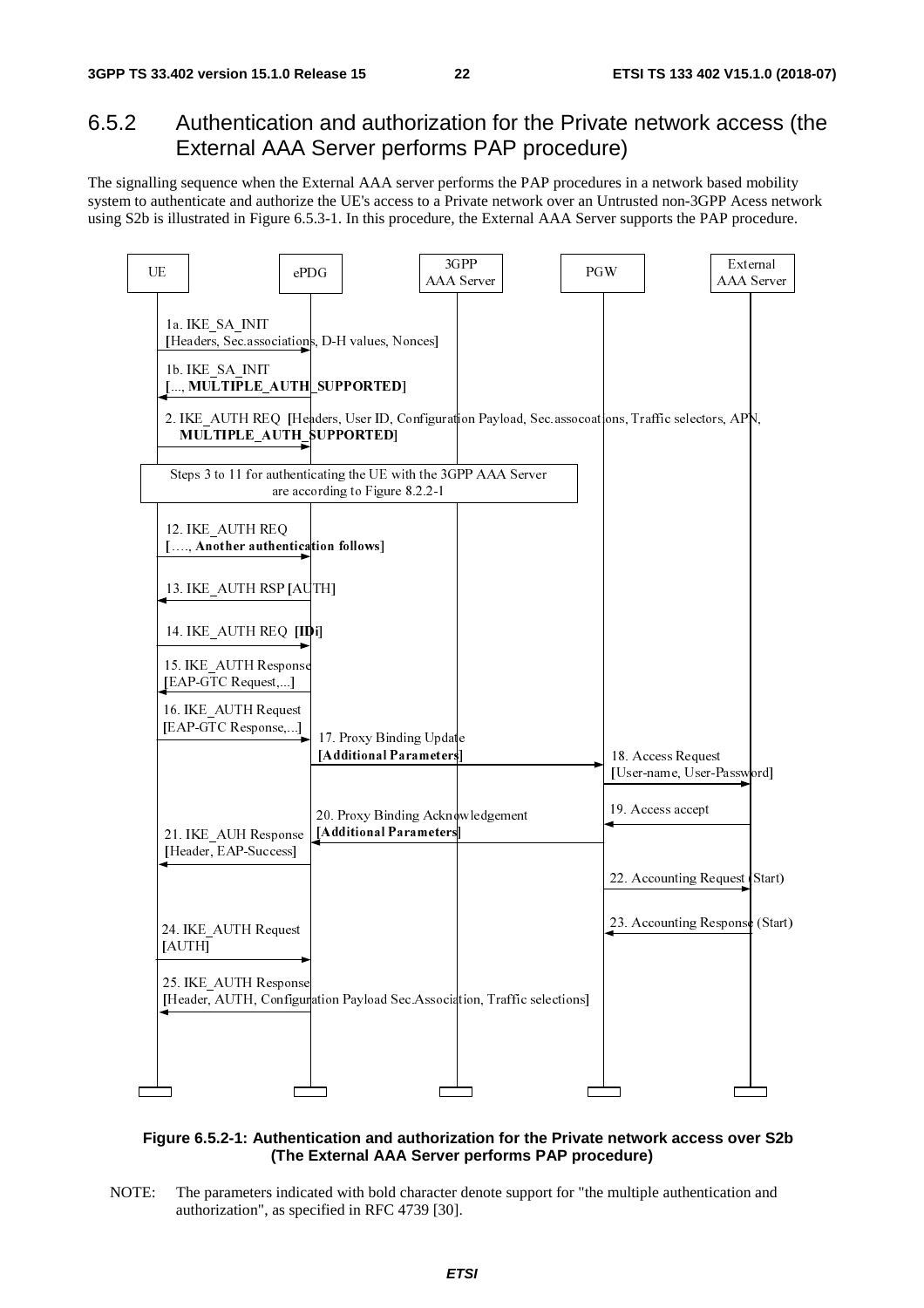## 6.5.2 Authentication and authorization for the Private network access (the External AAA Server performs PAP procedure)

The signalling sequence when the External AAA server performs the PAP procedures in a network based mobility system to authenticate and authorize the UE's access to a Private network over an Untrusted non-3GPP Acess network using S2b is illustrated in Figure 6.5.3-1. In this procedure, the External AAA Server supports the PAP procedure.

UE | ePDG | 3GPP AAA Server | PGW | External AAA Server

1a. IKE_SAINIT [Headers, Sec.associations, D-H values, Nonces]

1b. IKE_SA_INIT [..., **MULTIPLE_AUTH_SUPPORTED**]

2. IKE_AUTH REQ [Headers, User ID, Configuration Payload, Sec.assocoations, Traffic selectors, APN, **MULTIPLE_AUTH_SUPPORTED**]

Steps 3 to 11 for authenticating the UE with the 3GPP AAA Server are according to Figure 8.2.2-1

12. IKE_AUTH REQ […., **Another authentication follows**]

13. IKE_AUTH RSP [AUTH]

14. IKE_AUTH REQ [**IDi**]

15. IKE_AUTH Response [EAP-GTC Request,...]

16. IKE_AUTH Request [EAP-GTC Response,...]

17. Proxy Binding Update [**Additional Parameters**]

18. Access Request [User-name, User-Password]

19. Access accept

20. Proxy Binding Acknowledgement [**Additional Parameters**]

21. IKE_AUH Response [Header, EAP-Success]

22. Accounting Request (Start)

23. Accounting Response (Start)

24. IKE_AUTH Request [AUTH]

25. IKE_AUTH Response [Header, AUTH, Configuration Payload Sec.Association, Traffic selections]

**Figure 6.5.2-1: Authentication and authorization for the Private network access over S2b (The External AAA Server performs PAP procedure)**

NOTE: The parameters indicated with bold character denote support for "the multiple authentication and authorization", as specified in RFC 4739 [30].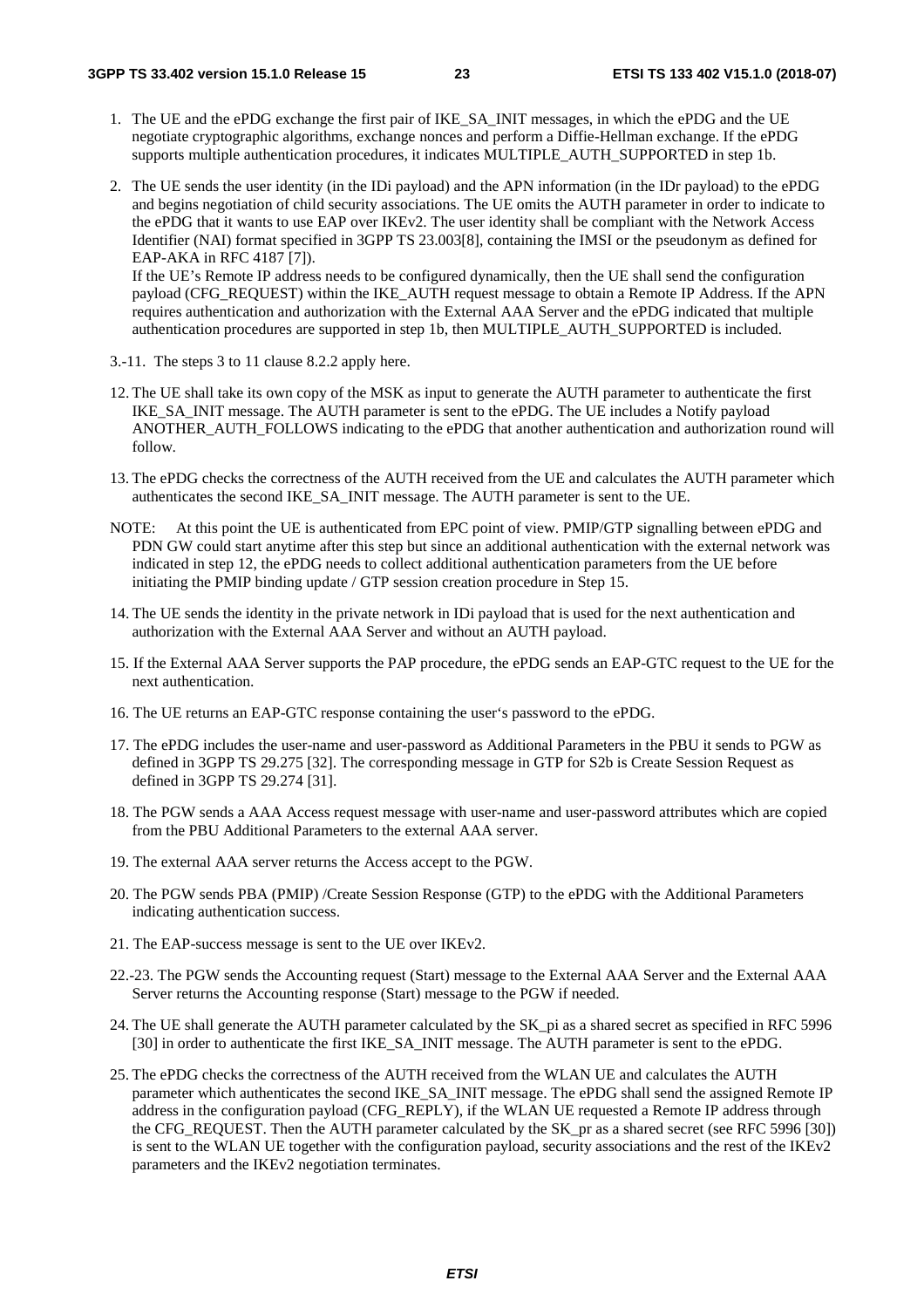1. The UE and the ePDG exchange the first pair of IKE_SA_INIT messages, in which the ePDG and the UE negotiate cryptographic algorithms, exchange nonces and perform a Diffie-Hellman exchange. If the ePDG supports multiple authentication procedures, it indicates MULTIPLE_AUTH_SUPPORTED in step 1b.

2. The UE sends the user identity (in the IDi payload) and the APN information (in the IDr payload) to the ePDG and begins negotiation of child security associations. The UE omits the AUTH parameter in order to indicate to the ePDG that it wants to use EAP over IKEv2. The user identity shall be compliant with the Network Access Identifier (NAI) format specified in 3GPP TS 23.003[8], containing the IMSI or the pseudonym as defined for EAP-AKA in RFC 4187 [7]).
   If the UE's Remote IP address needs to be configured dynamically, then the UE shall send the configuration payload (CFG_REQUEST) within the IKE_AUTH request message to obtain a Remote IP Address. If the APN requires authentication and authorization with the External AAA Server and the ePDG indicated that multiple authentication procedures are supported in step 1b, then MULTIPLE_AUTH_SUPPORTED is included.

3.-11. The steps 3 to 11 clause 8.2.2 apply here.

12. The UE shall take its own copy of the MSK as input to generate the AUTH parameter to authenticate the first IKE_SA_INIT message. The AUTH parameter is sent to the ePDG. The UE includes a Notify payload ANOTHER_AUTH_FOLLOWS indicating to the ePDG that another authentication and authorization round will follow.

13. The ePDG checks the correctness of the AUTH received from the UE and calculates the AUTH parameter which authenticates the second IKE_SA_INIT message. The AUTH parameter is sent to the UE.

NOTE: At this point the UE is authenticated from EPC point of view. PMIP/GTP signalling between ePDG and PDN GW could start anytime after this step but since an additional authentication with the external network was indicated in step 12, the ePDG needs to collect additional authentication parameters from the UE before initiating the PMIP binding update / GTP session creation procedure in Step 15.

14. The UE sends the identity in the private network in IDi payload that is used for the next authentication and authorization with the External AAA Server and without an AUTH payload.

15. If the External AAA Server supports the PAP procedure, the ePDG sends an EAP-GTC request to the UE for the next authentication.

16. The UE returns an EAP-GTC response containing the user's password to the ePDG.

17. The ePDG includes the user-name and user-password as Additional Parameters in the PBU it sends to PGW as defined in 3GPP TS 29.275 [32]. The corresponding message in GTP for S2b is Create Session Request as defined in 3GPP TS 29.274 [31].

18. The PGW sends a AAA Access request message with user-name and user-password attributes which are copied from the PBU Additional Parameters to the external AAA server.

19. The external AAA server returns the Access accept to the PGW.

20. The PGW sends PBA (PMIP) /Create Session Response (GTP) to the ePDG with the Additional Parameters indicating authentication success.

21. The EAP-success message is sent to the UE over IKEv2.

22.-23. The PGW sends the Accounting request (Start) message to the External AAA Server and the External AAA Server returns the Accounting response (Start) message to the PGW if needed.

24. The UE shall generate the AUTH parameter calculated by the SK_pi as a shared secret as specified in RFC 5996 [30] in order to authenticate the first IKE_SA_INIT message. The AUTH parameter is sent to the ePDG.

25. The ePDG checks the correctness of the AUTH received from the WLAN UE and calculates the AUTH parameter which authenticates the second IKE_SA_INIT message. The ePDG shall send the assigned Remote IP address in the configuration payload (CFG_REPLY), if the WLAN UE requested a Remote IP address through the CFG_REQUEST. Then the AUTH parameter calculated by the SK_pr as a shared secret (see RFC 5996 [30]) is sent to the WLAN UE together with the configuration payload, security associations and the rest of the IKEv2 parameters and the IKEv2 negotiation terminates.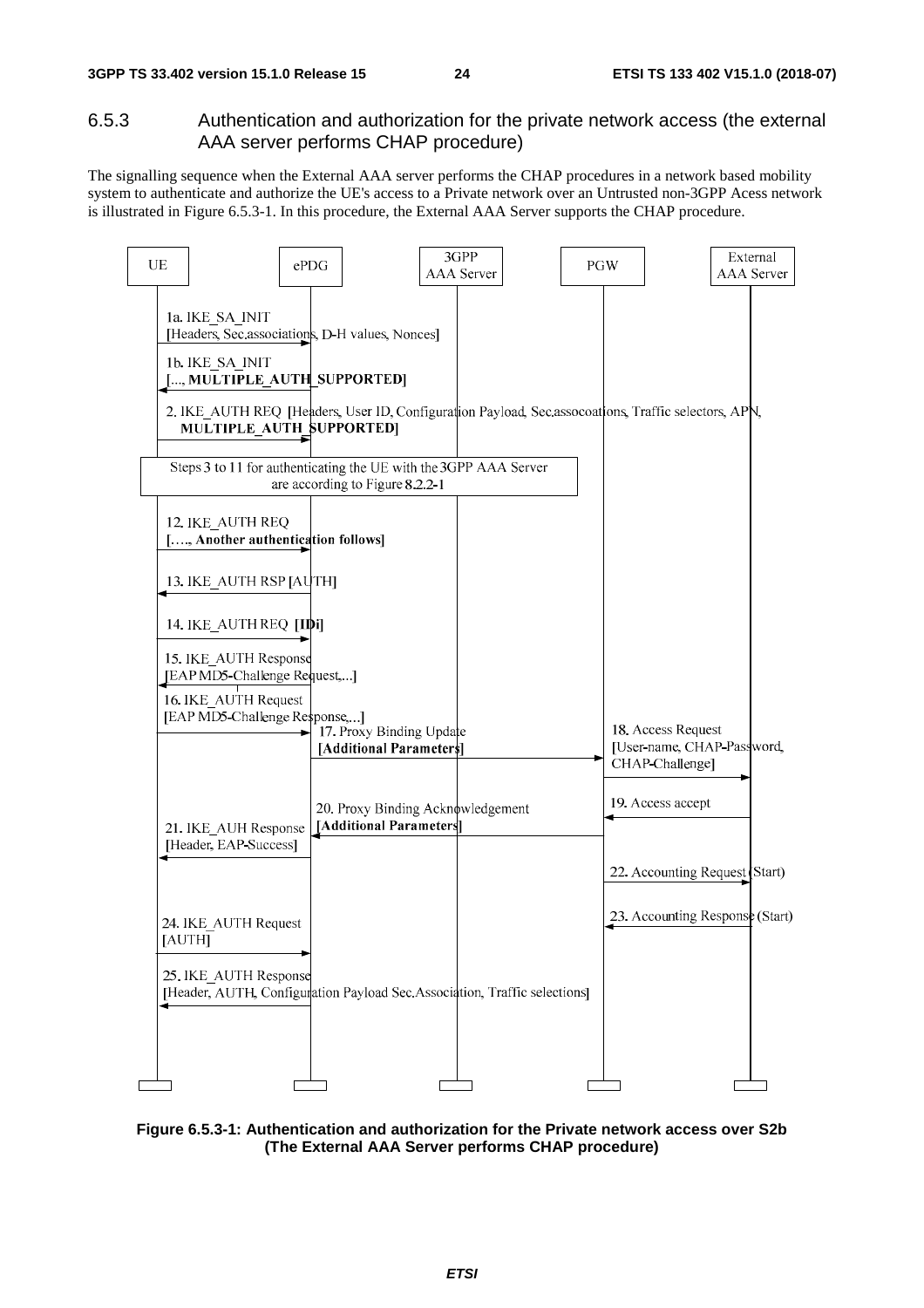### 6.5.3 Authentication and authorization for the private network access (the external AAA server performs CHAP procedure)

The signalling sequence when the External AAA server performs the CHAP procedures in a network based mobility system to authenticate and authorize the UE's access to a Private network over an Untrusted non-3GPP Acess network is illustrated in Figure 6.5.3-1. In this procedure, the External AAA Server supports the CHAP procedure.

**Figure 6.5.3-1: Authentication and authorization for the Private network access over S2b (The External AAA Server performs CHAP procedure)**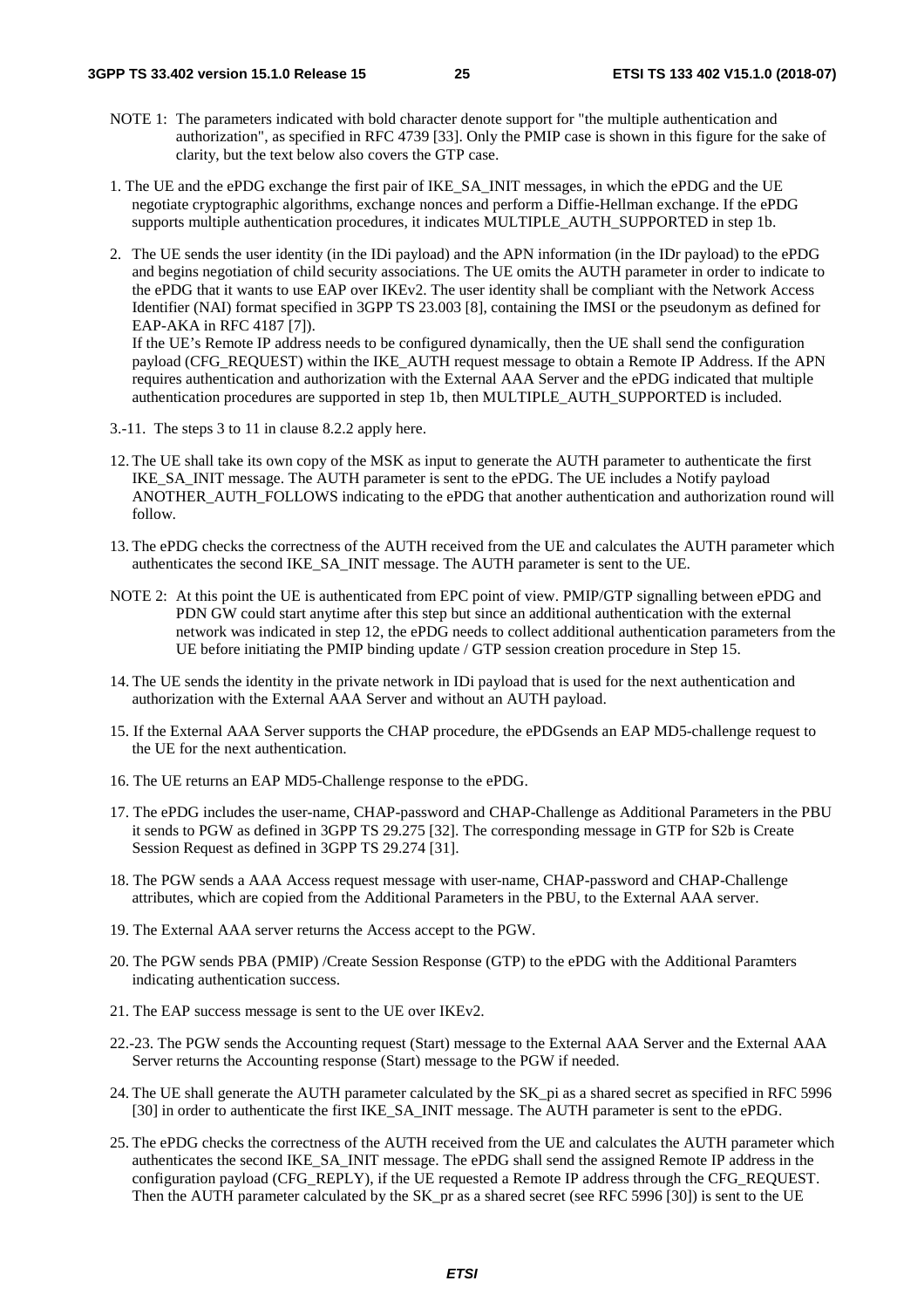NOTE 1: The parameters indicated with bold character denote support for "the multiple authentication and authorization", as specified in RFC 4739 [33]. Only the PMIP case is shown in this figure for the sake of clarity, but the text below also covers the GTP case.

1. The UE and the ePDG exchange the first pair of IKE_SA_INIT messages, in which the ePDG and the UE negotiate cryptographic algorithms, exchange nonces and perform a Diffie-Hellman exchange. If the ePDG supports multiple authentication procedures, it indicates MULTIPLE_AUTH_SUPPORTED in step 1b.

2. The UE sends the user identity (in the IDi payload) and the APN information (in the IDr payload) to the ePDG and begins negotiation of child security associations. The UE omits the AUTH parameter in order to indicate to the ePDG that it wants to use EAP over IKEv2. The user identity shall be compliant with the Network Access Identifier (NAI) format specified in 3GPP TS 23.003 [8], containing the IMSI or the pseudonym as defined for EAP-AKA in RFC 4187 [7]).
   If the UE's Remote IP address needs to be configured dynamically, then the UE shall send the configuration payload (CFG_REQUEST) within the IKE_AUTH request message to obtain a Remote IP Address. If the APN requires authentication and authorization with the External AAA Server and the ePDG indicated that multiple authentication procedures are supported in step 1b, then MULTIPLE_AUTH_SUPPORTED is included.

3.-11. The steps 3 to 11 in clause 8.2.2 apply here.

12. The UE shall take its own copy of the MSK as input to generate the AUTH parameter to authenticate the first IKE_SA_INIT message. The AUTH parameter is sent to the ePDG. The UE includes a Notify payload ANOTHER_AUTH_FOLLOWS indicating to the ePDG that another authentication and authorization round will follow.

13. The ePDG checks the correctness of the AUTH received from the UE and calculates the AUTH parameter which authenticates the second IKE_SA_INIT message. The AUTH parameter is sent to the UE.

NOTE 2: At this point the UE is authenticated from EPC point of view. PMIP/GTP signalling between ePDG and PDN GW could start anytime after this step but since an additional authentication with the external network was indicated in step 12, the ePDG needs to collect additional authentication parameters from the UE before initiating the PMIP binding update / GTP session creation procedure in Step 15.

14. The UE sends the identity in the private network in IDi payload that is used for the next authentication and authorization with the External AAA Server and without an AUTH payload.

15. If the External AAA Server supports the CHAP procedure, the ePDGsends an EAP MD5-challenge request to the UE for the next authentication.

16. The UE returns an EAP MD5-Challenge response to the ePDG.

17. The ePDG includes the user-name, CHAP-password and CHAP-Challenge as Additional Parameters in the PBU it sends to PGW as defined in 3GPP TS 29.275 [32]. The corresponding message in GTP for S2b is Create Session Request as defined in 3GPP TS 29.274 [31].

18. The PGW sends a AAA Access request message with user-name, CHAP-password and CHAP-Challenge attributes, which are copied from the Additional Parameters in the PBU, to the External AAA server.

19. The External AAA server returns the Access accept to the PGW.

20. The PGW sends PBA (PMIP) /Create Session Response (GTP) to the ePDG with the Additional Paramters indicating authentication success.

21. The EAP success message is sent to the UE over IKEv2.

22.-23. The PGW sends the Accounting request (Start) message to the External AAA Server and the External AAA Server returns the Accounting response (Start) message to the PGW if needed.

24. The UE shall generate the AUTH parameter calculated by the SK_pi as a shared secret as specified in RFC 5996 [30] in order to authenticate the first IKE_SA_INIT message. The AUTH parameter is sent to the ePDG.

25. The ePDG checks the correctness of the AUTH received from the UE and calculates the AUTH parameter which authenticates the second IKE_SA_INIT message. The ePDG shall send the assigned Remote IP address in the configuration payload (CFG_REPLY), if the UE requested a Remote IP address through the CFG_REQUEST. Then the AUTH parameter calculated by the SK_pr as a shared secret (see RFC 5996 [30]) is sent to the UE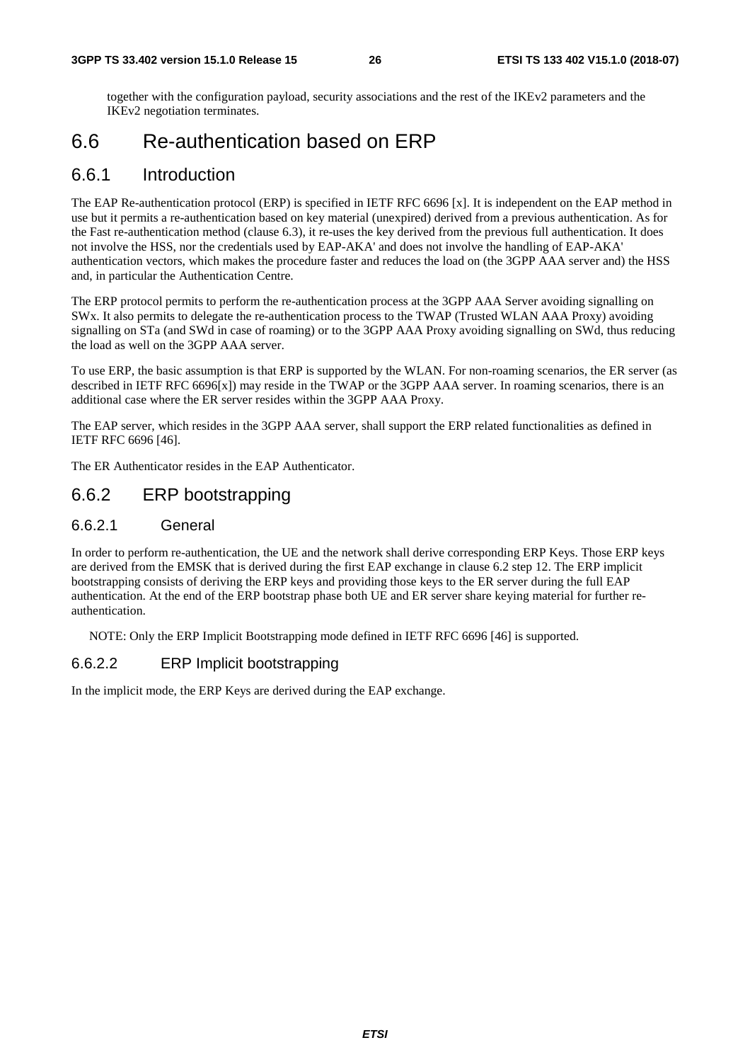together with the configuration payload, security associations and the rest of the IKEv2 parameters and the IKEv2 negotiation terminates.

# 6.6 Re-authentication based on ERP

## 6.6.1 Introduction

The EAP Re-authentication protocol (ERP) is specified in IETF RFC 6696 [x]. It is independent on the EAP method in use but it permits a re-authentication based on key material (unexpired) derived from a previous authentication. As for the Fast re-authentication method (clause 6.3), it re-uses the key derived from the previous full authentication. It does not involve the HSS, nor the credentials used by EAP-AKA' and does not involve the handling of EAP-AKA' authentication vectors, which makes the procedure faster and reduces the load on (the 3GPP AAA server and) the HSS and, in particular the Authentication Centre.

The ERP protocol permits to perform the re-authentication process at the 3GPP AAA Server avoiding signalling on SWx. It also permits to delegate the re-authentication process to the TWAP (Trusted WLAN AAA Proxy) avoiding signalling on STa (and SWd in case of roaming) or to the 3GPP AAA Proxy avoiding signalling on SWd, thus reducing the load as well on the 3GPP AAA server.

To use ERP, the basic assumption is that ERP is supported by the WLAN. For non-roaming scenarios, the ER server (as described in IETF RFC 6696[x]) may reside in the TWAP or the 3GPP AAA server. In roaming scenarios, there is an additional case where the ER server resides within the 3GPP AAA Proxy.

The EAP server, which resides in the 3GPP AAA server, shall support the ERP related functionalities as defined in IETF RFC 6696 [46].

The ER Authenticator resides in the EAP Authenticator.

## 6.6.2 ERP bootstrapping

### 6.6.2.1 General

In order to perform re-authentication, the UE and the network shall derive corresponding ERP Keys. Those ERP keys are derived from the EMSK that is derived during the first EAP exchange in clause 6.2 step 12. The ERP implicit bootstrapping consists of deriving the ERP keys and providing those keys to the ER server during the full EAP authentication. At the end of the ERP bootstrap phase both UE and ER server share keying material for further re-authentication.

NOTE: Only the ERP Implicit Bootstrapping mode defined in IETF RFC 6696 [46] is supported.

### 6.6.2.2 ERP Implicit bootstrapping

In the implicit mode, the ERP Keys are derived during the EAP exchange.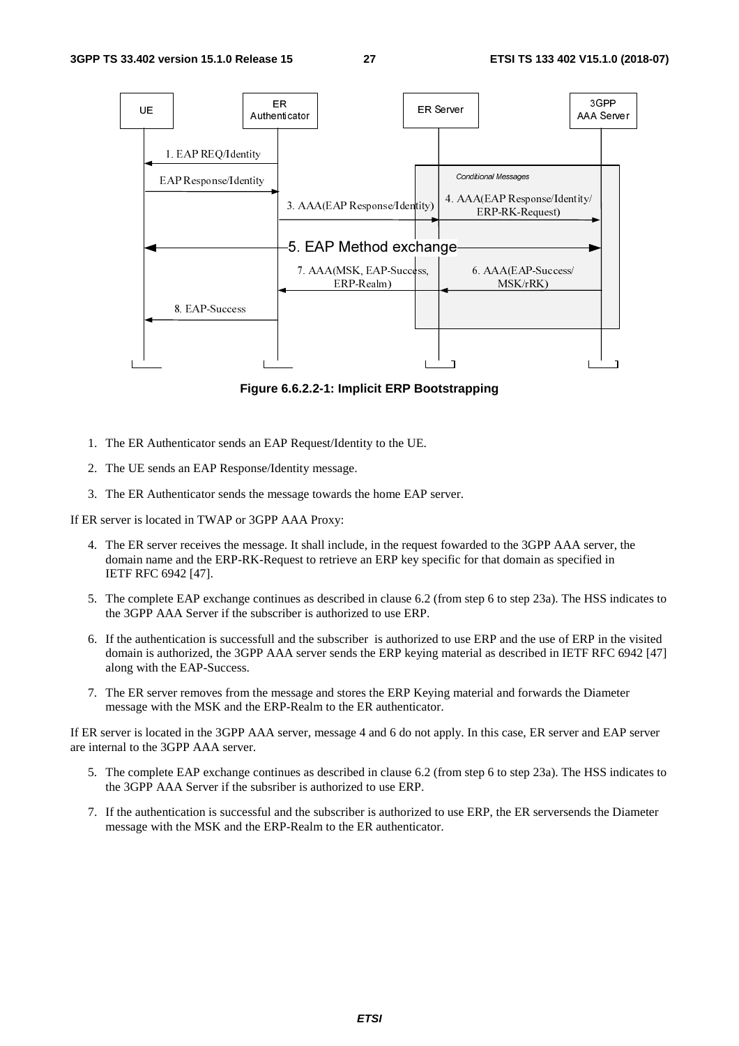**Figure 6.6.2.2-1: Implicit ERP Bootstrapping**

1. The ER Authenticator sends an EAP Request/Identity to the UE.
2. The UE sends an EAP Response/Identity message.
3. The ER Authenticator sends the message towards the home EAP server.

If ER server is located in TWAP or 3GPP AAA Proxy:

4. The ER server receives the message. It shall include, in the request fowarded to the 3GPP AAA server, the domain name and the ERP-RK-Request to retrieve an ERP key specific for that domain as specified in IETF RFC 6942 [47].
5. The complete EAP exchange continues as described in clause 6.2 (from step 6 to step 23a). The HSS indicates to the 3GPP AAA Server if the subscriber is authorized to use ERP.
6. If the authentication is successfull and the subscriber is authorized to use ERP and the use of ERP in the visited domain is authorized, the 3GPP AAA server sends the ERP keying material as described in IETF RFC 6942 [47] along with the EAP-Success.
7. The ER server removes from the message and stores the ERP Keying material and forwards the Diameter message with the MSK and the ERP-Realm to the ER authenticator.

If ER server is located in the 3GPP AAA server, message 4 and 6 do not apply. In this case, ER server and EAP server are internal to the 3GPP AAA server.

5. The complete EAP exchange continues as described in clause 6.2 (from step 6 to step 23a). The HSS indicates to the 3GPP AAA Server if the subsriber is authorized to use ERP.
7. If the authentication is successful and the subscriber is authorized to use ERP, the ER serversends the Diameter message with the MSK and the ERP-Realm to the ER authenticator.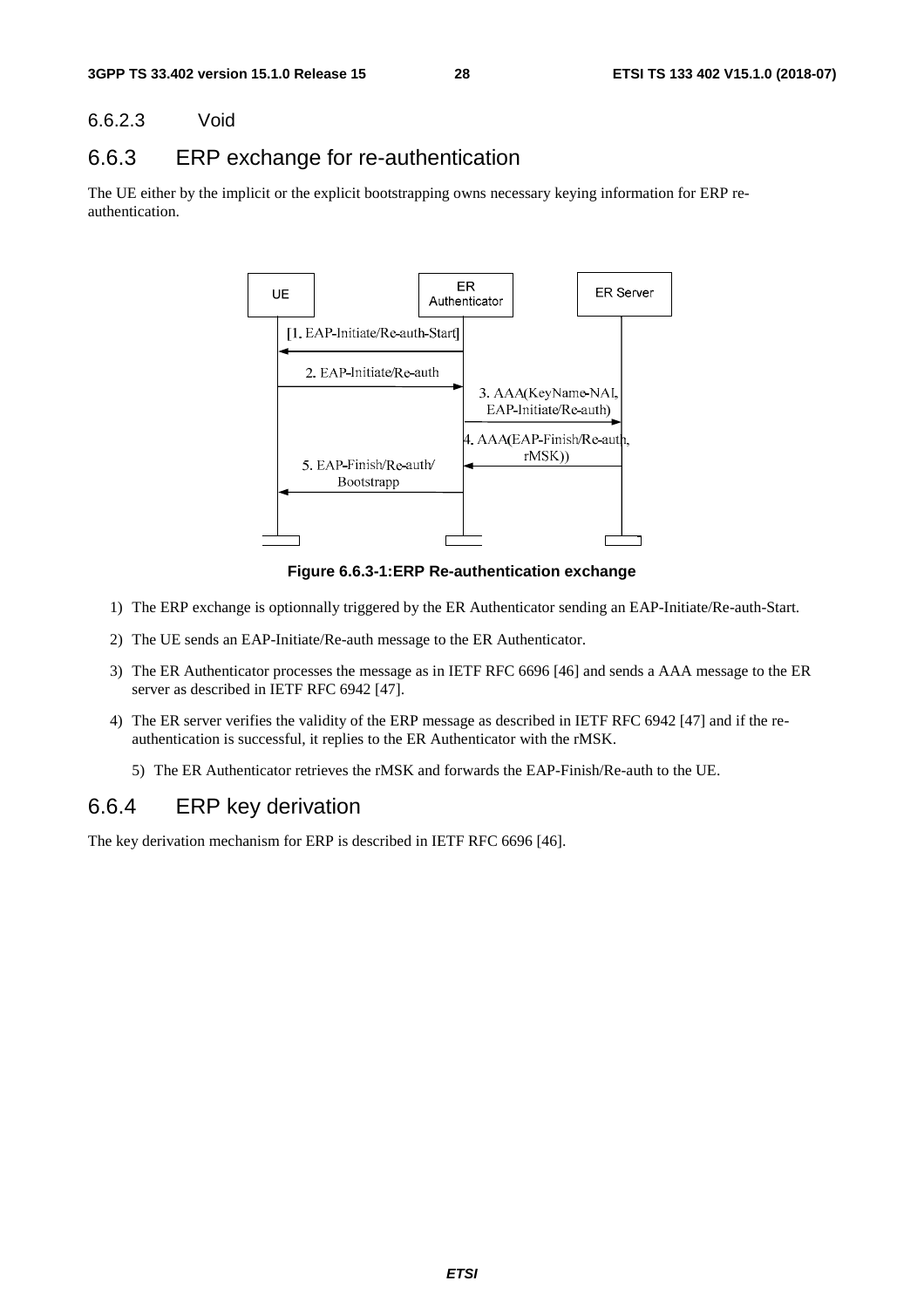#### 6.6.2.3 Void

### 6.6.3 ERP exchange for re-authentication

The UE either by the implicit or the explicit bootstrapping owns necessary keying information for ERP re-authentication.

**Figure 6.6.3-1:ERP Re-authentication exchange**

1) The ERP exchange is optionnally triggered by the ER Authenticator sending an EAP-Initiate/Re-auth-Start.
2) The UE sends an EAP-Initiate/Re-auth message to the ER Authenticator.
3) The ER Authenticator processes the message as in IETF RFC 6696 [46] and sends a AAA message to the ER server as described in IETF RFC 6942 [47].
4) The ER server verifies the validity of the ERP message as described in IETF RFC 6942 [47] and if the re-authentication is successful, it replies to the ER Authenticator with the rMSK.
5) The ER Authenticator retrieves the rMSK and forwards the EAP-Finish/Re-auth to the UE.

### 6.6.4 ERP key derivation

The key derivation mechanism for ERP is described in IETF RFC 6696 [46].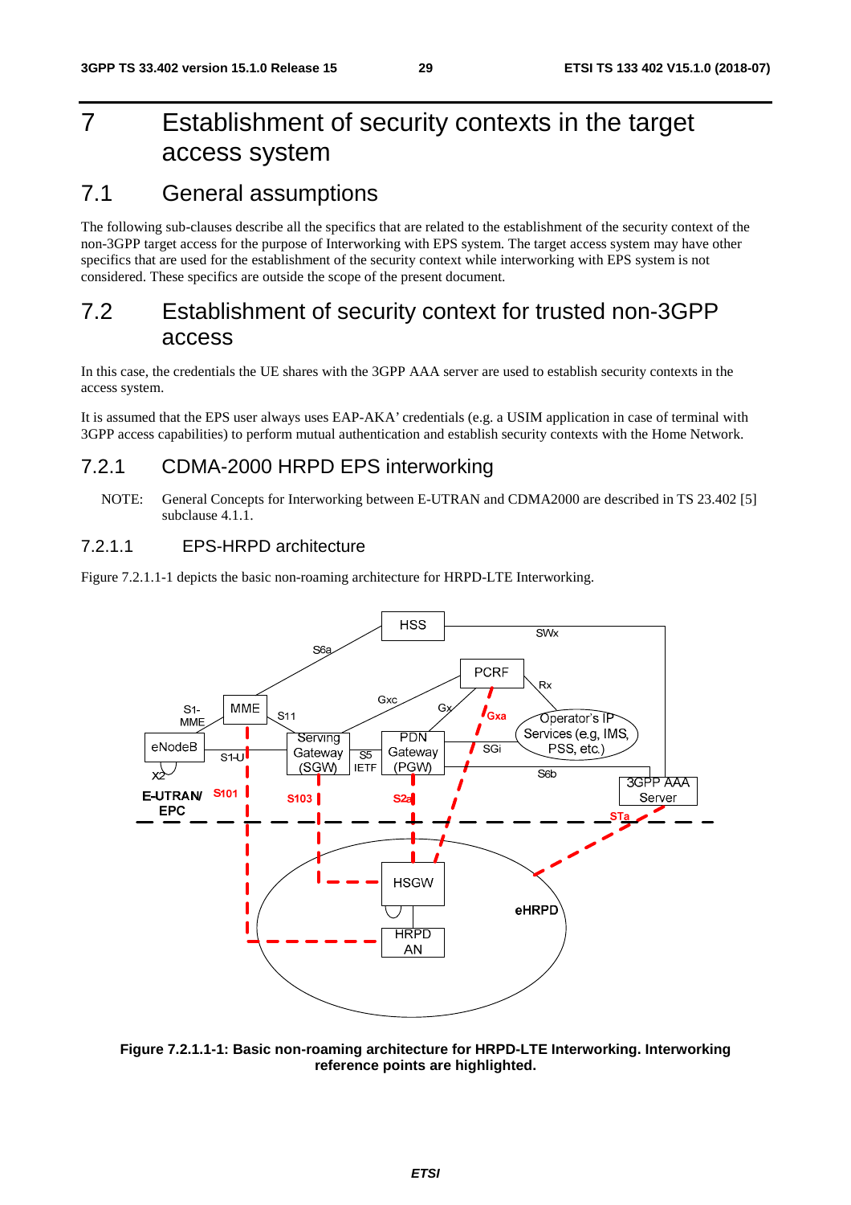# 7 Establishment of security contexts in the target access system

## 7.1 General assumptions

The following sub-clauses describe all the specifics that are related to the establishment of the security context of the non-3GPP target access for the purpose of Interworking with EPS system. The target access system may have other specifics that are used for the establishment of the security context while interworking with EPS system is not considered. These specifics are outside the scope of the present document.

## 7.2 Establishment of security context for trusted non-3GPP access

In this case, the credentials the UE shares with the 3GPP AAA server are used to establish security contexts in the access system.

It is assumed that the EPS user always uses EAP-AKA' credentials (e.g. a USIM application in case of terminal with 3GPP access capabilities) to perform mutual authentication and establish security contexts with the Home Network.

### 7.2.1 CDMA-2000 HRPD EPS interworking

NOTE: General Concepts for Interworking between E-UTRAN and CDMA2000 are described in TS 23.402 [5] subclause 4.1.1.

#### 7.2.1.1 EPS-HRPD architecture

Figure 7.2.1.1-1 depicts the basic non-roaming architecture for HRPD-LTE Interworking.

**Figure 7.2.1.1-1: Basic non-roaming architecture for HRPD-LTE Interworking. Interworking reference points are highlighted.**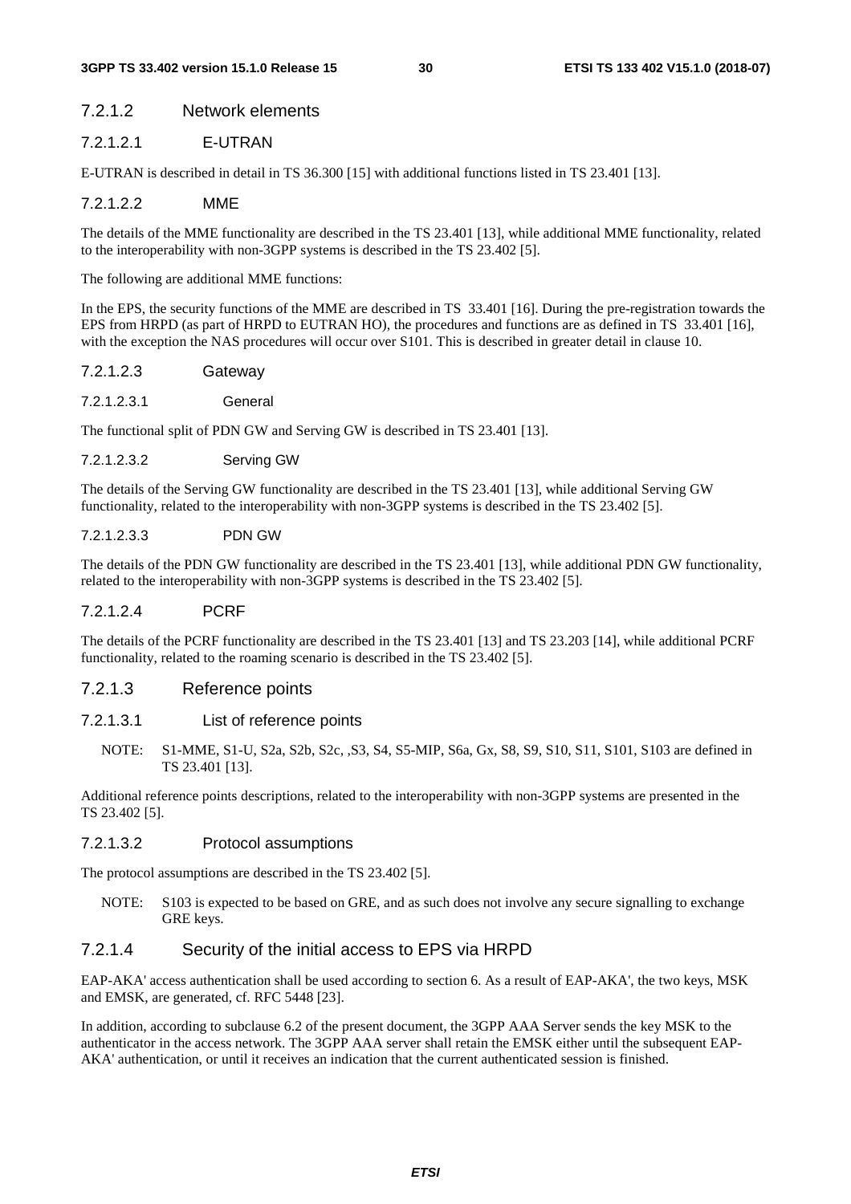#### 7.2.1.2 Network elements

##### 7.2.1.2.1 E-UTRAN

E-UTRAN is described in detail in TS 36.300 [15] with additional functions listed in TS 23.401 [13].

##### 7.2.1.2.2 MME

The details of the MME functionality are described in the TS 23.401 [13], while additional MME functionality, related to the interoperability with non-3GPP systems is described in the TS 23.402 [5].

The following are additional MME functions:

In the EPS, the security functions of the MME are described in TS 33.401 [16]. During the pre-registration towards the EPS from HRPD (as part of HRPD to EUTRAN HO), the procedures and functions are as defined in TS 33.401 [16], with the exception the NAS procedures will occur over S101. This is described in greater detail in clause 10.

##### 7.2.1.2.3 Gateway

###### 7.2.1.2.3.1 General

The functional split of PDN GW and Serving GW is described in TS 23.401 [13].

###### 7.2.1.2.3.2 Serving GW

The details of the Serving GW functionality are described in the TS 23.401 [13], while additional Serving GW functionality, related to the interoperability with non-3GPP systems is described in the TS 23.402 [5].

###### 7.2.1.2.3.3 PDN GW

The details of the PDN GW functionality are described in the TS 23.401 [13], while additional PDN GW functionality, related to the interoperability with non-3GPP systems is described in the TS 23.402 [5].

##### 7.2.1.2.4 PCRF

The details of the PCRF functionality are described in the TS 23.401 [13] and TS 23.203 [14], while additional PCRF functionality, related to the roaming scenario is described in the TS 23.402 [5].

#### 7.2.1.3 Reference points

##### 7.2.1.3.1 List of reference points

NOTE: S1-MME, S1-U, S2a, S2b, S2c, ,S3, S4, S5-MIP, S6a, Gx, S8, S9, S10, S11, S101, S103 are defined in TS 23.401 [13].

Additional reference points descriptions, related to the interoperability with non-3GPP systems are presented in the TS 23.402 [5].

##### 7.2.1.3.2 Protocol assumptions

The protocol assumptions are described in the TS 23.402 [5].

NOTE: S103 is expected to be based on GRE, and as such does not involve any secure signalling to exchange GRE keys.

#### 7.2.1.4 Security of the initial access to EPS via HRPD

EAP-AKA' access authentication shall be used according to section 6. As a result of EAP-AKA', the two keys, MSK and EMSK, are generated, cf. RFC 5448 [23].

In addition, according to subclause 6.2 of the present document, the 3GPP AAA Server sends the key MSK to the authenticator in the access network. The 3GPP AAA server shall retain the EMSK either until the subsequent EAP-AKA' authentication, or until it receives an indication that the current authenticated session is finished.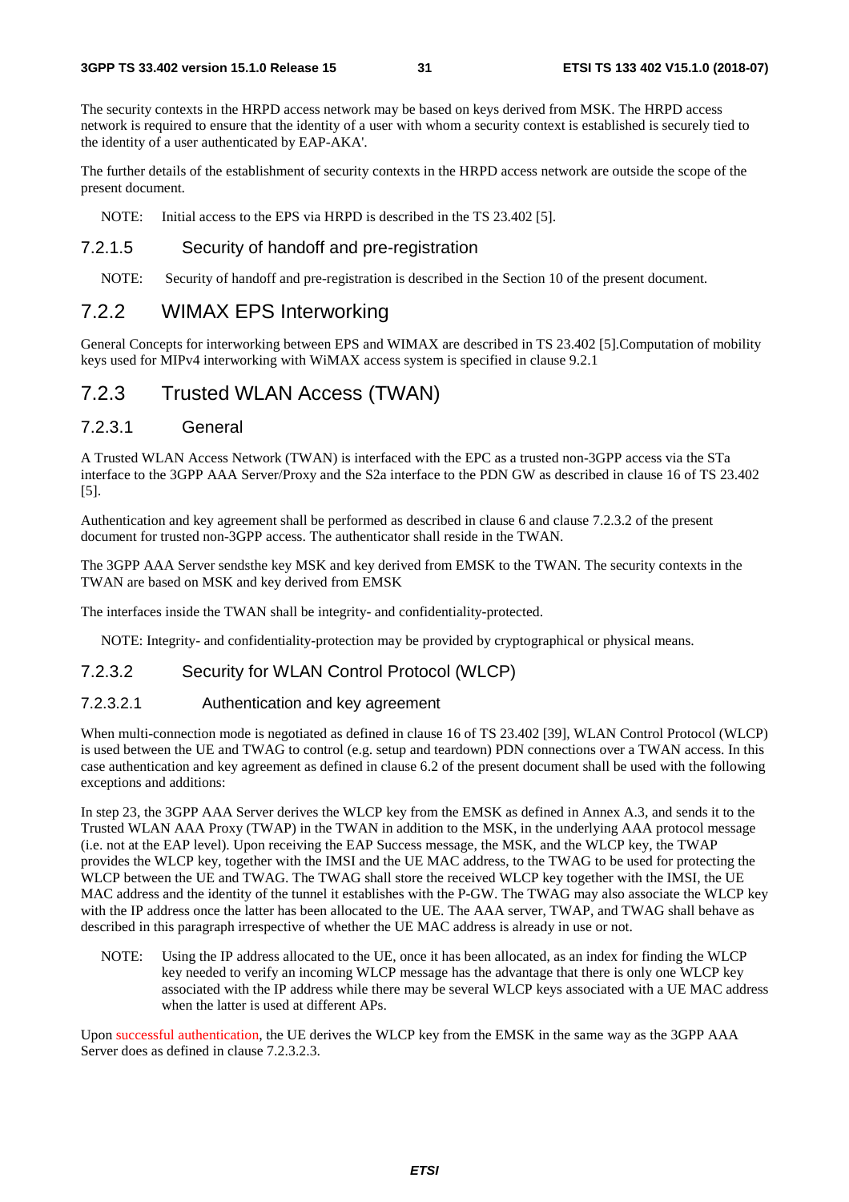The security contexts in the HRPD access network may be based on keys derived from MSK. The HRPD access network is required to ensure that the identity of a user with whom a security context is established is securely tied to the identity of a user authenticated by EAP-AKA'.

The further details of the establishment of security contexts in the HRPD access network are outside the scope of the present document.

NOTE: Initial access to the EPS via HRPD is described in the TS 23.402 [5].

#### 7.2.1.5 Security of handoff and pre-registration

NOTE: Security of handoff and pre-registration is described in the Section 10 of the present document.

### 7.2.2 WIMAX EPS Interworking

General Concepts for interworking between EPS and WIMAX are described in TS 23.402 [5].Computation of mobility keys used for MIPv4 interworking with WiMAX access system is specified in clause 9.2.1

### 7.2.3 Trusted WLAN Access (TWAN)

#### 7.2.3.1 General

A Trusted WLAN Access Network (TWAN) is interfaced with the EPC as a trusted non-3GPP access via the STa interface to the 3GPP AAA Server/Proxy and the S2a interface to the PDN GW as described in clause 16 of TS 23.402 [5].

Authentication and key agreement shall be performed as described in clause 6 and clause 7.2.3.2 of the present document for trusted non-3GPP access. The authenticator shall reside in the TWAN.

The 3GPP AAA Server sendsthe key MSK and key derived from EMSK to the TWAN. The security contexts in the TWAN are based on MSK and key derived from EMSK

The interfaces inside the TWAN shall be integrity- and confidentiality-protected.

NOTE: Integrity- and confidentiality-protection may be provided by cryptographical or physical means.

#### 7.2.3.2 Security for WLAN Control Protocol (WLCP)

##### 7.2.3.2.1 Authentication and key agreement

When multi-connection mode is negotiated as defined in clause 16 of TS 23.402 [39], WLAN Control Protocol (WLCP) is used between the UE and TWAG to control (e.g. setup and teardown) PDN connections over a TWAN access. In this case authentication and key agreement as defined in clause 6.2 of the present document shall be used with the following exceptions and additions:

In step 23, the 3GPP AAA Server derives the WLCP key from the EMSK as defined in Annex A.3, and sends it to the Trusted WLAN AAA Proxy (TWAP) in the TWAN in addition to the MSK, in the underlying AAA protocol message (i.e. not at the EAP level). Upon receiving the EAP Success message, the MSK, and the WLCP key, the TWAP provides the WLCP key, together with the IMSI and the UE MAC address, to the TWAG to be used for protecting the WLCP between the UE and TWAG. The TWAG shall store the received WLCP key together with the IMSI, the UE MAC address and the identity of the tunnel it establishes with the P-GW. The TWAG may also associate the WLCP key with the IP address once the latter has been allocated to the UE. The AAA server, TWAP, and TWAG shall behave as described in this paragraph irrespective of whether the UE MAC address is already in use or not.

NOTE: Using the IP address allocated to the UE, once it has been allocated, as an index for finding the WLCP key needed to verify an incoming WLCP message has the advantage that there is only one WLCP key associated with the IP address while there may be several WLCP keys associated with a UE MAC address when the latter is used at different APs.

Upon successful authentication, the UE derives the WLCP key from the EMSK in the same way as the 3GPP AAA Server does as defined in clause 7.2.3.2.3.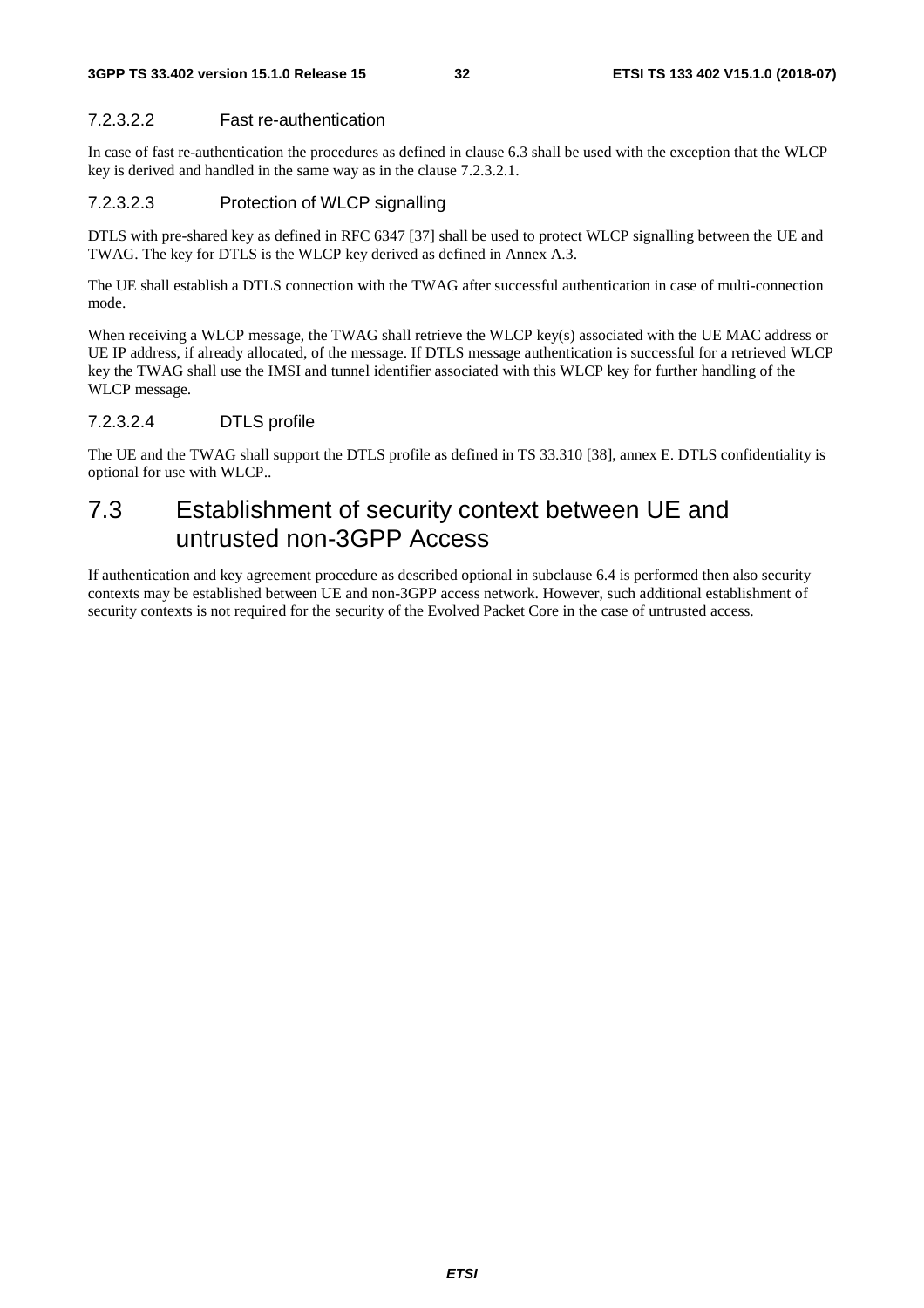#### 7.2.3.2.2 Fast re-authentication

In case of fast re-authentication the procedures as defined in clause 6.3 shall be used with the exception that the WLCP key is derived and handled in the same way as in the clause 7.2.3.2.1.

#### 7.2.3.2.3 Protection of WLCP signalling

DTLS with pre-shared key as defined in RFC 6347 [37] shall be used to protect WLCP signalling between the UE and TWAG. The key for DTLS is the WLCP key derived as defined in Annex A.3.

The UE shall establish a DTLS connection with the TWAG after successful authentication in case of multi-connection mode.

When receiving a WLCP message, the TWAG shall retrieve the WLCP key(s) associated with the UE MAC address or UE IP address, if already allocated, of the message. If DTLS message authentication is successful for a retrieved WLCP key the TWAG shall use the IMSI and tunnel identifier associated with this WLCP key for further handling of the WLCP message.

#### 7.2.3.2.4 DTLS profile

The UE and the TWAG shall support the DTLS profile as defined in TS 33.310 [38], annex E. DTLS confidentiality is optional for use with WLCP..

## 7.3 Establishment of security context between UE and untrusted non-3GPP Access

If authentication and key agreement procedure as described optional in subclause 6.4 is performed then also security contexts may be established between UE and non-3GPP access network. However, such additional establishment of security contexts is not required for the security of the Evolved Packet Core in the case of untrusted access.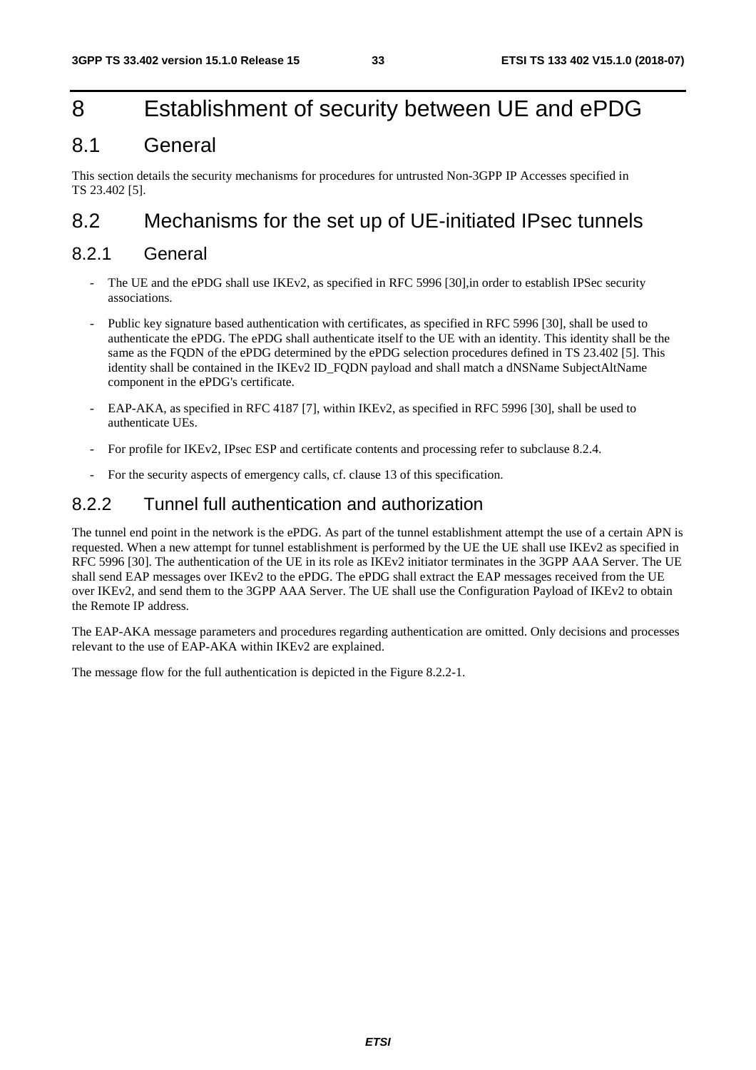# 8 Establishment of security between UE and ePDG

## 8.1 General

This section details the security mechanisms for procedures for untrusted Non-3GPP IP Accesses specified in TS 23.402 [5].

## 8.2 Mechanisms for the set up of UE-initiated IPsec tunnels

### 8.2.1 General

- The UE and the ePDG shall use IKEv2, as specified in RFC 5996 [30],in order to establish IPSec security associations.
- Public key signature based authentication with certificates, as specified in RFC 5996 [30], shall be used to authenticate the ePDG. The ePDG shall authenticate itself to the UE with an identity. This identity shall be the same as the FQDN of the ePDG determined by the ePDG selection procedures defined in TS 23.402 [5]. This identity shall be contained in the IKEv2 ID_FQDN payload and shall match a dNSName SubjectAltName component in the ePDG's certificate.
- EAP-AKA, as specified in RFC 4187 [7], within IKEv2, as specified in RFC 5996 [30], shall be used to authenticate UEs.
- For profile for IKEv2, IPsec ESP and certificate contents and processing refer to subclause 8.2.4.
- For the security aspects of emergency calls, cf. clause 13 of this specification.

### 8.2.2 Tunnel full authentication and authorization

The tunnel end point in the network is the ePDG. As part of the tunnel establishment attempt the use of a certain APN is requested. When a new attempt for tunnel establishment is performed by the UE the UE shall use IKEv2 as specified in RFC 5996 [30]. The authentication of the UE in its role as IKEv2 initiator terminates in the 3GPP AAA Server. The UE shall send EAP messages over IKEv2 to the ePDG. The ePDG shall extract the EAP messages received from the UE over IKEv2, and send them to the 3GPP AAA Server. The UE shall use the Configuration Payload of IKEv2 to obtain the Remote IP address.

The EAP-AKA message parameters and procedures regarding authentication are omitted. Only decisions and processes relevant to the use of EAP-AKA within IKEv2 are explained.

The message flow for the full authentication is depicted in the Figure 8.2.2-1.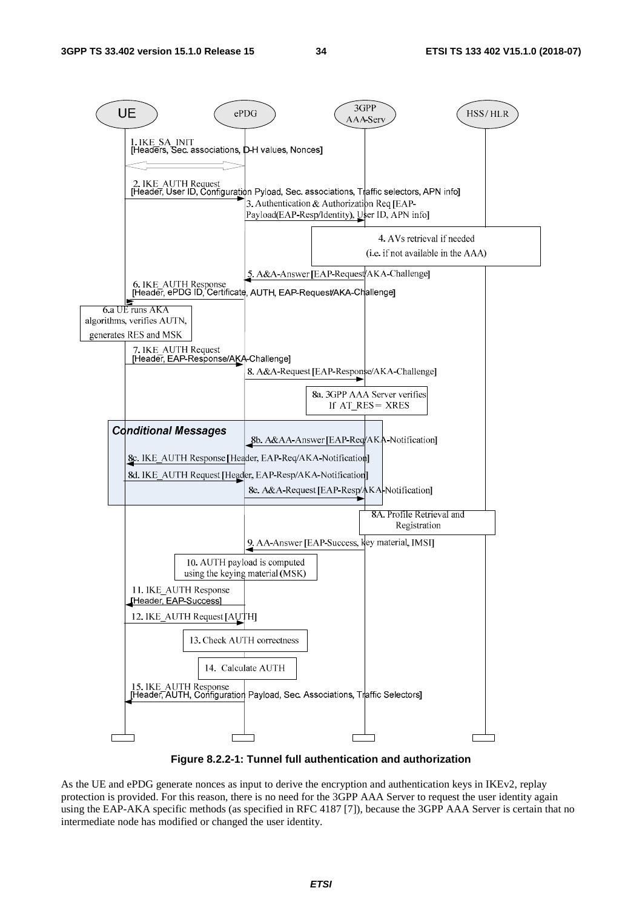Figure 8.2.2-1: Tunnel full authentication and authorization

As the UE and ePDG generate nonces as input to derive the encryption and authentication keys in IKEv2, replay protection is provided. For this reason, there is no need for the 3GPP AAA Server to request the user identity again using the EAP-AKA specific methods (as specified in RFC 4187 [7]), because the 3GPP AAA Server is certain that no intermediate node has modified or changed the user identity.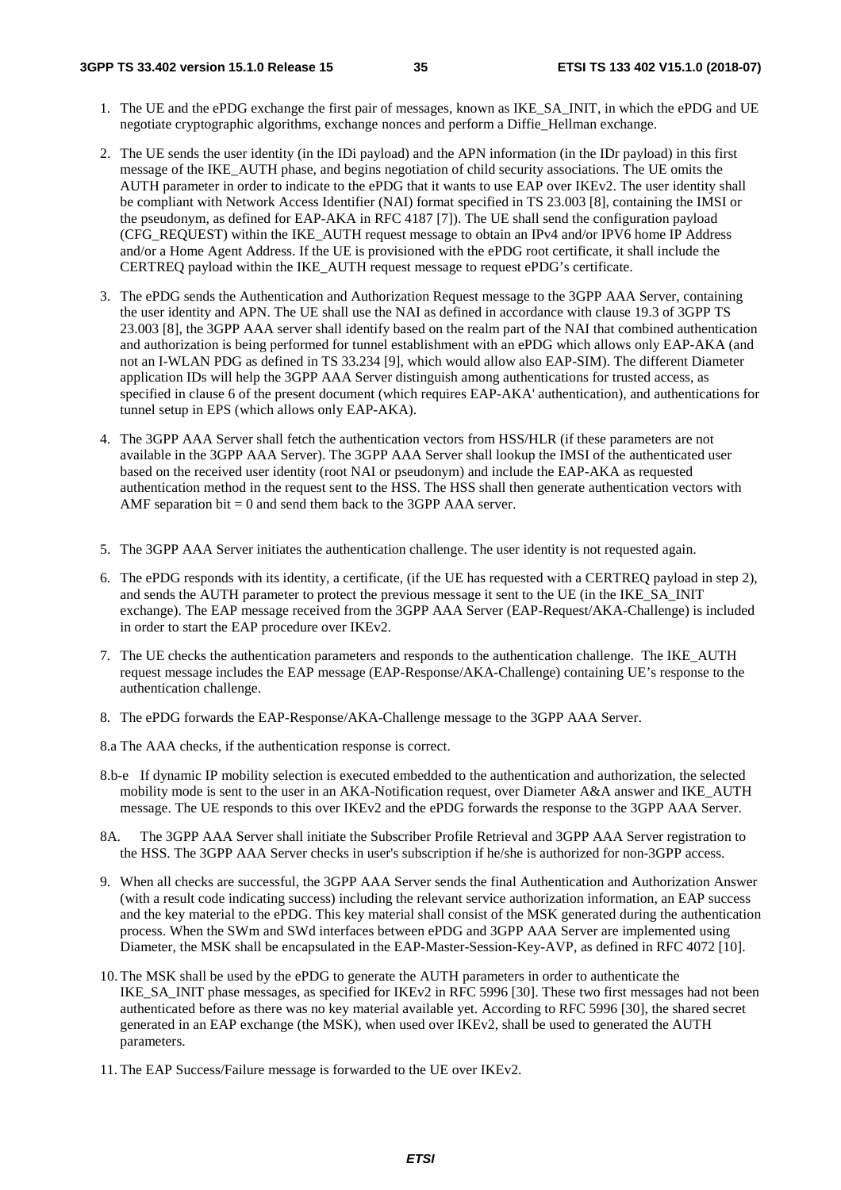1. The UE and the ePDG exchange the first pair of messages, known as IKE_SA_INIT, in which the ePDG and UE negotiate cryptographic algorithms, exchange nonces and perform a Diffie_Hellman exchange.

2. The UE sends the user identity (in the IDi payload) and the APN information (in the IDr payload) in this first message of the IKE_AUTH phase, and begins negotiation of child security associations. The UE omits the AUTH parameter in order to indicate to the ePDG that it wants to use EAP over IKEv2. The user identity shall be compliant with Network Access Identifier (NAI) format specified in TS 23.003 [8], containing the IMSI or the pseudonym, as defined for EAP-AKA in RFC 4187 [7]). The UE shall send the configuration payload (CFG_REQUEST) within the IKE_AUTH request message to obtain an IPv4 and/or IPV6 home IP Address and/or a Home Agent Address. If the UE is provisioned with the ePDG root certificate, it shall include the CERTREQ payload within the IKE_AUTH request message to request ePDG's certificate.

3. The ePDG sends the Authentication and Authorization Request message to the 3GPP AAA Server, containing the user identity and APN. The UE shall use the NAI as defined in accordance with clause 19.3 of 3GPP TS 23.003 [8], the 3GPP AAA server shall identify based on the realm part of the NAI that combined authentication and authorization is being performed for tunnel establishment with an ePDG which allows only EAP-AKA (and not an I-WLAN PDG as defined in TS 33.234 [9], which would allow also EAP-SIM). The different Diameter application IDs will help the 3GPP AAA Server distinguish among authentications for trusted access, as specified in clause 6 of the present document (which requires EAP-AKA' authentication), and authentications for tunnel setup in EPS (which allows only EAP-AKA).

4. The 3GPP AAA Server shall fetch the authentication vectors from HSS/HLR (if these parameters are not available in the 3GPP AAA Server). The 3GPP AAA Server shall lookup the IMSI of the authenticated user based on the received user identity (root NAI or pseudonym) and include the EAP-AKA as requested authentication method in the request sent to the HSS. The HSS shall then generate authentication vectors with AMF separation bit = 0 and send them back to the 3GPP AAA server.

5. The 3GPP AAA Server initiates the authentication challenge. The user identity is not requested again.

6. The ePDG responds with its identity, a certificate, (if the UE has requested with a CERTREQ payload in step 2), and sends the AUTH parameter to protect the previous message it sent to the UE (in the IKE_SA_INIT exchange). The EAP message received from the 3GPP AAA Server (EAP-Request/AKA-Challenge) is included in order to start the EAP procedure over IKEv2.

7. The UE checks the authentication parameters and responds to the authentication challenge. The IKE_AUTH request message includes the EAP message (EAP-Response/AKA-Challenge) containing UE's response to the authentication challenge.

8. The ePDG forwards the EAP-Response/AKA-Challenge message to the 3GPP AAA Server.

8.a The AAA checks, if the authentication response is correct.

8.b-e If dynamic IP mobility selection is executed embedded to the authentication and authorization, the selected mobility mode is sent to the user in an AKA-Notification request, over Diameter A&A answer and IKE_AUTH message. The UE responds to this over IKEv2 and the ePDG forwards the response to the 3GPP AAA Server.

8A. The 3GPP AAA Server shall initiate the Subscriber Profile Retrieval and 3GPP AAA Server registration to the HSS. The 3GPP AAA Server checks in user's subscription if he/she is authorized for non-3GPP access.

9. When all checks are successful, the 3GPP AAA Server sends the final Authentication and Authorization Answer (with a result code indicating success) including the relevant service authorization information, an EAP success and the key material to the ePDG. This key material shall consist of the MSK generated during the authentication process. When the SWm and SWd interfaces between ePDG and 3GPP AAA Server are implemented using Diameter, the MSK shall be encapsulated in the EAP-Master-Session-Key-AVP, as defined in RFC 4072 [10].

10. The MSK shall be used by the ePDG to generate the AUTH parameters in order to authenticate the IKE_SA_INIT phase messages, as specified for IKEv2 in RFC 5996 [30]. These two first messages had not been authenticated before as there was no key material available yet. According to RFC 5996 [30], the shared secret generated in an EAP exchange (the MSK), when used over IKEv2, shall be used to generated the AUTH parameters.

11. The EAP Success/Failure message is forwarded to the UE over IKEv2.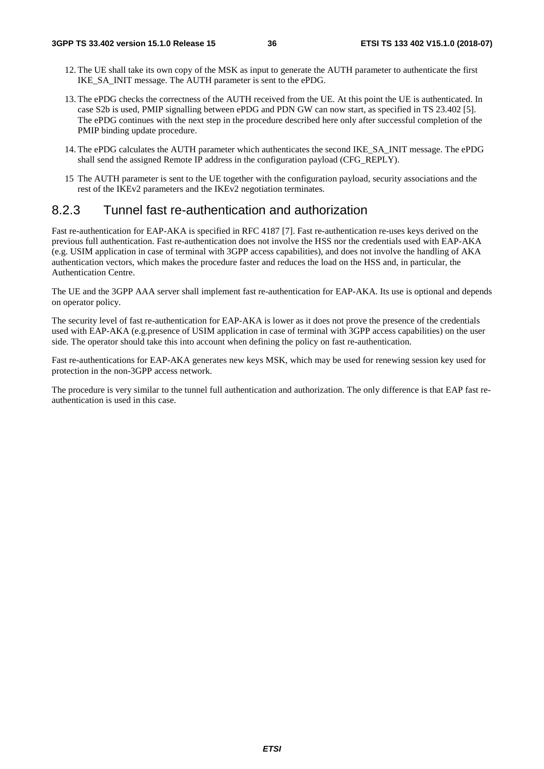12. The UE shall take its own copy of the MSK as input to generate the AUTH parameter to authenticate the first IKE_SA_INIT message. The AUTH parameter is sent to the ePDG.

13. The ePDG checks the correctness of the AUTH received from the UE. At this point the UE is authenticated. In case S2b is used, PMIP signalling between ePDG and PDN GW can now start, as specified in TS 23.402 [5]. The ePDG continues with the next step in the procedure described here only after successful completion of the PMIP binding update procedure.

14. The ePDG calculates the AUTH parameter which authenticates the second IKE_SA_INIT message. The ePDG shall send the assigned Remote IP address in the configuration payload (CFG_REPLY).

15 The AUTH parameter is sent to the UE together with the configuration payload, security associations and the rest of the IKEv2 parameters and the IKEv2 negotiation terminates.

### 8.2.3 Tunnel fast re-authentication and authorization

Fast re-authentication for EAP-AKA is specified in RFC 4187 [7]. Fast re-authentication re-uses keys derived on the previous full authentication. Fast re-authentication does not involve the HSS nor the credentials used with EAP-AKA (e.g. USIM application in case of terminal with 3GPP access capabilities), and does not involve the handling of AKA authentication vectors, which makes the procedure faster and reduces the load on the HSS and, in particular, the Authentication Centre.

The UE and the 3GPP AAA server shall implement fast re-authentication for EAP-AKA. Its use is optional and depends on operator policy.

The security level of fast re-authentication for EAP-AKA is lower as it does not prove the presence of the credentials used with EAP-AKA (e.g.presence of USIM application in case of terminal with 3GPP access capabilities) on the user side. The operator should take this into account when defining the policy on fast re-authentication.

Fast re-authentications for EAP-AKA generates new keys MSK, which may be used for renewing session key used for protection in the non-3GPP access network.

The procedure is very similar to the tunnel full authentication and authorization. The only difference is that EAP fast re-authentication is used in this case.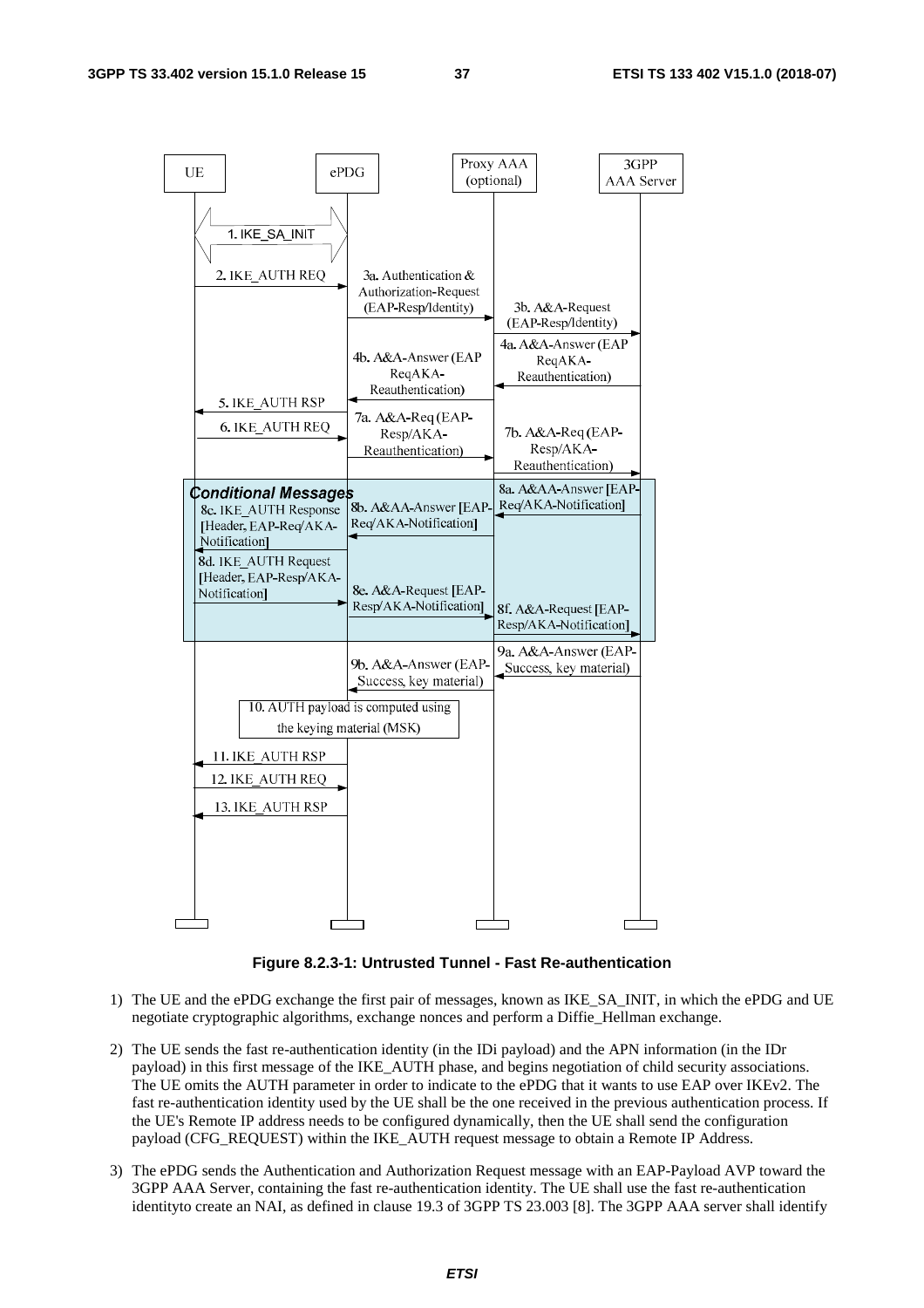**Figure 8.2.3-1: Untrusted Tunnel - Fast Re-authentication**

1) The UE and the ePDG exchange the first pair of messages, known as IKE_SA_INIT, in which the ePDG and UE negotiate cryptographic algorithms, exchange nonces and perform a Diffie_Hellman exchange.

2) The UE sends the fast re-authentication identity (in the IDi payload) and the APN information (in the IDr payload) in this first message of the IKE_AUTH phase, and begins negotiation of child security associations. The UE omits the AUTH parameter in order to indicate to the ePDG that it wants to use EAP over IKEv2. The fast re-authentication identity used by the UE shall be the one received in the previous authentication process. If the UE's Remote IP address needs to be configured dynamically, then the UE shall send the configuration payload (CFG_REQUEST) within the IKE_AUTH request message to obtain a Remote IP Address.

3) The ePDG sends the Authentication and Authorization Request message with an EAP-Payload AVP toward the 3GPP AAA Server, containing the fast re-authentication identity. The UE shall use the fast re-authentication identityto create an NAI, as defined in clause 19.3 of 3GPP TS 23.003 [8]. The 3GPP AAA server shall identify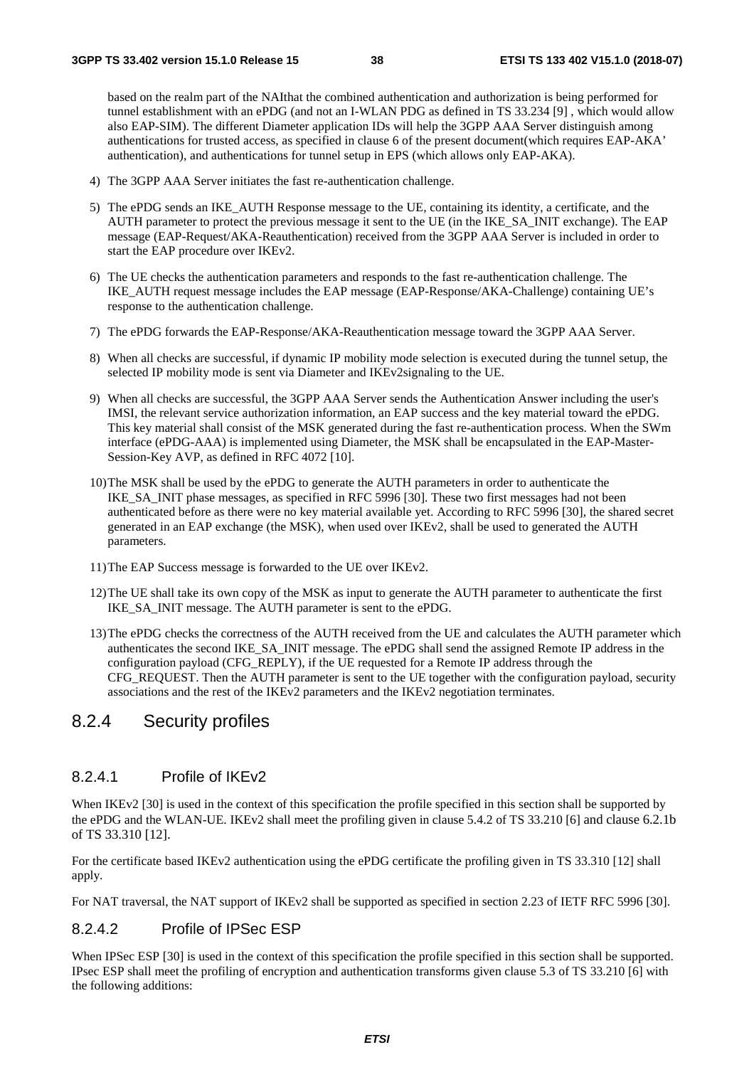based on the realm part of the NAIthat the combined authentication and authorization is being performed for tunnel establishment with an ePDG (and not an I-WLAN PDG as defined in TS 33.234 [9] , which would allow also EAP-SIM). The different Diameter application IDs will help the 3GPP AAA Server distinguish among authentications for trusted access, as specified in clause 6 of the present document(which requires EAP-AKA' authentication), and authentications for tunnel setup in EPS (which allows only EAP-AKA).

4) The 3GPP AAA Server initiates the fast re-authentication challenge.

5) The ePDG sends an IKE_AUTH Response message to the UE, containing its identity, a certificate, and the AUTH parameter to protect the previous message it sent to the UE (in the IKE_SA_INIT exchange). The EAP message (EAP-Request/AKA-Reauthentication) received from the 3GPP AAA Server is included in order to start the EAP procedure over IKEv2.

6) The UE checks the authentication parameters and responds to the fast re-authentication challenge. The IKE_AUTH request message includes the EAP message (EAP-Response/AKA-Challenge) containing UE's response to the authentication challenge.

7) The ePDG forwards the EAP-Response/AKA-Reauthentication message toward the 3GPP AAA Server.

8) When all checks are successful, if dynamic IP mobility mode selection is executed during the tunnel setup, the selected IP mobility mode is sent via Diameter and IKEv2signaling to the UE.

9) When all checks are successful, the 3GPP AAA Server sends the Authentication Answer including the user's IMSI, the relevant service authorization information, an EAP success and the key material toward the ePDG. This key material shall consist of the MSK generated during the fast re-authentication process. When the SWm interface (ePDG-AAA) is implemented using Diameter, the MSK shall be encapsulated in the EAP-Master-Session-Key AVP, as defined in RFC 4072 [10].

10) The MSK shall be used by the ePDG to generate the AUTH parameters in order to authenticate the IKE_SA_INIT phase messages, as specified in RFC 5996 [30]. These two first messages had not been authenticated before as there were no key material available yet. According to RFC 5996 [30], the shared secret generated in an EAP exchange (the MSK), when used over IKEv2, shall be used to generated the AUTH parameters.

11) The EAP Success message is forwarded to the UE over IKEv2.

12) The UE shall take its own copy of the MSK as input to generate the AUTH parameter to authenticate the first IKE_SA_INIT message. The AUTH parameter is sent to the ePDG.

13) The ePDG checks the correctness of the AUTH received from the UE and calculates the AUTH parameter which authenticates the second IKE_SA_INIT message. The ePDG shall send the assigned Remote IP address in the configuration payload (CFG_REPLY), if the UE requested for a Remote IP address through the CFG_REQUEST. Then the AUTH parameter is sent to the UE together with the configuration payload, security associations and the rest of the IKEv2 parameters and the IKEv2 negotiation terminates.

### 8.2.4 Security profiles

#### 8.2.4.1 Profile of IKEv2

When IKEv2 [30] is used in the context of this specification the profile specified in this section shall be supported by the ePDG and the WLAN-UE. IKEv2 shall meet the profiling given in clause 5.4.2 of TS 33.210 [6] and clause 6.2.1b of TS 33.310 [12].

For the certificate based IKEv2 authentication using the ePDG certificate the profiling given in TS 33.310 [12] shall apply.

For NAT traversal, the NAT support of IKEv2 shall be supported as specified in section 2.23 of IETF RFC 5996 [30].

#### 8.2.4.2 Profile of IPSec ESP

When IPSec ESP [30] is used in the context of this specification the profile specified in this section shall be supported. IPsec ESP shall meet the profiling of encryption and authentication transforms given clause 5.3 of TS 33.210 [6] with the following additions: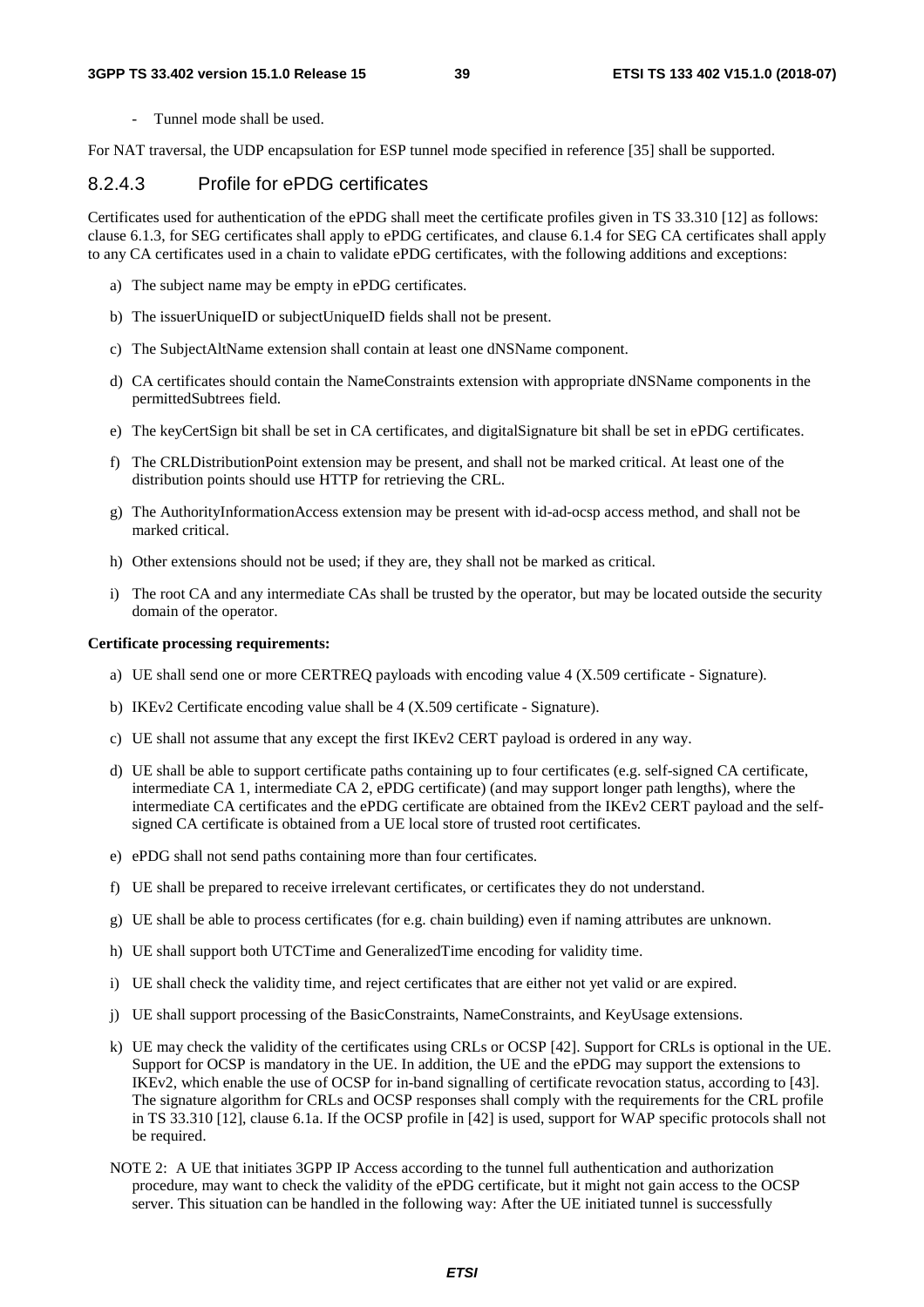- Tunnel mode shall be used.

For NAT traversal, the UDP encapsulation for ESP tunnel mode specified in reference [35] shall be supported.

#### 8.2.4.3 Profile for ePDG certificates

Certificates used for authentication of the ePDG shall meet the certificate profiles given in TS 33.310 [12] as follows: clause 6.1.3, for SEG certificates shall apply to ePDG certificates, and clause 6.1.4 for SEG CA certificates shall apply to any CA certificates used in a chain to validate ePDG certificates, with the following additions and exceptions:

a) The subject name may be empty in ePDG certificates.

b) The issuerUniqueID or subjectUniqueID fields shall not be present.

c) The SubjectAltName extension shall contain at least one dNSName component.

d) CA certificates should contain the NameConstraints extension with appropriate dNSName components in the permittedSubtrees field.

e) The keyCertSign bit shall be set in CA certificates, and digitalSignature bit shall be set in ePDG certificates.

f) The CRLDistributionPoint extension may be present, and shall not be marked critical. At least one of the distribution points should use HTTP for retrieving the CRL.

g) The AuthorityInformationAccess extension may be present with id-ad-ocsp access method, and shall not be marked critical.

h) Other extensions should not be used; if they are, they shall not be marked as critical.

i) The root CA and any intermediate CAs shall be trusted by the operator, but may be located outside the security domain of the operator.

**Certificate processing requirements:**

a) UE shall send one or more CERTREQ payloads with encoding value 4 (X.509 certificate - Signature).

b) IKEv2 Certificate encoding value shall be 4 (X.509 certificate - Signature).

c) UE shall not assume that any except the first IKEv2 CERT payload is ordered in any way.

d) UE shall be able to support certificate paths containing up to four certificates (e.g. self-signed CA certificate, intermediate CA 1, intermediate CA 2, ePDG certificate) (and may support longer path lengths), where the intermediate CA certificates and the ePDG certificate are obtained from the IKEv2 CERT payload and the self-signed CA certificate is obtained from a UE local store of trusted root certificates.

e) ePDG shall not send paths containing more than four certificates.

f) UE shall be prepared to receive irrelevant certificates, or certificates they do not understand.

g) UE shall be able to process certificates (for e.g. chain building) even if naming attributes are unknown.

h) UE shall support both UTCTime and GeneralizedTime encoding for validity time.

i) UE shall check the validity time, and reject certificates that are either not yet valid or are expired.

j) UE shall support processing of the BasicConstraints, NameConstraints, and KeyUsage extensions.

k) UE may check the validity of the certificates using CRLs or OCSP [42]. Support for CRLs is optional in the UE. Support for OCSP is mandatory in the UE. In addition, the UE and the ePDG may support the extensions to IKEv2, which enable the use of OCSP for in-band signalling of certificate revocation status, according to [43]. The signature algorithm for CRLs and OCSP responses shall comply with the requirements for the CRL profile in TS 33.310 [12], clause 6.1a. If the OCSP profile in [42] is used, support for WAP specific protocols shall not be required.

NOTE 2: A UE that initiates 3GPP IP Access according to the tunnel full authentication and authorization procedure, may want to check the validity of the ePDG certificate, but it might not gain access to the OCSP server. This situation can be handled in the following way: After the UE initiated tunnel is successfully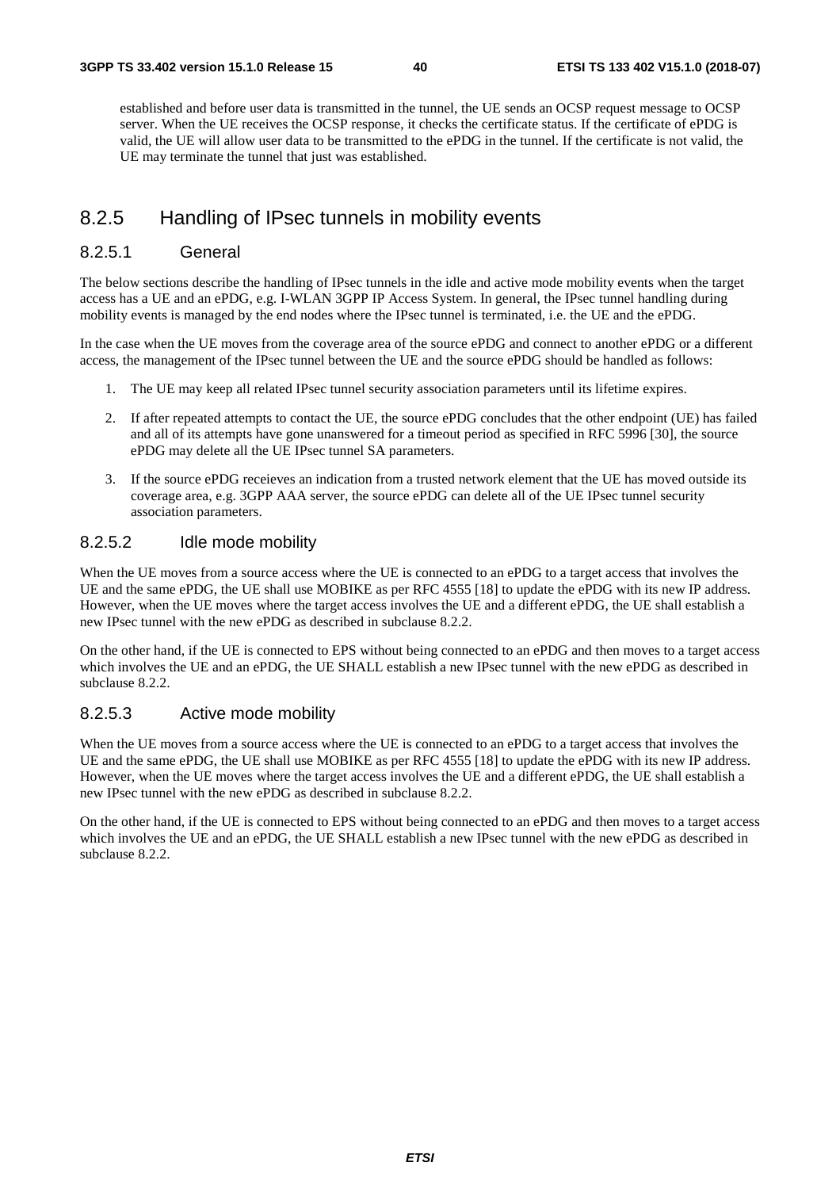established and before user data is transmitted in the tunnel, the UE sends an OCSP request message to OCSP server. When the UE receives the OCSP response, it checks the certificate status. If the certificate of ePDG is valid, the UE will allow user data to be transmitted to the ePDG in the tunnel. If the certificate is not valid, the UE may terminate the tunnel that just was established.

## 8.2.5 Handling of IPsec tunnels in mobility events

### 8.2.5.1 General

The below sections describe the handling of IPsec tunnels in the idle and active mode mobility events when the target access has a UE and an ePDG, e.g. I-WLAN 3GPP IP Access System. In general, the IPsec tunnel handling during mobility events is managed by the end nodes where the IPsec tunnel is terminated, i.e. the UE and the ePDG.

In the case when the UE moves from the coverage area of the source ePDG and connect to another ePDG or a different access, the management of the IPsec tunnel between the UE and the source ePDG should be handled as follows:

1. The UE may keep all related IPsec tunnel security association parameters until its lifetime expires.
2. If after repeated attempts to contact the UE, the source ePDG concludes that the other endpoint (UE) has failed and all of its attempts have gone unanswered for a timeout period as specified in RFC 5996 [30], the source ePDG may delete all the UE IPsec tunnel SA parameters.
3. If the source ePDG receieves an indication from a trusted network element that the UE has moved outside its coverage area, e.g. 3GPP AAA server, the source ePDG can delete all of the UE IPsec tunnel security association parameters.

### 8.2.5.2 Idle mode mobility

When the UE moves from a source access where the UE is connected to an ePDG to a target access that involves the UE and the same ePDG, the UE shall use MOBIKE as per RFC 4555 [18] to update the ePDG with its new IP address. However, when the UE moves where the target access involves the UE and a different ePDG, the UE shall establish a new IPsec tunnel with the new ePDG as described in subclause 8.2.2.

On the other hand, if the UE is connected to EPS without being connected to an ePDG and then moves to a target access which involves the UE and an ePDG, the UE SHALL establish a new IPsec tunnel with the new ePDG as described in subclause 8.2.2.

### 8.2.5.3 Active mode mobility

When the UE moves from a source access where the UE is connected to an ePDG to a target access that involves the UE and the same ePDG, the UE shall use MOBIKE as per RFC 4555 [18] to update the ePDG with its new IP address. However, when the UE moves where the target access involves the UE and a different ePDG, the UE shall establish a new IPsec tunnel with the new ePDG as described in subclause 8.2.2.

On the other hand, if the UE is connected to EPS without being connected to an ePDG and then moves to a target access which involves the UE and an ePDG, the UE SHALL establish a new IPsec tunnel with the new ePDG as described in subclause 8.2.2.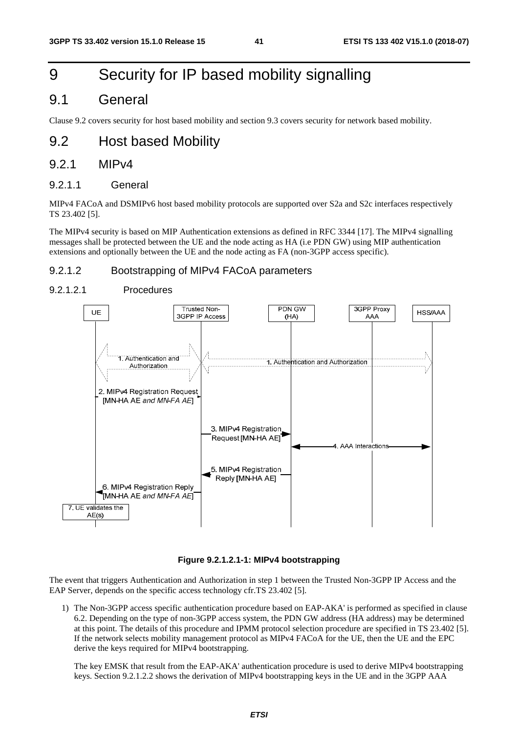# 9 Security for IP based mobility signalling

## 9.1 General

Clause 9.2 covers security for host based mobility and section 9.3 covers security for network based mobility.

## 9.2 Host based Mobility

### 9.2.1 MIPv4

#### 9.2.1.1 General

MIPv4 FACoA and DSMIPv6 host based mobility protocols are supported over S2a and S2c interfaces respectively TS 23.402 [5].

The MIPv4 security is based on MIP Authentication extensions as defined in RFC 3344 [17]. The MIPv4 signalling messages shall be protected between the UE and the node acting as HA (i.e PDN GW) using MIP authentication extensions and optionally between the UE and the node acting as FA (non-3GPP access specific).

#### 9.2.1.2 Bootstrapping of MIPv4 FACoA parameters

##### 9.2.1.2.1 Procedures

**Figure 9.2.1.2.1-1: MIPv4 bootstrapping**

The event that triggers Authentication and Authorization in step 1 between the Trusted Non-3GPP IP Access and the EAP Server, depends on the specific access technology cfr.TS 23.402 [5].

1) The Non-3GPP access specific authentication procedure based on EAP-AKA' is performed as specified in clause 6.2. Depending on the type of non-3GPP access system, the PDN GW address (HA address) may be determined at this point. The details of this procedure and IPMM protocol selection procedure are specified in TS 23.402 [5]. If the network selects mobility management protocol as MIPv4 FACoA for the UE, then the UE and the EPC derive the keys required for MIPv4 bootstrapping.

   The key EMSK that result from the EAP-AKA' authentication procedure is used to derive MIPv4 bootstrapping keys. Section 9.2.1.2.2 shows the derivation of MIPv4 bootstrapping keys in the UE and in the 3GPP AAA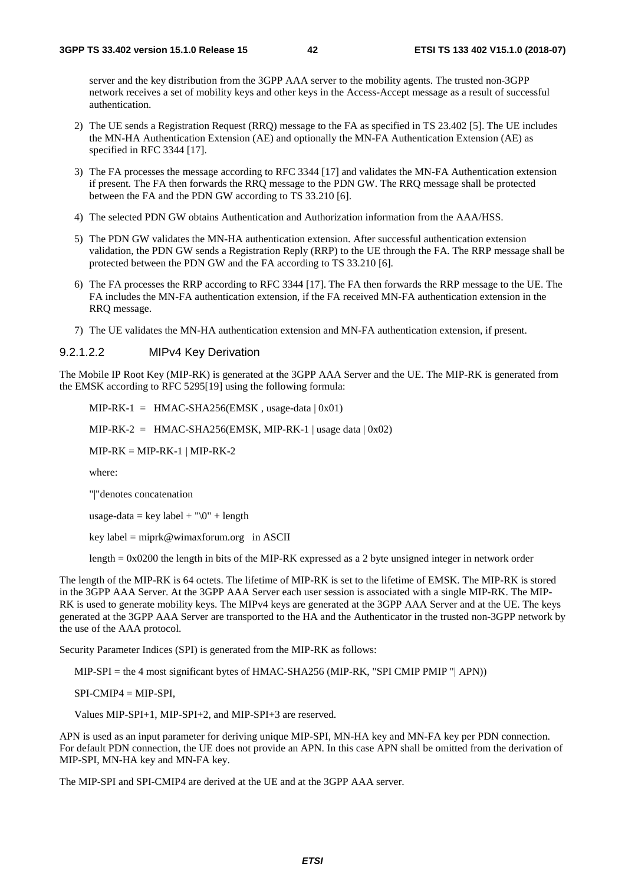server and the key distribution from the 3GPP AAA server to the mobility agents. The trusted non-3GPP network receives a set of mobility keys and other keys in the Access-Accept message as a result of successful authentication.

2) The UE sends a Registration Request (RRQ) message to the FA as specified in TS 23.402 [5]. The UE includes the MN-HA Authentication Extension (AE) and optionally the MN-FA Authentication Extension (AE) as specified in RFC 3344 [17].

3) The FA processes the message according to RFC 3344 [17] and validates the MN-FA Authentication extension if present. The FA then forwards the RRQ message to the PDN GW. The RRQ message shall be protected between the FA and the PDN GW according to TS 33.210 [6].

4) The selected PDN GW obtains Authentication and Authorization information from the AAA/HSS.

5) The PDN GW validates the MN-HA authentication extension. After successful authentication extension validation, the PDN GW sends a Registration Reply (RRP) to the UE through the FA. The RRP message shall be protected between the PDN GW and the FA according to TS 33.210 [6].

6) The FA processes the RRP according to RFC 3344 [17]. The FA then forwards the RRP message to the UE. The FA includes the MN-FA authentication extension, if the FA received MN-FA authentication extension in the RRQ message.

7) The UE validates the MN-HA authentication extension and MN-FA authentication extension, if present.

#### 9.2.1.2.2 MIPv4 Key Derivation

The Mobile IP Root Key (MIP-RK) is generated at the 3GPP AAA Server and the UE. The MIP-RK is generated from the EMSK according to RFC 5295[19] using the following formula:

MIP-RK-1 = HMAC-SHA256(EMSK , usage-data | 0x01)

MIP-RK-2 = HMAC-SHA256(EMSK, MIP-RK-1 | usage data | 0x02)

MIP-RK = MIP-RK-1 | MIP-RK-2

where:

"|"denotes concatenation

usage-data = key label + "\0" + length

key label = miprk@wimaxforum.org in ASCII

length = 0x0200 the length in bits of the MIP-RK expressed as a 2 byte unsigned integer in network order

The length of the MIP-RK is 64 octets. The lifetime of MIP-RK is set to the lifetime of EMSK. The MIP-RK is stored in the 3GPP AAA Server. At the 3GPP AAA Server each user session is associated with a single MIP-RK. The MIP-RK is used to generate mobility keys. The MIPv4 keys are generated at the 3GPP AAA Server and at the UE. The keys generated at the 3GPP AAA Server are transported to the HA and the Authenticator in the trusted non-3GPP network by the use of the AAA protocol.

Security Parameter Indices (SPI) is generated from the MIP-RK as follows:

MIP-SPI = the 4 most significant bytes of HMAC-SHA256 (MIP-RK, "SPI CMIP PMIP "| APN))

SPI-CMIP4 = MIP-SPI,

Values MIP-SPI+1, MIP-SPI+2, and MIP-SPI+3 are reserved.

APN is used as an input parameter for deriving unique MIP-SPI, MN-HA key and MN-FA key per PDN connection. For default PDN connection, the UE does not provide an APN. In this case APN shall be omitted from the derivation of MIP-SPI, MN-HA key and MN-FA key.

The MIP-SPI and SPI-CMIP4 are derived at the UE and at the 3GPP AAA server.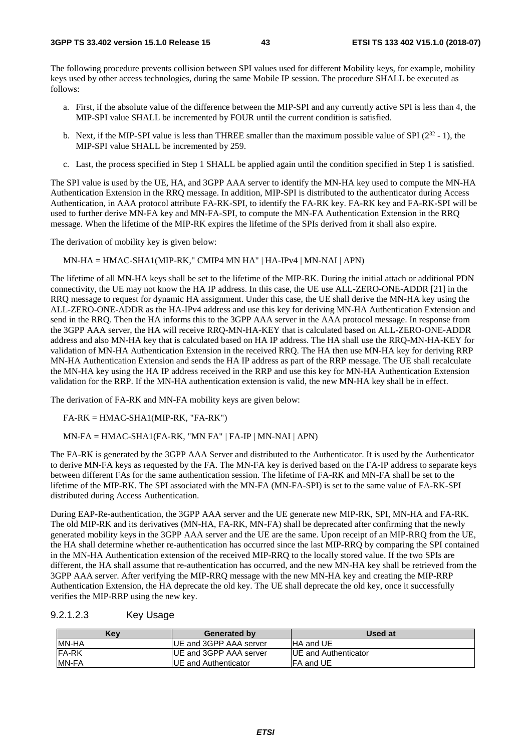The following procedure prevents collision between SPI values used for different Mobility keys, for example, mobility keys used by other access technologies, during the same Mobile IP session. The procedure SHALL be executed as follows:

a. First, if the absolute value of the difference between the MIP-SPI and any currently active SPI is less than 4, the MIP-SPI value SHALL be incremented by FOUR until the current condition is satisfied.

b. Next, if the MIP-SPI value is less than THREE smaller than the maximum possible value of SPI ($2^{32}$ - 1), the MIP-SPI value SHALL be incremented by 259.

c. Last, the process specified in Step 1 SHALL be applied again until the condition specified in Step 1 is satisfied.

The SPI value is used by the UE, HA, and 3GPP AAA server to identify the MN-HA key used to compute the MN-HA Authentication Extension in the RRQ message. In addition, MIP-SPI is distributed to the authenticator during Access Authentication, in AAA protocol attribute FA-RK-SPI, to identify the FA-RK key. FA-RK key and FA-RK-SPI will be used to further derive MN-FA key and MN-FA-SPI, to compute the MN-FA Authentication Extension in the RRQ message. When the lifetime of the MIP-RK expires the lifetime of the SPIs derived from it shall also expire.

The derivation of mobility key is given below:

MN-HA = HMAC-SHA1(MIP-RK," CMIP4 MN HA" | HA-IPv4 | MN-NAI | APN)

The lifetime of all MN-HA keys shall be set to the lifetime of the MIP-RK. During the initial attach or additional PDN connectivity, the UE may not know the HA IP address. In this case, the UE use ALL-ZERO-ONE-ADDR [21] in the RRQ message to request for dynamic HA assignment. Under this case, the UE shall derive the MN-HA key using the ALL-ZERO-ONE-ADDR as the HA-IPv4 address and use this key for deriving MN-HA Authentication Extension and send in the RRQ. Then the HA informs this to the 3GPP AAA server in the AAA protocol message. In response from the 3GPP AAA server, the HA will receive RRQ-MN-HA-KEY that is calculated based on ALL-ZERO-ONE-ADDR address and also MN-HA key that is calculated based on HA IP address. The HA shall use the RRQ-MN-HA-KEY for validation of MN-HA Authentication Extension in the received RRQ. The HA then use MN-HA key for deriving RRP MN-HA Authentication Extension and sends the HA IP address as part of the RRP message. The UE shall recalculate the MN-HA key using the HA IP address received in the RRP and use this key for MN-HA Authentication Extension validation for the RRP. If the MN-HA authentication extension is valid, the new MN-HA key shall be in effect.

The derivation of FA-RK and MN-FA mobility keys are given below:

FA-RK = HMAC-SHA1(MIP-RK, "FA-RK")

MN-FA = HMAC-SHA1(FA-RK, "MN FA" | FA-IP | MN-NAI | APN)

The FA-RK is generated by the 3GPP AAA Server and distributed to the Authenticator. It is used by the Authenticator to derive MN-FA keys as requested by the FA. The MN-FA key is derived based on the FA-IP address to separate keys between different FAs for the same authentication session. The lifetime of FA-RK and MN-FA shall be set to the lifetime of the MIP-RK. The SPI associated with the MN-FA (MN-FA-SPI) is set to the same value of FA-RK-SPI distributed during Access Authentication.

During EAP-Re-authentication, the 3GPP AAA server and the UE generate new MIP-RK, SPI, MN-HA and FA-RK. The old MIP-RK and its derivatives (MN-HA, FA-RK, MN-FA) shall be deprecated after confirming that the newly generated mobility keys in the 3GPP AAA server and the UE are the same. Upon receipt of an MIP-RRQ from the UE, the HA shall determine whether re-authentication has occurred since the last MIP-RRQ by comparing the SPI contained in the MN-HA Authentication extension of the received MIP-RRQ to the locally stored value. If the two SPIs are different, the HA shall assume that re-authentication has occurred, and the new MN-HA key shall be retrieved from the 3GPP AAA server. After verifying the MIP-RRQ message with the new MN-HA key and creating the MIP-RRP Authentication Extension, the HA deprecate the old key. The UE shall deprecate the old key, once it successfully verifies the MIP-RRP using the new key.

#### 9.2.1.2.3 Key Usage

| Key | Generated by | Used at |
|---|---|---|
| MN-HA | UE and 3GPP AAA server | HA and UE |
| FA-RK | UE and 3GPP AAA server | UE and Authenticator |
| MN-FA | UE and Authenticator | FA and UE |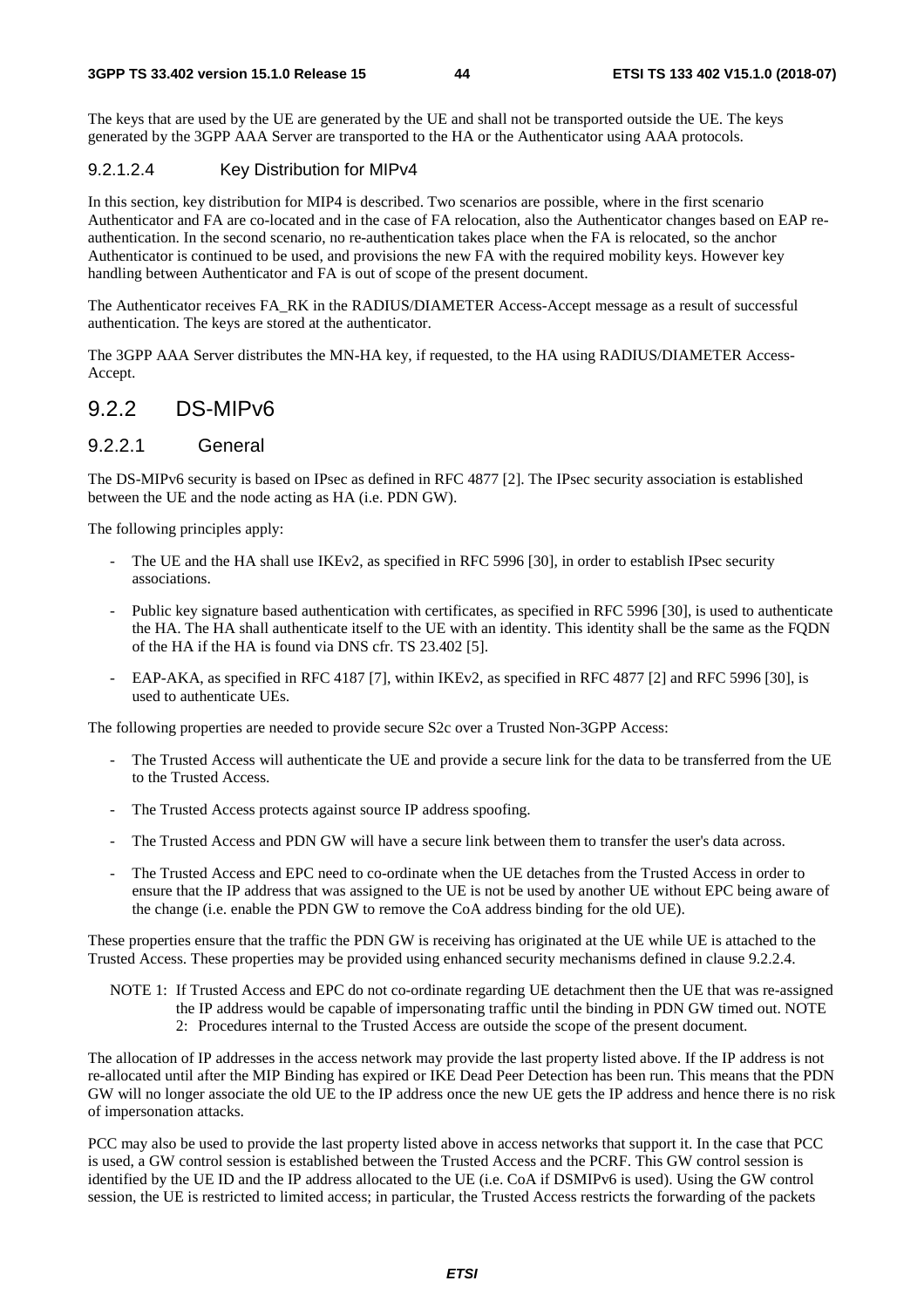The keys that are used by the UE are generated by the UE and shall not be transported outside the UE. The keys generated by the 3GPP AAA Server are transported to the HA or the Authenticator using AAA protocols.

#### 9.2.1.2.4 Key Distribution for MIPv4

In this section, key distribution for MIP4 is described. Two scenarios are possible, where in the first scenario Authenticator and FA are co-located and in the case of FA relocation, also the Authenticator changes based on EAP re-authentication. In the second scenario, no re-authentication takes place when the FA is relocated, so the anchor Authenticator is continued to be used, and provisions the new FA with the required mobility keys. However key handling between Authenticator and FA is out of scope of the present document.

The Authenticator receives FA_RK in the RADIUS/DIAMETER Access-Accept message as a result of successful authentication. The keys are stored at the authenticator.

The 3GPP AAA Server distributes the MN-HA key, if requested, to the HA using RADIUS/DIAMETER Access-Accept.

## 9.2.2 DS-MIPv6

### 9.2.2.1 General

The DS-MIPv6 security is based on IPsec as defined in RFC 4877 [2]. The IPsec security association is established between the UE and the node acting as HA (i.e. PDN GW).

The following principles apply:

- The UE and the HA shall use IKEv2, as specified in RFC 5996 [30], in order to establish IPsec security associations.
- Public key signature based authentication with certificates, as specified in RFC 5996 [30], is used to authenticate the HA. The HA shall authenticate itself to the UE with an identity. This identity shall be the same as the FQDN of the HA if the HA is found via DNS cfr. TS 23.402 [5].
- EAP-AKA, as specified in RFC 4187 [7], within IKEv2, as specified in RFC 4877 [2] and RFC 5996 [30], is used to authenticate UEs.

The following properties are needed to provide secure S2c over a Trusted Non-3GPP Access:

- The Trusted Access will authenticate the UE and provide a secure link for the data to be transferred from the UE to the Trusted Access.
- The Trusted Access protects against source IP address spoofing.
- The Trusted Access and PDN GW will have a secure link between them to transfer the user's data across.
- The Trusted Access and EPC need to co-ordinate when the UE detaches from the Trusted Access in order to ensure that the IP address that was assigned to the UE is not be used by another UE without EPC being aware of the change (i.e. enable the PDN GW to remove the CoA address binding for the old UE).

These properties ensure that the traffic the PDN GW is receiving has originated at the UE while UE is attached to the Trusted Access. These properties may be provided using enhanced security mechanisms defined in clause 9.2.2.4.

NOTE 1: If Trusted Access and EPC do not co-ordinate regarding UE detachment then the UE that was re-assigned the IP address would be capable of impersonating traffic until the binding in PDN GW timed out. NOTE 2: Procedures internal to the Trusted Access are outside the scope of the present document.

The allocation of IP addresses in the access network may provide the last property listed above. If the IP address is not re-allocated until after the MIP Binding has expired or IKE Dead Peer Detection has been run. This means that the PDN GW will no longer associate the old UE to the IP address once the new UE gets the IP address and hence there is no risk of impersonation attacks.

PCC may also be used to provide the last property listed above in access networks that support it. In the case that PCC is used, a GW control session is established between the Trusted Access and the PCRF. This GW control session is identified by the UE ID and the IP address allocated to the UE (i.e. CoA if DSMIPv6 is used). Using the GW control session, the UE is restricted to limited access; in particular, the Trusted Access restricts the forwarding of the packets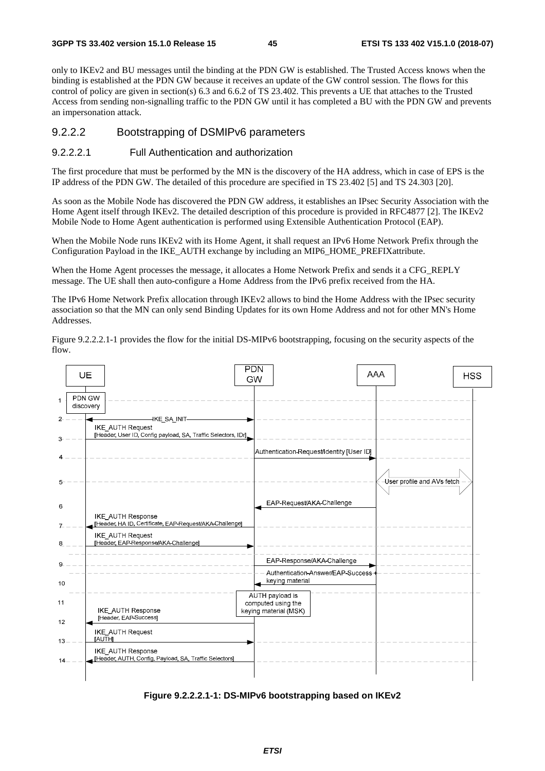only to IKEv2 and BU messages until the binding at the PDN GW is established. The Trusted Access knows when the binding is established at the PDN GW because it receives an update of the GW control session. The flows for this control of policy are given in section(s) 6.3 and 6.6.2 of TS 23.402. This prevents a UE that attaches to the Trusted Access from sending non-signalling traffic to the PDN GW until it has completed a BU with the PDN GW and prevents an impersonation attack.

### 9.2.2.2 Bootstrapping of DSMIPv6 parameters

#### 9.2.2.2.1 Full Authentication and authorization

The first procedure that must be performed by the MN is the discovery of the HA address, which in case of EPS is the IP address of the PDN GW. The detailed of this procedure are specified in TS 23.402 [5] and TS 24.303 [20].

As soon as the Mobile Node has discovered the PDN GW address, it establishes an IPsec Security Association with the Home Agent itself through IKEv2. The detailed description of this procedure is provided in RFC4877 [2]. The IKEv2 Mobile Node to Home Agent authentication is performed using Extensible Authentication Protocol (EAP).

When the Mobile Node runs IKEv2 with its Home Agent, it shall request an IPv6 Home Network Prefix through the Configuration Payload in the IKE_AUTH exchange by including an MIP6_HOME_PREFIXattribute.

When the Home Agent processes the message, it allocates a Home Network Prefix and sends it a CFG_REPLY message. The UE shall then auto-configure a Home Address from the IPv6 prefix received from the HA.

The IPv6 Home Network Prefix allocation through IKEv2 allows to bind the Home Address with the IPsec security association so that the MN can only send Binding Updates for its own Home Address and not for other MN's Home Addresses.

Figure 9.2.2.2.1-1 provides the flow for the initial DS-MIPv6 bootstrapping, focusing on the security aspects of the flow.

UE | PDN GW | AAA | HSS

1. UE: PDN GW discovery
2. UE ↔ PDN GW: IKE_SA_INIT
3. UE → PDN GW: IKE_AUTH Request [Header, User ID, Config payload, SA, Traffic Selectors, IDr]
4. PDN GW → AAA: Authentication-Request/Identity [User ID]
5. AAA ↔ HSS: User profile and AVs fetch
6. AAA → PDN GW: EAP-Request/AKA-Challenge
7. PDN GW → UE: IKE_AUTH Response [Header, HA ID, Certificate, EAP-Request/AKA-Challenge]
8. UE → PDN GW: IKE_AUTH Request [Header, EAP-Response/AKA-Challenge]
9. PDN GW → AAA: EAP-Response/AKA-Challenge
10. AAA → PDN GW: Authentication-Answer/EAP-Success + keying material
11. PDN GW: AUTH payload is computed using the keying material (MSK)
12. PDN GW → UE: IKE_AUTH Response [Header, EAP-Success]
13. UE → PDN GW: IKE_AUTH Request [AUTH]
14. PDN GW → UE: IKE_AUTH Response [Header, AUTH, Config. Payload, SA, Traffic Selectors]

**Figure 9.2.2.2.1-1: DS-MIPv6 bootstrapping based on IKEv2**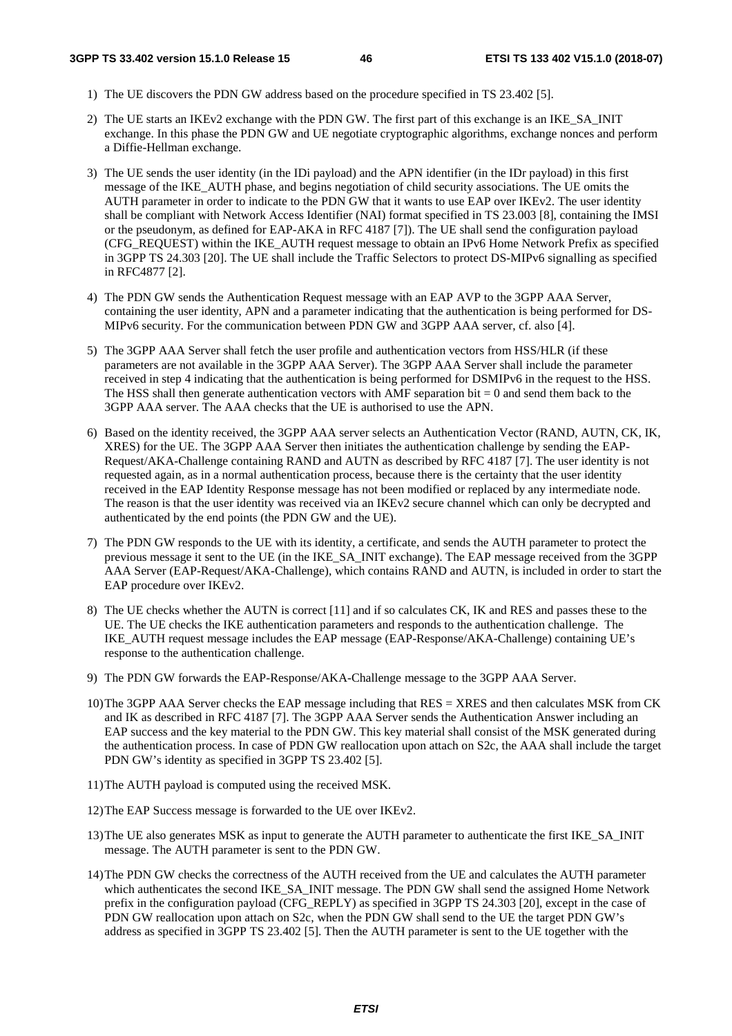1) The UE discovers the PDN GW address based on the procedure specified in TS 23.402 [5].

2) The UE starts an IKEv2 exchange with the PDN GW. The first part of this exchange is an IKE_SA_INIT exchange. In this phase the PDN GW and UE negotiate cryptographic algorithms, exchange nonces and perform a Diffie-Hellman exchange.

3) The UE sends the user identity (in the IDi payload) and the APN identifier (in the IDr payload) in this first message of the IKE_AUTH phase, and begins negotiation of child security associations. The UE omits the AUTH parameter in order to indicate to the PDN GW that it wants to use EAP over IKEv2. The user identity shall be compliant with Network Access Identifier (NAI) format specified in TS 23.003 [8], containing the IMSI or the pseudonym, as defined for EAP-AKA in RFC 4187 [7]). The UE shall send the configuration payload (CFG_REQUEST) within the IKE_AUTH request message to obtain an IPv6 Home Network Prefix as specified in 3GPP TS 24.303 [20]. The UE shall include the Traffic Selectors to protect DS-MIPv6 signalling as specified in RFC4877 [2].

4) The PDN GW sends the Authentication Request message with an EAP AVP to the 3GPP AAA Server, containing the user identity, APN and a parameter indicating that the authentication is being performed for DS-MIPv6 security. For the communication between PDN GW and 3GPP AAA server, cf. also [4].

5) The 3GPP AAA Server shall fetch the user profile and authentication vectors from HSS/HLR (if these parameters are not available in the 3GPP AAA Server). The 3GPP AAA Server shall include the parameter received in step 4 indicating that the authentication is being performed for DSMIPv6 in the request to the HSS. The HSS shall then generate authentication vectors with AMF separation bit = 0 and send them back to the 3GPP AAA server. The AAA checks that the UE is authorised to use the APN.

6) Based on the identity received, the 3GPP AAA server selects an Authentication Vector (RAND, AUTN, CK, IK, XRES) for the UE. The 3GPP AAA Server then initiates the authentication challenge by sending the EAP-Request/AKA-Challenge containing RAND and AUTN as described by RFC 4187 [7]. The user identity is not requested again, as in a normal authentication process, because there is the certainty that the user identity received in the EAP Identity Response message has not been modified or replaced by any intermediate node. The reason is that the user identity was received via an IKEv2 secure channel which can only be decrypted and authenticated by the end points (the PDN GW and the UE).

7) The PDN GW responds to the UE with its identity, a certificate, and sends the AUTH parameter to protect the previous message it sent to the UE (in the IKE_SA_INIT exchange). The EAP message received from the 3GPP AAA Server (EAP-Request/AKA-Challenge), which contains RAND and AUTN, is included in order to start the EAP procedure over IKEv2.

8) The UE checks whether the AUTN is correct [11] and if so calculates CK, IK and RES and passes these to the UE. The UE checks the IKE authentication parameters and responds to the authentication challenge. The IKE_AUTH request message includes the EAP message (EAP-Response/AKA-Challenge) containing UE's response to the authentication challenge.

9) The PDN GW forwards the EAP-Response/AKA-Challenge message to the 3GPP AAA Server.

10) The 3GPP AAA Server checks the EAP message including that RES = XRES and then calculates MSK from CK and IK as described in RFC 4187 [7]. The 3GPP AAA Server sends the Authentication Answer including an EAP success and the key material to the PDN GW. This key material shall consist of the MSK generated during the authentication process. In case of PDN GW reallocation upon attach on S2c, the AAA shall include the target PDN GW's identity as specified in 3GPP TS 23.402 [5].

11) The AUTH payload is computed using the received MSK.

12) The EAP Success message is forwarded to the UE over IKEv2.

13) The UE also generates MSK as input to generate the AUTH parameter to authenticate the first IKE_SA_INIT message. The AUTH parameter is sent to the PDN GW.

14) The PDN GW checks the correctness of the AUTH received from the UE and calculates the AUTH parameter which authenticates the second IKE_SA_INIT message. The PDN GW shall send the assigned Home Network prefix in the configuration payload (CFG_REPLY) as specified in 3GPP TS 24.303 [20], except in the case of PDN GW reallocation upon attach on S2c, when the PDN GW shall send to the UE the target PDN GW's address as specified in 3GPP TS 23.402 [5]. Then the AUTH parameter is sent to the UE together with the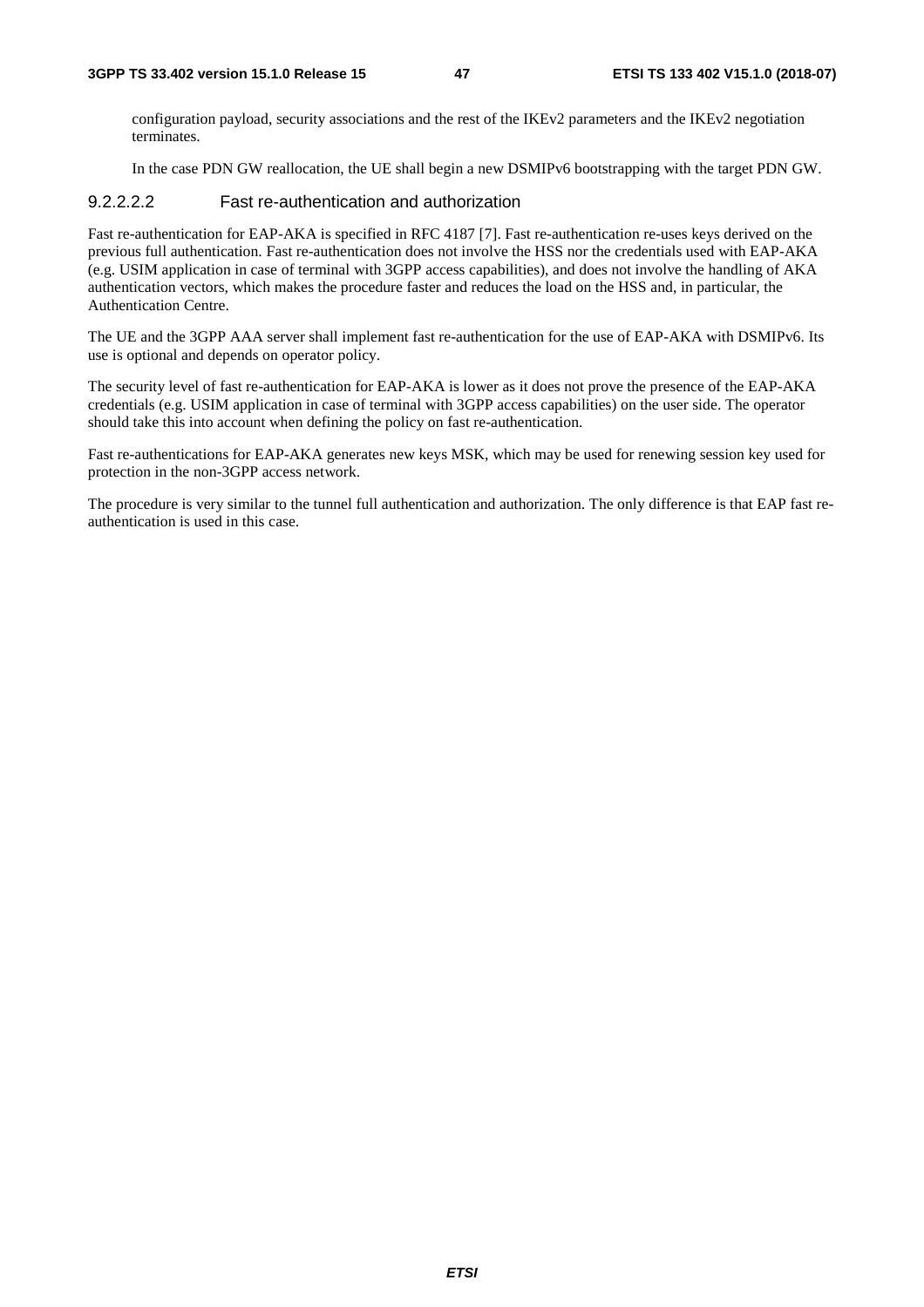configuration payload, security associations and the rest of the IKEv2 parameters and the IKEv2 negotiation terminates.

In the case PDN GW reallocation, the UE shall begin a new DSMIPv6 bootstrapping with the target PDN GW.

##### 9.2.2.2.2 Fast re-authentication and authorization

Fast re-authentication for EAP-AKA is specified in RFC 4187 [7]. Fast re-authentication re-uses keys derived on the previous full authentication. Fast re-authentication does not involve the HSS nor the credentials used with EAP-AKA (e.g. USIM application in case of terminal with 3GPP access capabilities), and does not involve the handling of AKA authentication vectors, which makes the procedure faster and reduces the load on the HSS and, in particular, the Authentication Centre.

The UE and the 3GPP AAA server shall implement fast re-authentication for the use of EAP-AKA with DSMIPv6. Its use is optional and depends on operator policy.

The security level of fast re-authentication for EAP-AKA is lower as it does not prove the presence of the EAP-AKA credentials (e.g. USIM application in case of terminal with 3GPP access capabilities) on the user side. The operator should take this into account when defining the policy on fast re-authentication.

Fast re-authentications for EAP-AKA generates new keys MSK, which may be used for renewing session key used for protection in the non-3GPP access network.

The procedure is very similar to the tunnel full authentication and authorization. The only difference is that EAP fast re-authentication is used in this case.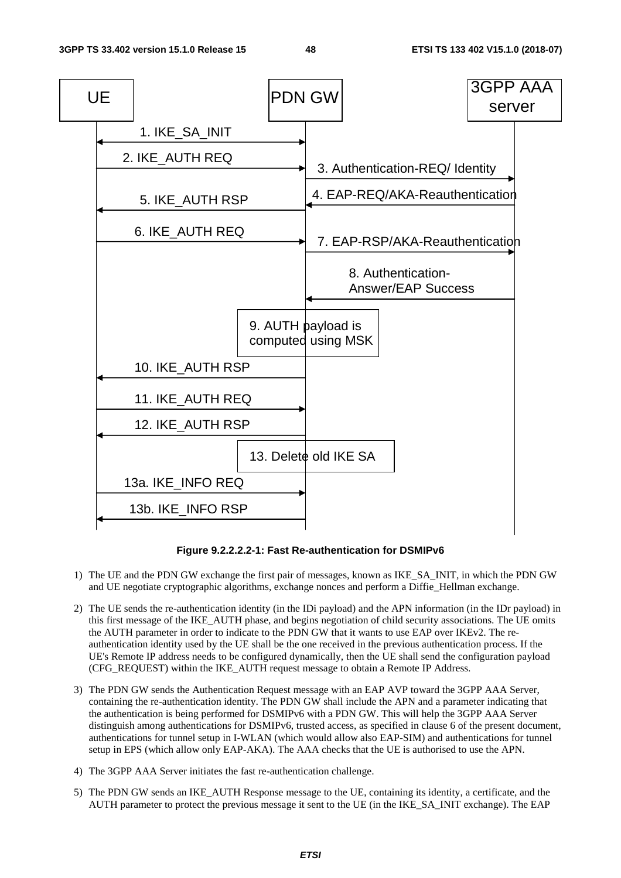**Figure 9.2.2.2.2-1: Fast Re-authentication for DSMIPv6**

1) The UE and the PDN GW exchange the first pair of messages, known as IKE_SA_INIT, in which the PDN GW and UE negotiate cryptographic algorithms, exchange nonces and perform a Diffie_Hellman exchange.

2) The UE sends the re-authentication identity (in the IDi payload) and the APN information (in the IDr payload) in this first message of the IKE_AUTH phase, and begins negotiation of child security associations. The UE omits the AUTH parameter in order to indicate to the PDN GW that it wants to use EAP over IKEv2. The re-authentication identity used by the UE shall be the one received in the previous authentication process. If the UE's Remote IP address needs to be configured dynamically, then the UE shall send the configuration payload (CFG_REQUEST) within the IKE_AUTH request message to obtain a Remote IP Address.

3) The PDN GW sends the Authentication Request message with an EAP AVP toward the 3GPP AAA Server, containing the re-authentication identity. The PDN GW shall include the APN and a parameter indicating that the authentication is being performed for DSMIPv6 with a PDN GW. This will help the 3GPP AAA Server distinguish among authentications for DSMIPv6, trusted access, as specified in clause 6 of the present document, authentications for tunnel setup in I-WLAN (which would allow also EAP-SIM) and authentications for tunnel setup in EPS (which allow only EAP-AKA). The AAA checks that the UE is authorised to use the APN.

4) The 3GPP AAA Server initiates the fast re-authentication challenge.

5) The PDN GW sends an IKE_AUTH Response message to the UE, containing its identity, a certificate, and the AUTH parameter to protect the previous message it sent to the UE (in the IKE_SA_INIT exchange). The EAP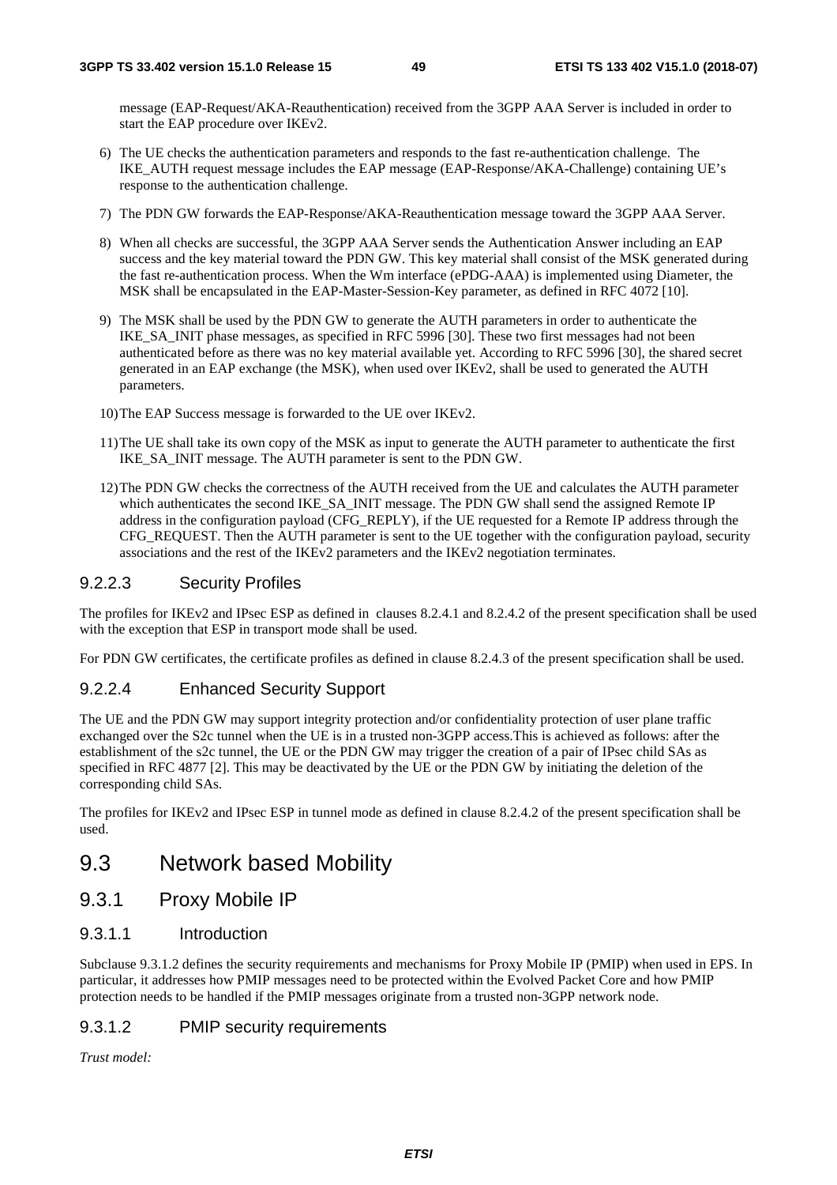message (EAP-Request/AKA-Reauthentication) received from the 3GPP AAA Server is included in order to start the EAP procedure over IKEv2.

6) The UE checks the authentication parameters and responds to the fast re-authentication challenge. The IKE_AUTH request message includes the EAP message (EAP-Response/AKA-Challenge) containing UE's response to the authentication challenge.

7) The PDN GW forwards the EAP-Response/AKA-Reauthentication message toward the 3GPP AAA Server.

8) When all checks are successful, the 3GPP AAA Server sends the Authentication Answer including an EAP success and the key material toward the PDN GW. This key material shall consist of the MSK generated during the fast re-authentication process. When the Wm interface (ePDG-AAA) is implemented using Diameter, the MSK shall be encapsulated in the EAP-Master-Session-Key parameter, as defined in RFC 4072 [10].

9) The MSK shall be used by the PDN GW to generate the AUTH parameters in order to authenticate the IKE_SA_INIT phase messages, as specified in RFC 5996 [30]. These two first messages had not been authenticated before as there was no key material available yet. According to RFC 5996 [30], the shared secret generated in an EAP exchange (the MSK), when used over IKEv2, shall be used to generated the AUTH parameters.

10) The EAP Success message is forwarded to the UE over IKEv2.

11) The UE shall take its own copy of the MSK as input to generate the AUTH parameter to authenticate the first IKE_SA_INIT message. The AUTH parameter is sent to the PDN GW.

12) The PDN GW checks the correctness of the AUTH received from the UE and calculates the AUTH parameter which authenticates the second IKE_SA_INIT message. The PDN GW shall send the assigned Remote IP address in the configuration payload (CFG_REPLY), if the UE requested for a Remote IP address through the CFG_REQUEST. Then the AUTH parameter is sent to the UE together with the configuration payload, security associations and the rest of the IKEv2 parameters and the IKEv2 negotiation terminates.

#### 9.2.2.3 Security Profiles

The profiles for IKEv2 and IPsec ESP as defined in clauses 8.2.4.1 and 8.2.4.2 of the present specification shall be used with the exception that ESP in transport mode shall be used.

For PDN GW certificates, the certificate profiles as defined in clause 8.2.4.3 of the present specification shall be used.

#### 9.2.2.4 Enhanced Security Support

The UE and the PDN GW may support integrity protection and/or confidentiality protection of user plane traffic exchanged over the S2c tunnel when the UE is in a trusted non-3GPP access.This is achieved as follows: after the establishment of the s2c tunnel, the UE or the PDN GW may trigger the creation of a pair of IPsec child SAs as specified in RFC 4877 [2]. This may be deactivated by the UE or the PDN GW by initiating the deletion of the corresponding child SAs.

The profiles for IKEv2 and IPsec ESP in tunnel mode as defined in clause 8.2.4.2 of the present specification shall be used.

## 9.3 Network based Mobility

### 9.3.1 Proxy Mobile IP

#### 9.3.1.1 Introduction

Subclause 9.3.1.2 defines the security requirements and mechanisms for Proxy Mobile IP (PMIP) when used in EPS. In particular, it addresses how PMIP messages need to be protected within the Evolved Packet Core and how PMIP protection needs to be handled if the PMIP messages originate from a trusted non-3GPP network node.

#### 9.3.1.2 PMIP security requirements

*Trust model:*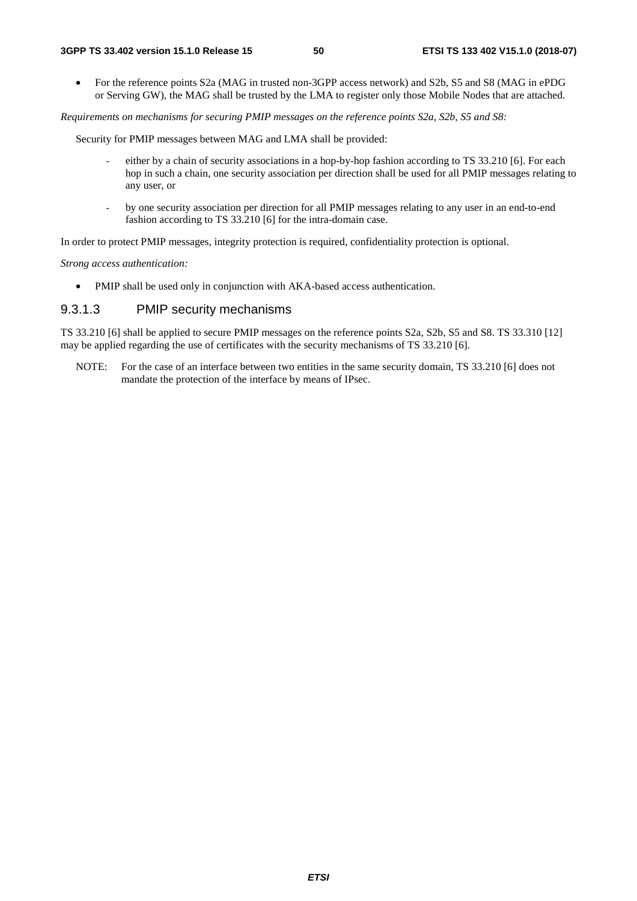- For the reference points S2a (MAG in trusted non-3GPP access network) and S2b, S5 and S8 (MAG in ePDG or Serving GW), the MAG shall be trusted by the LMA to register only those Mobile Nodes that are attached.

*Requirements on mechanisms for securing PMIP messages on the reference points S2a, S2b, S5 and S8:*

Security for PMIP messages between MAG and LMA shall be provided:

- either by a chain of security associations in a hop-by-hop fashion according to TS 33.210 [6]. For each hop in such a chain, one security association per direction shall be used for all PMIP messages relating to any user, or
- by one security association per direction for all PMIP messages relating to any user in an end-to-end fashion according to TS 33.210 [6] for the intra-domain case.

In order to protect PMIP messages, integrity protection is required, confidentiality protection is optional.

*Strong access authentication:*

- PMIP shall be used only in conjunction with AKA-based access authentication.

#### 9.3.1.3 PMIP security mechanisms

TS 33.210 [6] shall be applied to secure PMIP messages on the reference points S2a, S2b, S5 and S8. TS 33.310 [12] may be applied regarding the use of certificates with the security mechanisms of TS 33.210 [6].

NOTE: For the case of an interface between two entities in the same security domain, TS 33.210 [6] does not mandate the protection of the interface by means of IPsec.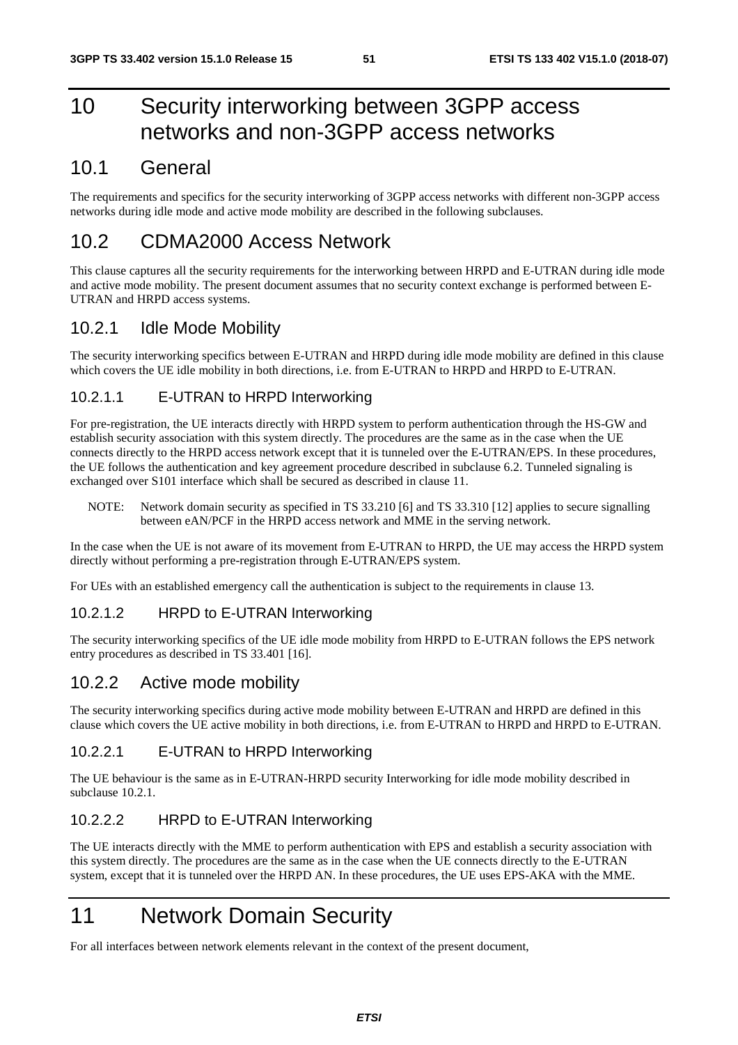# 10 Security interworking between 3GPP access networks and non-3GPP access networks

## 10.1 General

The requirements and specifics for the security interworking of 3GPP access networks with different non-3GPP access networks during idle mode and active mode mobility are described in the following subclauses.

## 10.2 CDMA2000 Access Network

This clause captures all the security requirements for the interworking between HRPD and E-UTRAN during idle mode and active mode mobility. The present document assumes that no security context exchange is performed between E-UTRAN and HRPD access systems.

### 10.2.1 Idle Mode Mobility

The security interworking specifics between E-UTRAN and HRPD during idle mode mobility are defined in this clause which covers the UE idle mobility in both directions, i.e. from E-UTRAN to HRPD and HRPD to E-UTRAN.

#### 10.2.1.1 E-UTRAN to HRPD Interworking

For pre-registration, the UE interacts directly with HRPD system to perform authentication through the HS-GW and establish security association with this system directly. The procedures are the same as in the case when the UE connects directly to the HRPD access network except that it is tunneled over the E-UTRAN/EPS. In these procedures, the UE follows the authentication and key agreement procedure described in subclause 6.2. Tunneled signaling is exchanged over S101 interface which shall be secured as described in clause 11.

NOTE: Network domain security as specified in TS 33.210 [6] and TS 33.310 [12] applies to secure signalling between eAN/PCF in the HRPD access network and MME in the serving network.

In the case when the UE is not aware of its movement from E-UTRAN to HRPD, the UE may access the HRPD system directly without performing a pre-registration through E-UTRAN/EPS system.

For UEs with an established emergency call the authentication is subject to the requirements in clause 13.

#### 10.2.1.2 HRPD to E-UTRAN Interworking

The security interworking specifics of the UE idle mode mobility from HRPD to E-UTRAN follows the EPS network entry procedures as described in TS 33.401 [16].

### 10.2.2 Active mode mobility

The security interworking specifics during active mode mobility between E-UTRAN and HRPD are defined in this clause which covers the UE active mobility in both directions, i.e. from E-UTRAN to HRPD and HRPD to E-UTRAN.

#### 10.2.2.1 E-UTRAN to HRPD Interworking

The UE behaviour is the same as in E-UTRAN-HRPD security Interworking for idle mode mobility described in subclause 10.2.1.

#### 10.2.2.2 HRPD to E-UTRAN Interworking

The UE interacts directly with the MME to perform authentication with EPS and establish a security association with this system directly. The procedures are the same as in the case when the UE connects directly to the E-UTRAN system, except that it is tunneled over the HRPD AN. In these procedures, the UE uses EPS-AKA with the MME.

# 11 Network Domain Security

For all interfaces between network elements relevant in the context of the present document,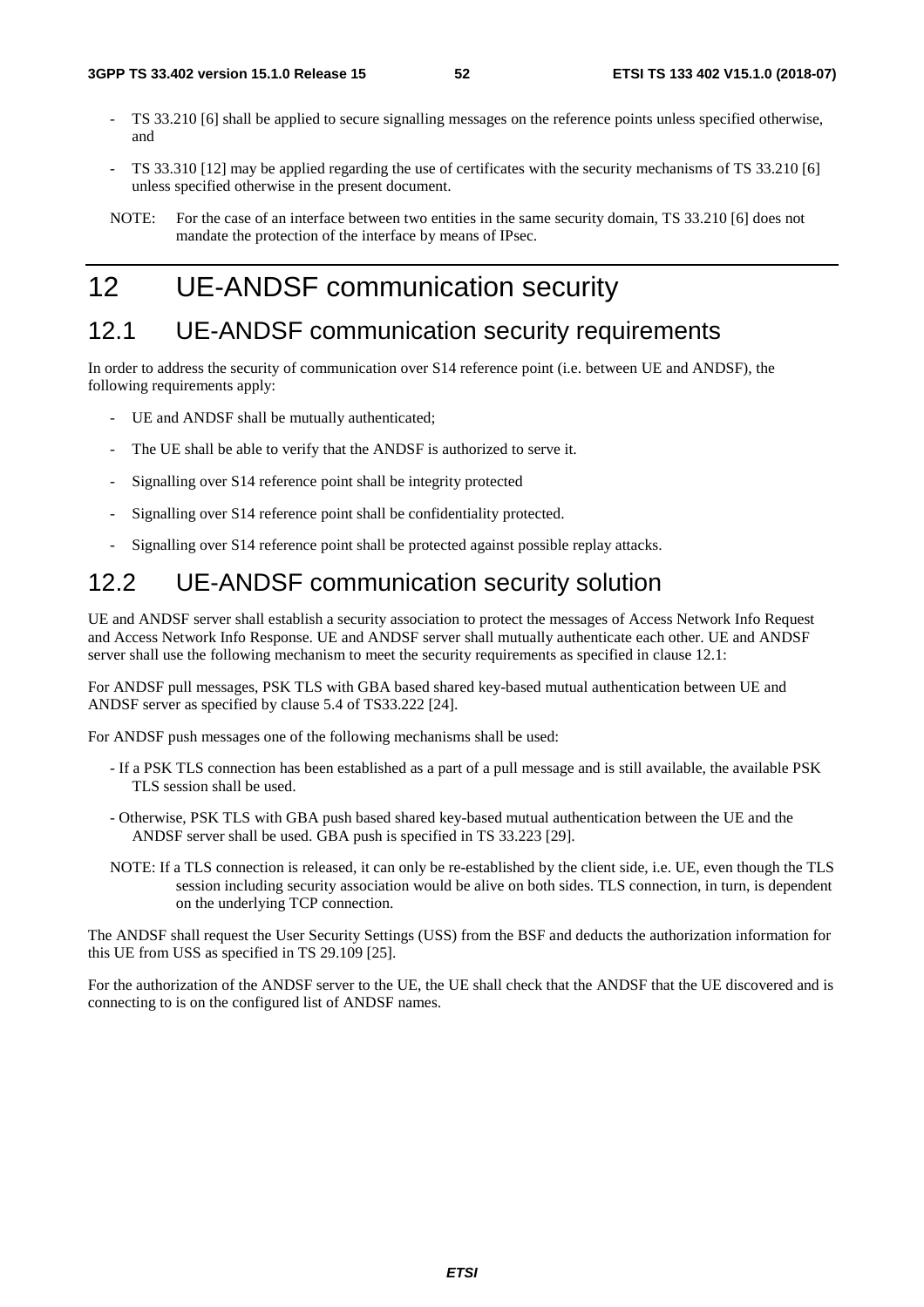- TS 33.210 [6] shall be applied to secure signalling messages on the reference points unless specified otherwise, and

- TS 33.310 [12] may be applied regarding the use of certificates with the security mechanisms of TS 33.210 [6] unless specified otherwise in the present document.

NOTE: For the case of an interface between two entities in the same security domain, TS 33.210 [6] does not mandate the protection of the interface by means of IPsec.

# 12 UE-ANDSF communication security

## 12.1 UE-ANDSF communication security requirements

In order to address the security of communication over S14 reference point (i.e. between UE and ANDSF), the following requirements apply:

- UE and ANDSF shall be mutually authenticated;

- The UE shall be able to verify that the ANDSF is authorized to serve it.

- Signalling over S14 reference point shall be integrity protected

- Signalling over S14 reference point shall be confidentiality protected.

- Signalling over S14 reference point shall be protected against possible replay attacks.

## 12.2 UE-ANDSF communication security solution

UE and ANDSF server shall establish a security association to protect the messages of Access Network Info Request and Access Network Info Response. UE and ANDSF server shall mutually authenticate each other. UE and ANDSF server shall use the following mechanism to meet the security requirements as specified in clause 12.1:

For ANDSF pull messages, PSK TLS with GBA based shared key-based mutual authentication between UE and ANDSF server as specified by clause 5.4 of TS33.222 [24].

For ANDSF push messages one of the following mechanisms shall be used:

- If a PSK TLS connection has been established as a part of a pull message and is still available, the available PSK TLS session shall be used.

- Otherwise, PSK TLS with GBA push based shared key-based mutual authentication between the UE and the ANDSF server shall be used. GBA push is specified in TS 33.223 [29].

NOTE: If a TLS connection is released, it can only be re-established by the client side, i.e. UE, even though the TLS session including security association would be alive on both sides. TLS connection, in turn, is dependent on the underlying TCP connection.

The ANDSF shall request the User Security Settings (USS) from the BSF and deducts the authorization information for this UE from USS as specified in TS 29.109 [25].

For the authorization of the ANDSF server to the UE, the UE shall check that the ANDSF that the UE discovered and is connecting to is on the configured list of ANDSF names.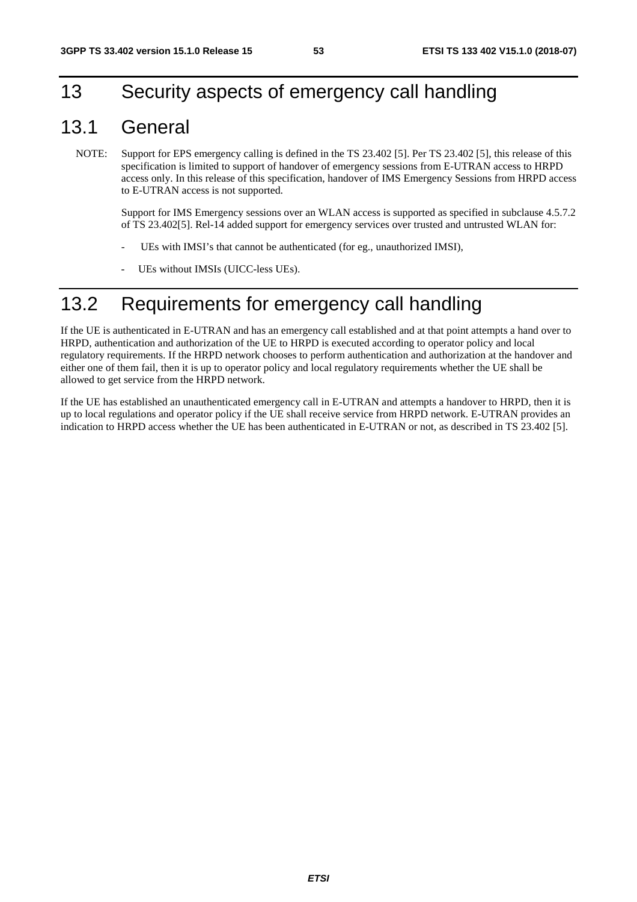# 13 Security aspects of emergency call handling

## 13.1 General

NOTE: Support for EPS emergency calling is defined in the TS 23.402 [5]. Per TS 23.402 [5], this release of this specification is limited to support of handover of emergency sessions from E-UTRAN access to HRPD access only. In this release of this specification, handover of IMS Emergency Sessions from HRPD access to E-UTRAN access is not supported.

Support for IMS Emergency sessions over an WLAN access is supported as specified in subclause 4.5.7.2 of TS 23.402[5]. Rel-14 added support for emergency services over trusted and untrusted WLAN for:

- UEs with IMSI's that cannot be authenticated (for eg., unauthorized IMSI),
- UEs without IMSIs (UICC-less UEs).

## 13.2 Requirements for emergency call handling

If the UE is authenticated in E-UTRAN and has an emergency call established and at that point attempts a hand over to HRPD, authentication and authorization of the UE to HRPD is executed according to operator policy and local regulatory requirements. If the HRPD network chooses to perform authentication and authorization at the handover and either one of them fail, then it is up to operator policy and local regulatory requirements whether the UE shall be allowed to get service from the HRPD network.

If the UE has established an unauthenticated emergency call in E-UTRAN and attempts a handover to HRPD, then it is up to local regulations and operator policy if the UE shall receive service from HRPD network. E-UTRAN provides an indication to HRPD access whether the UE has been authenticated in E-UTRAN or not, as described in TS 23.402 [5].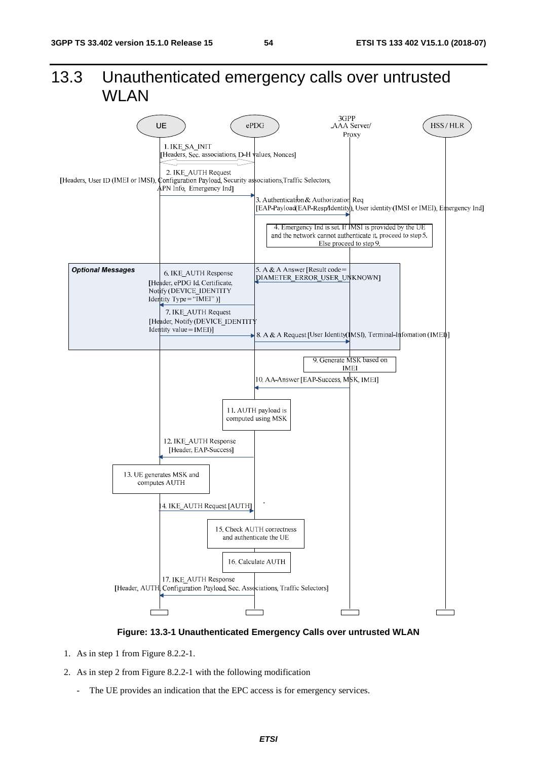## 13.3 Unauthenticated emergency calls over untrusted WLAN

**Figure: 13.3-1 Unauthenticated Emergency Calls over untrusted WLAN**

1. As in step 1 from Figure 8.2.2-1.

2. As in step 2 from Figure 8.2.2-1 with the following modification

    - The UE provides an indication that the EPC access is for emergency services.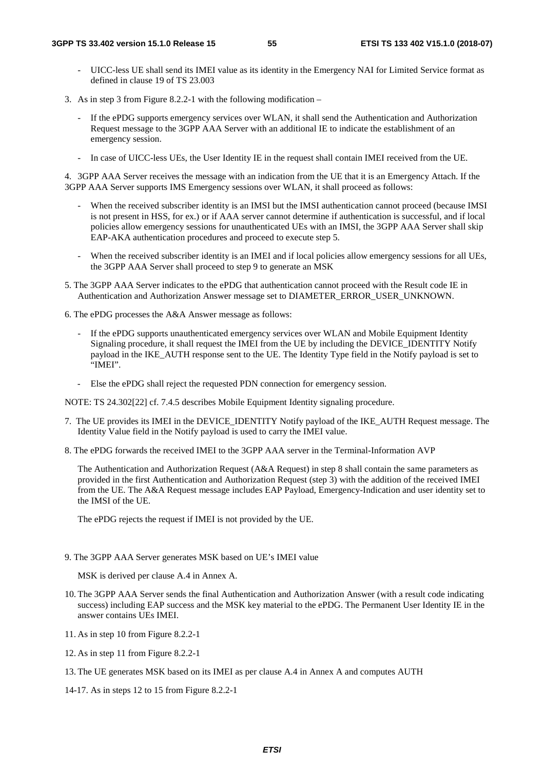- UICC-less UE shall send its IMEI value as its identity in the Emergency NAI for Limited Service format as defined in clause 19 of TS 23.003

3. As in step 3 from Figure 8.2.2-1 with the following modification –

   - If the ePDG supports emergency services over WLAN, it shall send the Authentication and Authorization Request message to the 3GPP AAA Server with an additional IE to indicate the establishment of an emergency session.

   - In case of UICC-less UEs, the User Identity IE in the request shall contain IMEI received from the UE.

4. 3GPP AAA Server receives the message with an indication from the UE that it is an Emergency Attach. If the 3GPP AAA Server supports IMS Emergency sessions over WLAN, it shall proceed as follows:

   - When the received subscriber identity is an IMSI but the IMSI authentication cannot proceed (because IMSI is not present in HSS, for ex.) or if AAA server cannot determine if authentication is successful, and if local policies allow emergency sessions for unauthenticated UEs with an IMSI, the 3GPP AAA Server shall skip EAP-AKA authentication procedures and proceed to execute step 5.

   - When the received subscriber identity is an IMEI and if local policies allow emergency sessions for all UEs, the 3GPP AAA Server shall proceed to step 9 to generate an MSK

5. The 3GPP AAA Server indicates to the ePDG that authentication cannot proceed with the Result code IE in Authentication and Authorization Answer message set to DIAMETER_ERROR_USER_UNKNOWN.

6. The ePDG processes the A&A Answer message as follows:

   - If the ePDG supports unauthenticated emergency services over WLAN and Mobile Equipment Identity Signaling procedure, it shall request the IMEI from the UE by including the DEVICE_IDENTITY Notify payload in the IKE_AUTH response sent to the UE. The Identity Type field in the Notify payload is set to "IMEI".

   - Else the ePDG shall reject the requested PDN connection for emergency session.

NOTE: TS 24.302[22] cf. 7.4.5 describes Mobile Equipment Identity signaling procedure.

7. The UE provides its IMEI in the DEVICE_IDENTITY Notify payload of the IKE_AUTH Request message. The Identity Value field in the Notify payload is used to carry the IMEI value.

8. The ePDG forwards the received IMEI to the 3GPP AAA server in the Terminal-Information AVP

   The Authentication and Authorization Request (A&A Request) in step 8 shall contain the same parameters as provided in the first Authentication and Authorization Request (step 3) with the addition of the received IMEI from the UE. The A&A Request message includes EAP Payload, Emergency-Indication and user identity set to the IMSI of the UE.

   The ePDG rejects the request if IMEI is not provided by the UE.

9. The 3GPP AAA Server generates MSK based on UE's IMEI value

   MSK is derived per clause A.4 in Annex A.

10. The 3GPP AAA Server sends the final Authentication and Authorization Answer (with a result code indicating success) including EAP success and the MSK key material to the ePDG. The Permanent User Identity IE in the answer contains UEs IMEI.

11. As in step 10 from Figure 8.2.2-1

12. As in step 11 from Figure 8.2.2-1

13. The UE generates MSK based on its IMEI as per clause A.4 in Annex A and computes AUTH

14-17. As in steps 12 to 15 from Figure 8.2.2-1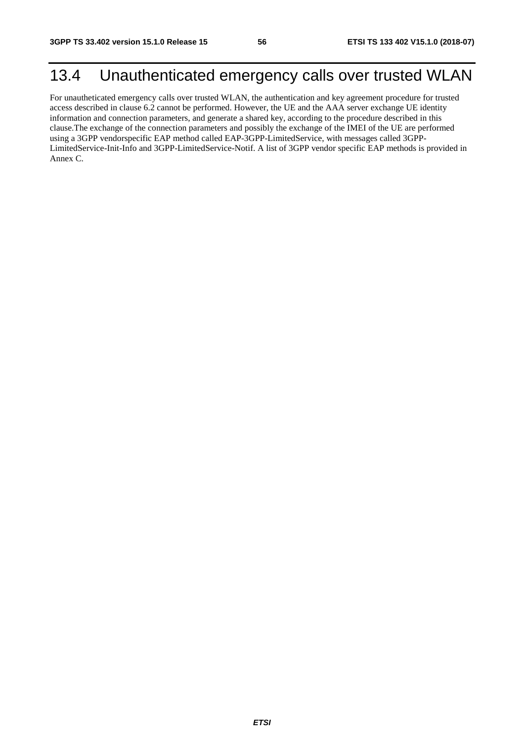## 13.4 Unauthenticated emergency calls over trusted WLAN

For unautheticated emergency calls over trusted WLAN, the authentication and key agreement procedure for trusted access described in clause 6.2 cannot be performed. However, the UE and the AAA server exchange UE identity information and connection parameters, and generate a shared key, according to the procedure described in this clause.The exchange of the connection parameters and possibly the exchange of the IMEI of the UE are performed using a 3GPP vendorspecific EAP method called EAP-3GPP-LimitedService, with messages called 3GPP-LimitedService-Init-Info and 3GPP-LimitedService-Notif. A list of 3GPP vendor specific EAP methods is provided in Annex C.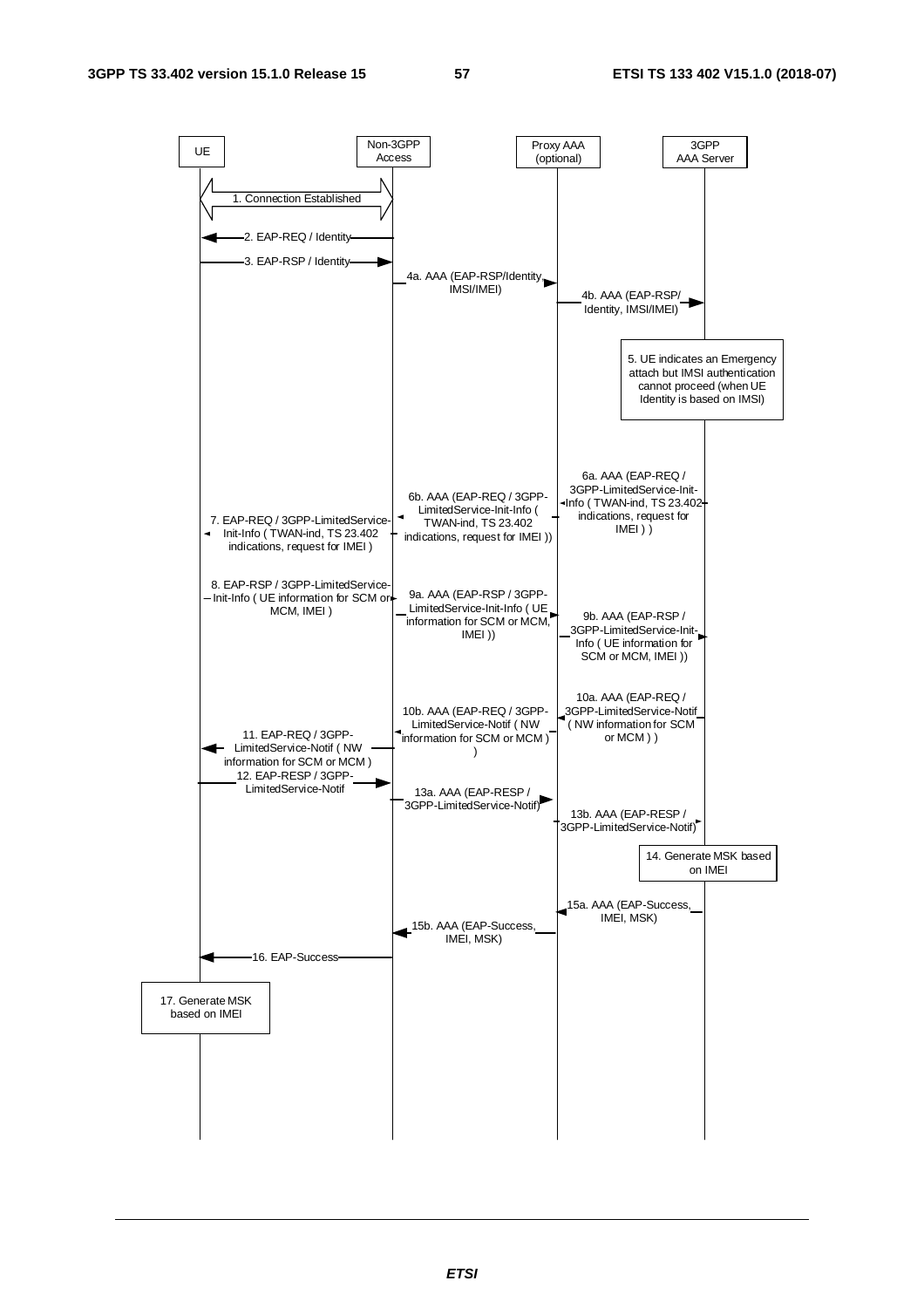UE | Non-3GPP Access | Proxy AAA (optional) | 3GPP AAA Server

1. Connection Established

2. EAP-REQ / Identity

3. EAP-RSP / Identity

4a. AAA (EAP-RSP/Identity, IMSI/IMEI)

4b. AAA (EAP-RSP/ Identity, IMSI/IMEI)

5. UE indicates an Emergency attach but IMSI authentication cannot proceed (when UE Identity is based on IMSI)

6a. AAA (EAP-REQ / 3GPP-LimitedService-Init-Info ( TWAN-ind, TS 23.402 indications, request for IMEI ) )

6b. AAA (EAP-REQ / 3GPP-LimitedService-Init-Info ( TWAN-ind, TS 23.402 indications, request for IMEI ))

7. EAP-REQ / 3GPP-LimitedService-Init-Info ( TWAN-ind, TS 23.402 indications, request for IMEI )

8. EAP-RSP / 3GPP-LimitedService-Init-Info ( UE information for SCM or MCM, IMEI )

9a. AAA (EAP-RSP / 3GPP-LimitedService-Init-Info ( UE information for SCM or MCM, IMEI ))

9b. AAA (EAP-RSP / 3GPP-LimitedService-Init-Info ( UE information for SCM or MCM, IMEI ))

10a. AAA (EAP-REQ / 3GPP-LimitedService-Notif ( NW information for SCM or MCM ) )

10b. AAA (EAP-REQ / 3GPP-LimitedService-Notif ( NW information for SCM or MCM ) )

11. EAP-REQ / 3GPP-LimitedService-Notif ( NW information for SCM or MCM )

12. EAP-RESP / 3GPP-LimitedService-Notif

13a. AAA (EAP-RESP / 3GPP-LimitedService-Notif)

13b. AAA (EAP-RESP / 3GPP-LimitedService-Notif)

14. Generate MSK based on IMEI

15a. AAA (EAP-Success, IMEI, MSK)

15b. AAA (EAP-Success, IMEI, MSK)

16. EAP-Success

17. Generate MSK based on IMEI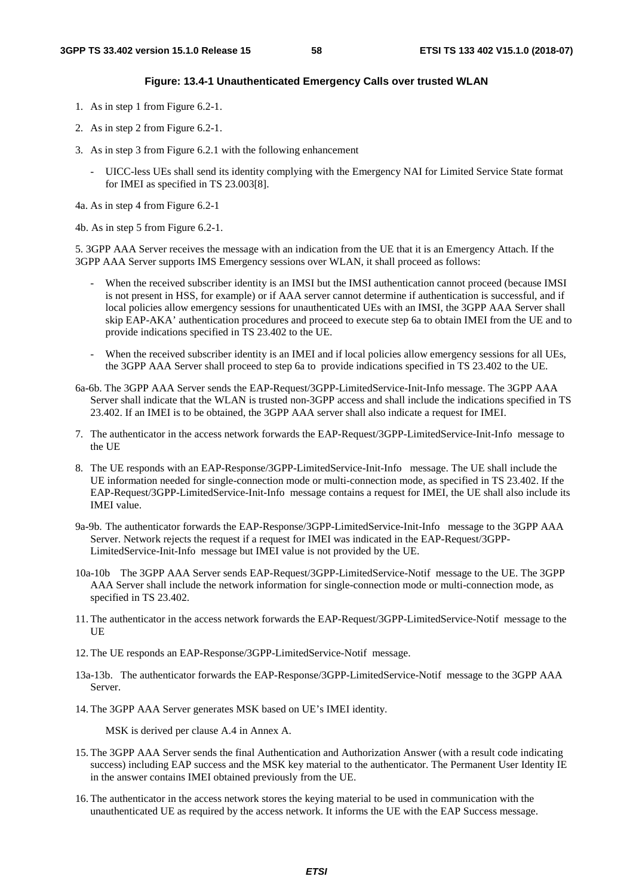**Figure: 13.4-1 Unauthenticated Emergency Calls over trusted WLAN**

1. As in step 1 from Figure 6.2-1.
2. As in step 2 from Figure 6.2-1.
3. As in step 3 from Figure 6.2.1 with the following enhancement
   - UICC-less UEs shall send its identity complying with the Emergency NAI for Limited Service State format for IMEI as specified in TS 23.003[8].

4a. As in step 4 from Figure 6.2-1

4b. As in step 5 from Figure 6.2-1.

5. 3GPP AAA Server receives the message with an indication from the UE that it is an Emergency Attach. If the 3GPP AAA Server supports IMS Emergency sessions over WLAN, it shall proceed as follows:
   - When the received subscriber identity is an IMSI but the IMSI authentication cannot proceed (because IMSI is not present in HSS, for example) or if AAA server cannot determine if authentication is successful, and if local policies allow emergency sessions for unauthenticated UEs with an IMSI, the 3GPP AAA Server shall skip EAP-AKA' authentication procedures and proceed to execute step 6a to obtain IMEI from the UE and to provide indications specified in TS 23.402 to the UE.
   - When the received subscriber identity is an IMEI and if local policies allow emergency sessions for all UEs, the 3GPP AAA Server shall proceed to step 6a to provide indications specified in TS 23.402 to the UE.

6a-6b. The 3GPP AAA Server sends the EAP-Request/3GPP-LimitedService-Init-Info message. The 3GPP AAA Server shall indicate that the WLAN is trusted non-3GPP access and shall include the indications specified in TS 23.402. If an IMEI is to be obtained, the 3GPP AAA server shall also indicate a request for IMEI.

7. The authenticator in the access network forwards the EAP-Request/3GPP-LimitedService-Init-Info message to the UE

8. The UE responds with an EAP-Response/3GPP-LimitedService-Init-Info message. The UE shall include the UE information needed for single-connection mode or multi-connection mode, as specified in TS 23.402. If the EAP-Request/3GPP-LimitedService-Init-Info message contains a request for IMEI, the UE shall also include its IMEI value.

9a-9b. The authenticator forwards the EAP-Response/3GPP-LimitedService-Init-Info message to the 3GPP AAA Server. Network rejects the request if a request for IMEI was indicated in the EAP-Request/3GPP-LimitedService-Init-Info message but IMEI value is not provided by the UE.

10a-10b The 3GPP AAA Server sends EAP-Request/3GPP-LimitedService-Notif message to the UE. The 3GPP AAA Server shall include the network information for single-connection mode or multi-connection mode, as specified in TS 23.402.

11. The authenticator in the access network forwards the EAP-Request/3GPP-LimitedService-Notif message to the UE

12. The UE responds an EAP-Response/3GPP-LimitedService-Notif message.

13a-13b. The authenticator forwards the EAP-Response/3GPP-LimitedService-Notif message to the 3GPP AAA Server.

14. The 3GPP AAA Server generates MSK based on UE's IMEI identity.

    MSK is derived per clause A.4 in Annex A.

15. The 3GPP AAA Server sends the final Authentication and Authorization Answer (with a result code indicating success) including EAP success and the MSK key material to the authenticator. The Permanent User Identity IE in the answer contains IMEI obtained previously from the UE.

16. The authenticator in the access network stores the keying material to be used in communication with the unauthenticated UE as required by the access network. It informs the UE with the EAP Success message.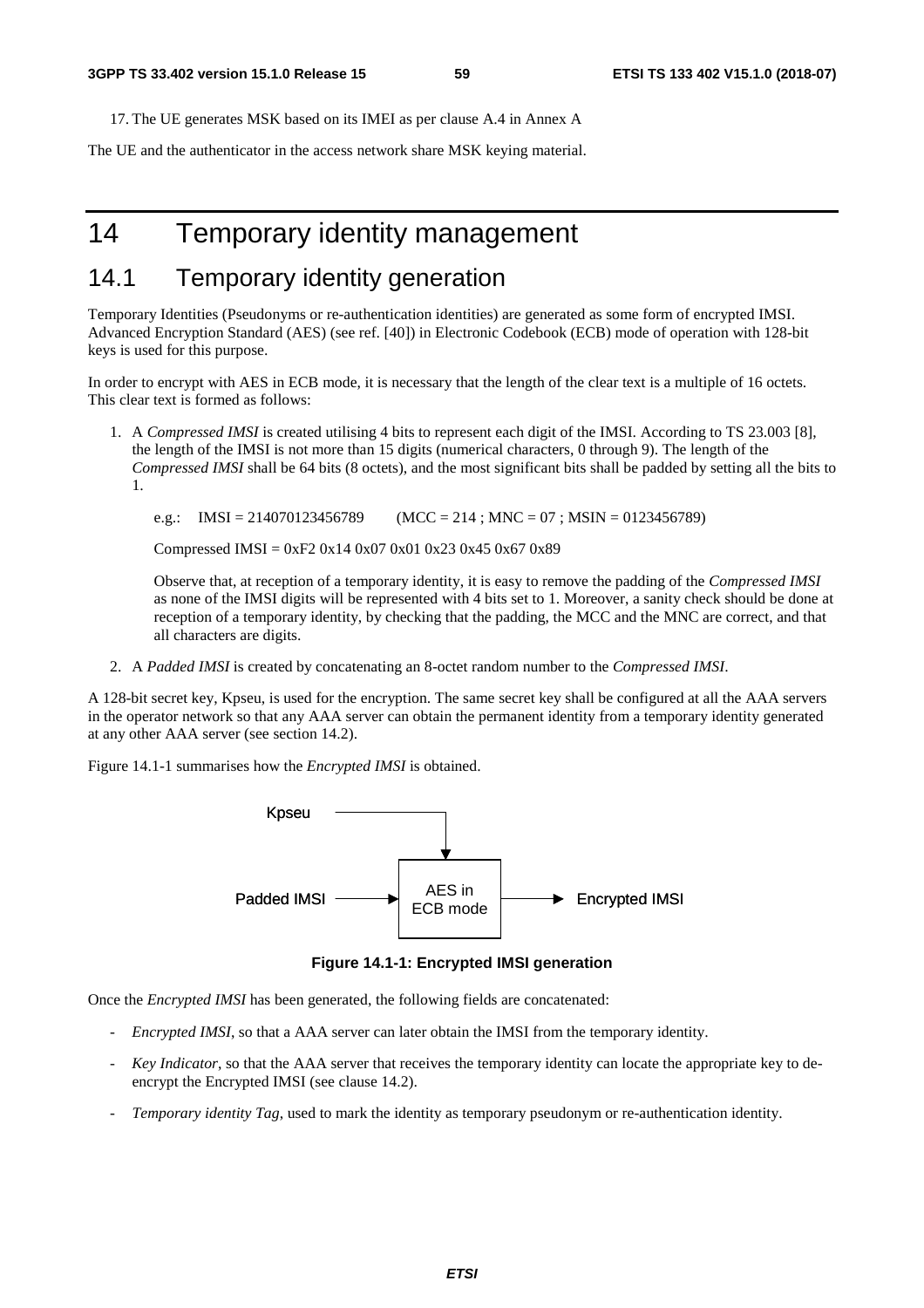17. The UE generates MSK based on its IMEI as per clause A.4 in Annex A

The UE and the authenticator in the access network share MSK keying material.

# 14 Temporary identity management

## 14.1 Temporary identity generation

Temporary Identities (Pseudonyms or re-authentication identities) are generated as some form of encrypted IMSI. Advanced Encryption Standard (AES) (see ref. [40]) in Electronic Codebook (ECB) mode of operation with 128-bit keys is used for this purpose.

In order to encrypt with AES in ECB mode, it is necessary that the length of the clear text is a multiple of 16 octets. This clear text is formed as follows:

1. A *Compressed IMSI* is created utilising 4 bits to represent each digit of the IMSI. According to TS 23.003 [8], the length of the IMSI is not more than 15 digits (numerical characters, 0 through 9). The length of the *Compressed IMSI* shall be 64 bits (8 octets), and the most significant bits shall be padded by setting all the bits to 1.

   e.g.: IMSI = 214070123456789 (MCC = 214 ; MNC = 07 ; MSIN = 0123456789)

   Compressed IMSI = 0xF2 0x14 0x07 0x01 0x23 0x45 0x67 0x89

   Observe that, at reception of a temporary identity, it is easy to remove the padding of the *Compressed IMSI* as none of the IMSI digits will be represented with 4 bits set to 1. Moreover, a sanity check should be done at reception of a temporary identity, by checking that the padding, the MCC and the MNC are correct, and that all characters are digits.

2. A *Padded IMSI* is created by concatenating an 8-octet random number to the *Compressed IMSI*.

A 128-bit secret key, Kpseu, is used for the encryption. The same secret key shall be configured at all the AAA servers in the operator network so that any AAA server can obtain the permanent identity from a temporary identity generated at any other AAA server (see section 14.2).

Figure 14.1-1 summarises how the *Encrypted IMSI* is obtained.

Kpseu

Padded IMSI → AES in ECB mode → Encrypted IMSI

**Figure 14.1-1: Encrypted IMSI generation**

Once the *Encrypted IMSI* has been generated, the following fields are concatenated:

- *Encrypted IMSI*, so that a AAA server can later obtain the IMSI from the temporary identity.
- *Key Indicator*, so that the AAA server that receives the temporary identity can locate the appropriate key to de-encrypt the Encrypted IMSI (see clause 14.2).
- *Temporary identity Tag*, used to mark the identity as temporary pseudonym or re-authentication identity.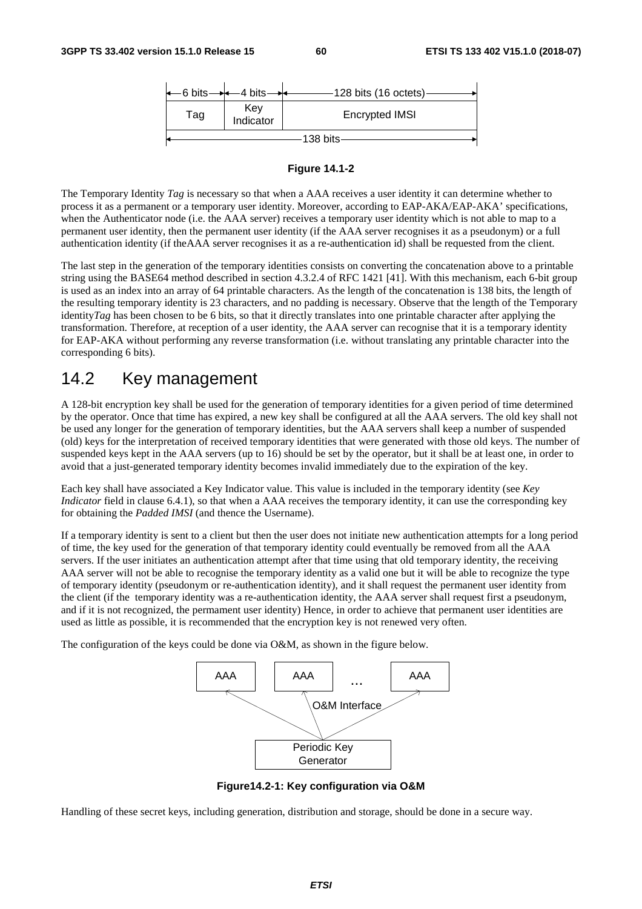| 6 bits | 4 bits | 128 bits (16 octets) |
|---|---|---|
| Tag | Key Indicator | Encrypted IMSI |
| 138 bits | | |

**Figure 14.1-2**

The Temporary Identity *Tag* is necessary so that when a AAA receives a user identity it can determine whether to process it as a permanent or a temporary user identity. Moreover, according to EAP-AKA/EAP-AKA' specifications, when the Authenticator node (i.e. the AAA server) receives a temporary user identity which is not able to map to a permanent user identity, then the permanent user identity (if the AAA server recognises it as a pseudonym) or a full authentication identity (if theAAA server recognises it as a re-authentication id) shall be requested from the client.

The last step in the generation of the temporary identities consists on converting the concatenation above to a printable string using the BASE64 method described in section 4.3.2.4 of RFC 1421 [41]. With this mechanism, each 6-bit group is used as an index into an array of 64 printable characters. As the length of the concatenation is 138 bits, the length of the resulting temporary identity is 23 characters, and no padding is necessary. Observe that the length of the Temporary identity*Tag* has been chosen to be 6 bits, so that it directly translates into one printable character after applying the transformation. Therefore, at reception of a user identity, the AAA server can recognise that it is a temporary identity for EAP-AKA without performing any reverse transformation (i.e. without translating any printable character into the corresponding 6 bits).

## 14.2 Key management

A 128-bit encryption key shall be used for the generation of temporary identities for a given period of time determined by the operator. Once that time has expired, a new key shall be configured at all the AAA servers. The old key shall not be used any longer for the generation of temporary identities, but the AAA servers shall keep a number of suspended (old) keys for the interpretation of received temporary identities that were generated with those old keys. The number of suspended keys kept in the AAA servers (up to 16) should be set by the operator, but it shall be at least one, in order to avoid that a just-generated temporary identity becomes invalid immediately due to the expiration of the key.

Each key shall have associated a Key Indicator value. This value is included in the temporary identity (see *Key Indicator* field in clause 6.4.1), so that when a AAA receives the temporary identity, it can use the corresponding key for obtaining the *Padded IMSI* (and thence the Username).

If a temporary identity is sent to a client but then the user does not initiate new authentication attempts for a long period of time, the key used for the generation of that temporary identity could eventually be removed from all the AAA servers. If the user initiates an authentication attempt after that time using that old temporary identity, the receiving AAA server will not be able to recognise the temporary identity as a valid one but it will be able to recognize the type of temporary identity (pseudonym or re-authentication identity), and it shall request the permanent user identity from the client (if the temporary identity was a re-authentication identity, the AAA server shall request first a pseudonym, and if it is not recognized, the permament user identity) Hence, in order to achieve that permanent user identities are used as little as possible, it is recommended that the encryption key is not renewed very often.

The configuration of the keys could be done via O&M, as shown in the figure below.

AAA    AAA    ...    AAA

O&M Interface

Periodic Key Generator

**Figure14.2-1: Key configuration via O&M**

Handling of these secret keys, including generation, distribution and storage, should be done in a secure way.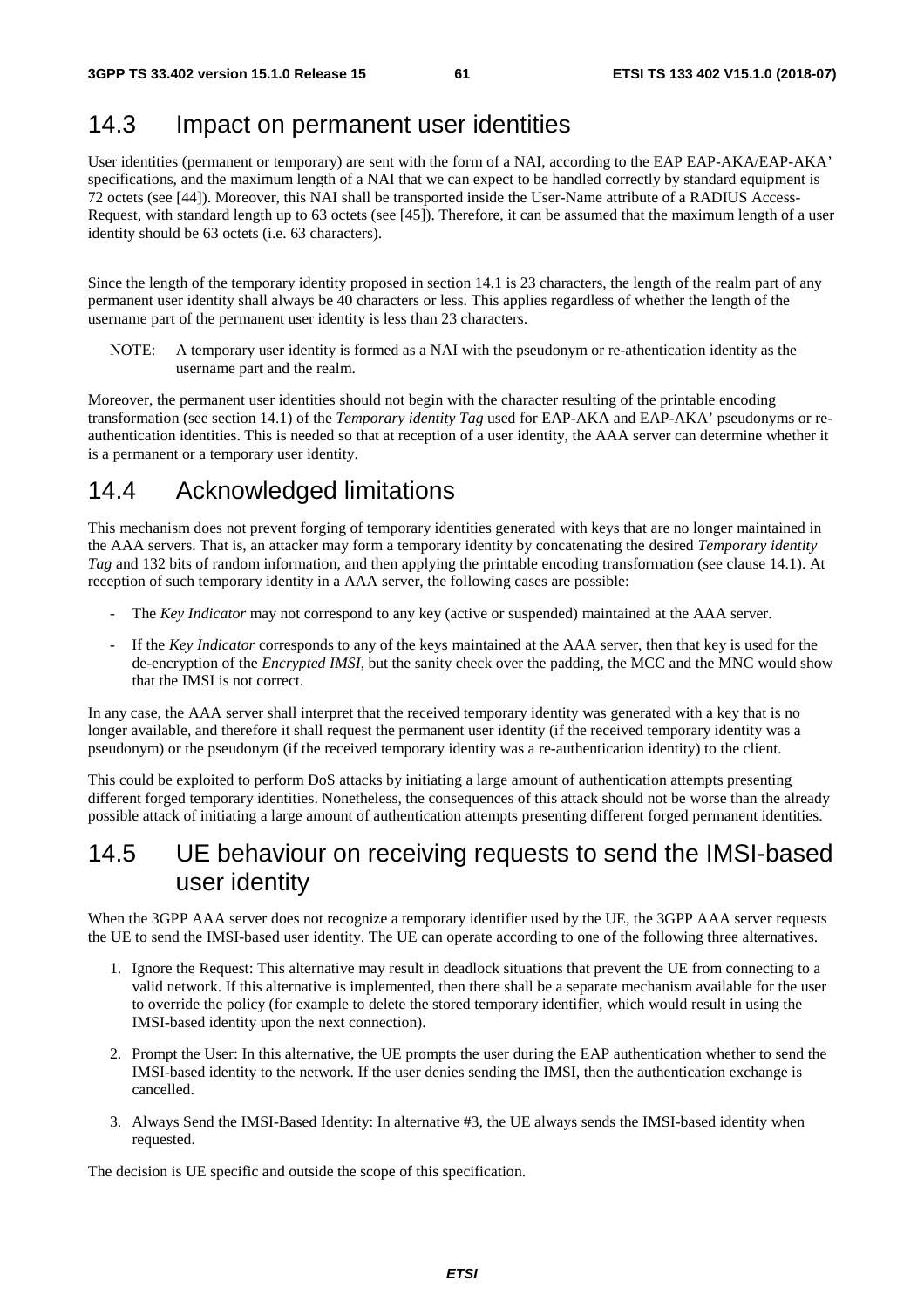## 14.3 Impact on permanent user identities

User identities (permanent or temporary) are sent with the form of a NAI, according to the EAP EAP-AKA/EAP-AKA' specifications, and the maximum length of a NAI that we can expect to be handled correctly by standard equipment is 72 octets (see [44]). Moreover, this NAI shall be transported inside the User-Name attribute of a RADIUS Access-Request, with standard length up to 63 octets (see [45]). Therefore, it can be assumed that the maximum length of a user identity should be 63 octets (i.e. 63 characters).

Since the length of the temporary identity proposed in section 14.1 is 23 characters, the length of the realm part of any permanent user identity shall always be 40 characters or less. This applies regardless of whether the length of the username part of the permanent user identity is less than 23 characters.

NOTE: A temporary user identity is formed as a NAI with the pseudonym or re-athentication identity as the username part and the realm.

Moreover, the permanent user identities should not begin with the character resulting of the printable encoding transformation (see section 14.1) of the *Temporary identity Tag* used for EAP-AKA and EAP-AKA' pseudonyms or re-authentication identities. This is needed so that at reception of a user identity, the AAA server can determine whether it is a permanent or a temporary user identity.

## 14.4 Acknowledged limitations

This mechanism does not prevent forging of temporary identities generated with keys that are no longer maintained in the AAA servers. That is, an attacker may form a temporary identity by concatenating the desired *Temporary identity Tag* and 132 bits of random information, and then applying the printable encoding transformation (see clause 14.1). At reception of such temporary identity in a AAA server, the following cases are possible:

- The *Key Indicator* may not correspond to any key (active or suspended) maintained at the AAA server.
- If the *Key Indicator* corresponds to any of the keys maintained at the AAA server, then that key is used for the de-encryption of the *Encrypted IMSI*, but the sanity check over the padding, the MCC and the MNC would show that the IMSI is not correct.

In any case, the AAA server shall interpret that the received temporary identity was generated with a key that is no longer available, and therefore it shall request the permanent user identity (if the received temporary identity was a pseudonym) or the pseudonym (if the received temporary identity was a re-authentication identity) to the client.

This could be exploited to perform DoS attacks by initiating a large amount of authentication attempts presenting different forged temporary identities. Nonetheless, the consequences of this attack should not be worse than the already possible attack of initiating a large amount of authentication attempts presenting different forged permanent identities.

## 14.5 UE behaviour on receiving requests to send the IMSI-based user identity

When the 3GPP AAA server does not recognize a temporary identifier used by the UE, the 3GPP AAA server requests the UE to send the IMSI-based user identity. The UE can operate according to one of the following three alternatives.

1. Ignore the Request: This alternative may result in deadlock situations that prevent the UE from connecting to a valid network. If this alternative is implemented, then there shall be a separate mechanism available for the user to override the policy (for example to delete the stored temporary identifier, which would result in using the IMSI-based identity upon the next connection).
2. Prompt the User: In this alternative, the UE prompts the user during the EAP authentication whether to send the IMSI-based identity to the network. If the user denies sending the IMSI, then the authentication exchange is cancelled.
3. Always Send the IMSI-Based Identity: In alternative #3, the UE always sends the IMSI-based identity when requested.

The decision is UE specific and outside the scope of this specification.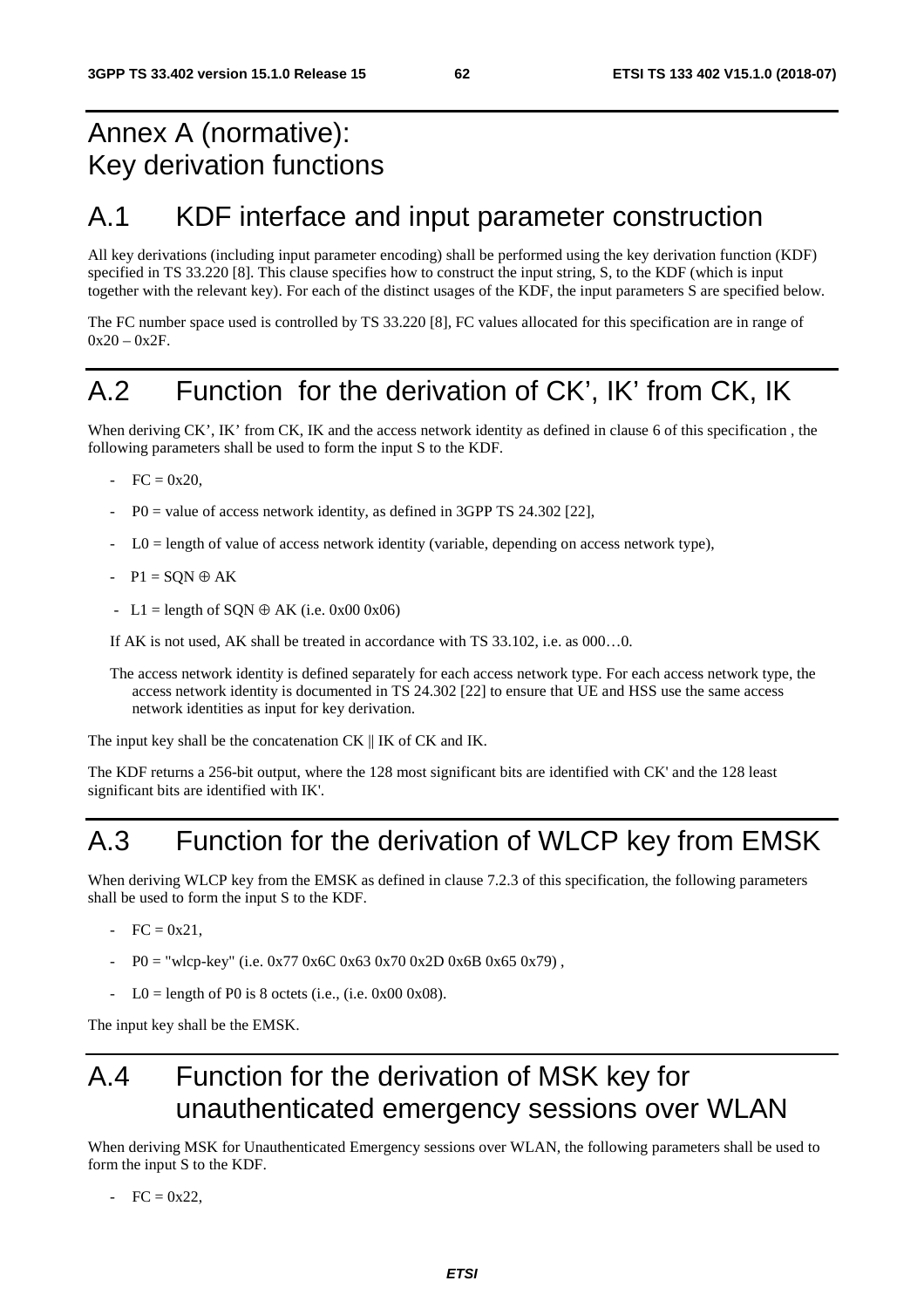# Annex A (normative): Key derivation functions

## A.1 KDF interface and input parameter construction

All key derivations (including input parameter encoding) shall be performed using the key derivation function (KDF) specified in TS 33.220 [8]. This clause specifies how to construct the input string, S, to the KDF (which is input together with the relevant key). For each of the distinct usages of the KDF, the input parameters S are specified below.

The FC number space used is controlled by TS 33.220 [8], FC values allocated for this specification are in range of 0x20 – 0x2F.

## A.2 Function for the derivation of CK', IK' from CK, IK

When deriving CK', IK' from CK, IK and the access network identity as defined in clause 6 of this specification , the following parameters shall be used to form the input S to the KDF.

- FC = 0x20,
- P0 = value of access network identity, as defined in 3GPP TS 24.302 [22],
- L0 = length of value of access network identity (variable, depending on access network type),
- P1 = SQN $\oplus$ AK
- L1 = length of SQN $\oplus$ AK (i.e. 0x00 0x06)

If AK is not used, AK shall be treated in accordance with TS 33.102, i.e. as 000…0.

The access network identity is defined separately for each access network type. For each access network type, the access network identity is documented in TS 24.302 [22] to ensure that UE and HSS use the same access network identities as input for key derivation.

The input key shall be the concatenation CK || IK of CK and IK.

The KDF returns a 256-bit output, where the 128 most significant bits are identified with CK' and the 128 least significant bits are identified with IK'.

## A.3 Function for the derivation of WLCP key from EMSK

When deriving WLCP key from the EMSK as defined in clause 7.2.3 of this specification, the following parameters shall be used to form the input S to the KDF.

- FC = 0x21,
- P0 = "wlcp-key" (i.e. 0x77 0x6C 0x63 0x70 0x2D 0x6B 0x65 0x79) ,
- L0 = length of P0 is 8 octets (i.e., (i.e. 0x00 0x08).

The input key shall be the EMSK.

## A.4 Function for the derivation of MSK key for unauthenticated emergency sessions over WLAN

When deriving MSK for Unauthenticated Emergency sessions over WLAN, the following parameters shall be used to form the input S to the KDF.

- FC = 0x22,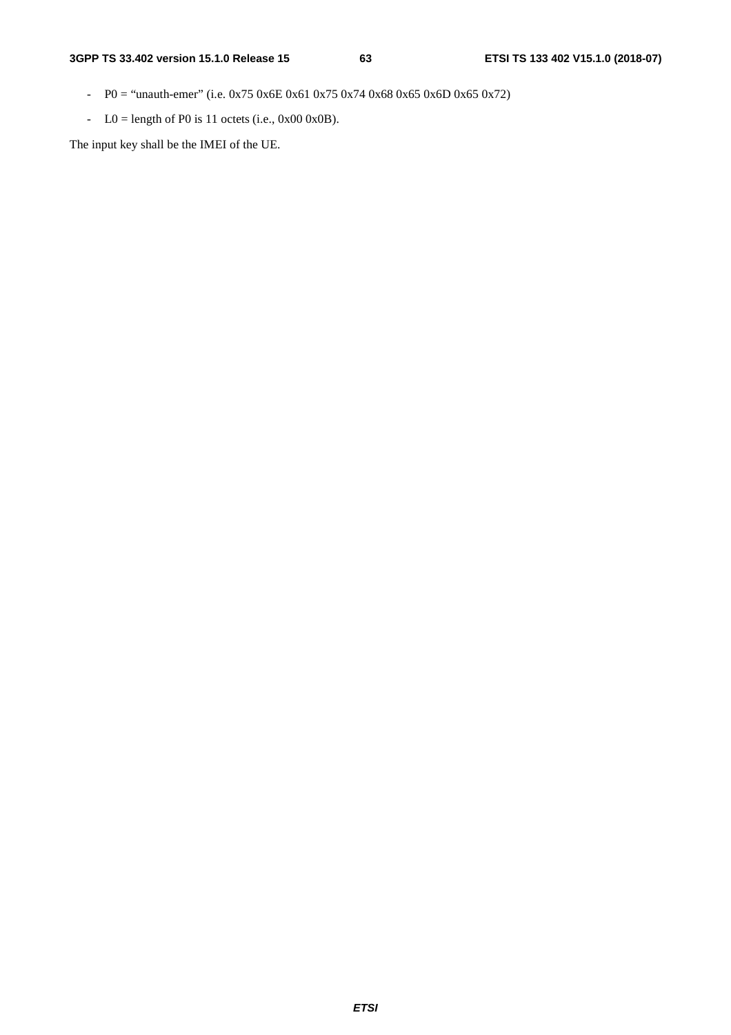- P0 = “unauth-emer” (i.e. 0x75 0x6E 0x61 0x75 0x74 0x68 0x65 0x6D 0x65 0x72)
- L0 = length of P0 is 11 octets (i.e., 0x00 0x0B).

The input key shall be the IMEI of the UE.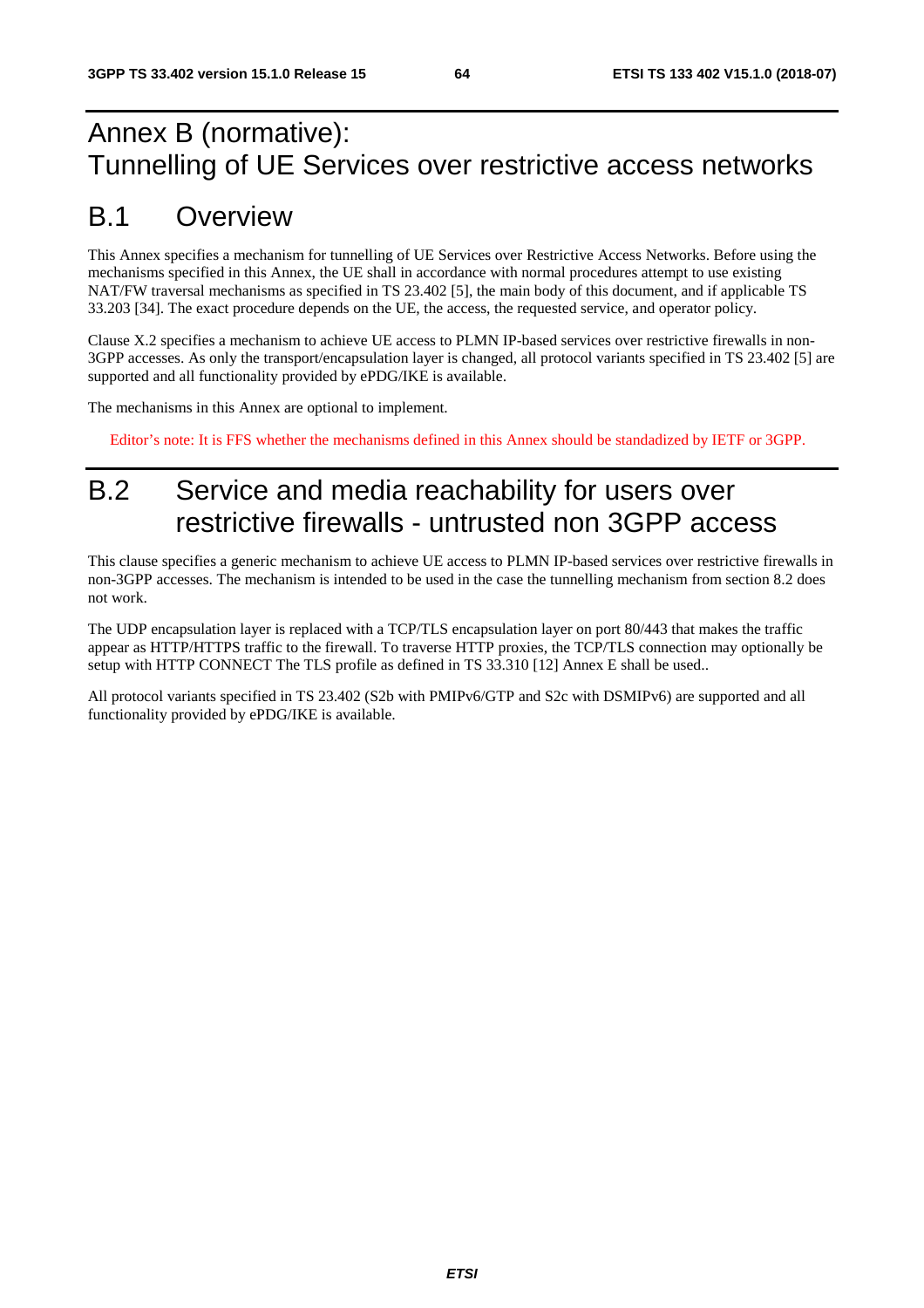# Annex B (normative): Tunnelling of UE Services over restrictive access networks

# B.1 Overview

This Annex specifies a mechanism for tunnelling of UE Services over Restrictive Access Networks. Before using the mechanisms specified in this Annex, the UE shall in accordance with normal procedures attempt to use existing NAT/FW traversal mechanisms as specified in TS 23.402 [5], the main body of this document, and if applicable TS 33.203 [34]. The exact procedure depends on the UE, the access, the requested service, and operator policy.

Clause X.2 specifies a mechanism to achieve UE access to PLMN IP-based services over restrictive firewalls in non-3GPP accesses. As only the transport/encapsulation layer is changed, all protocol variants specified in TS 23.402 [5] are supported and all functionality provided by ePDG/IKE is available.

The mechanisms in this Annex are optional to implement.

Editor's note: It is FFS whether the mechanisms defined in this Annex should be standadized by IETF or 3GPP.

# B.2 Service and media reachability for users over restrictive firewalls - untrusted non 3GPP access

This clause specifies a generic mechanism to achieve UE access to PLMN IP-based services over restrictive firewalls in non-3GPP accesses. The mechanism is intended to be used in the case the tunnelling mechanism from section 8.2 does not work.

The UDP encapsulation layer is replaced with a TCP/TLS encapsulation layer on port 80/443 that makes the traffic appear as HTTP/HTTPS traffic to the firewall. To traverse HTTP proxies, the TCP/TLS connection may optionally be setup with HTTP CONNECT The TLS profile as defined in TS 33.310 [12] Annex E shall be used..

All protocol variants specified in TS 23.402 (S2b with PMIPv6/GTP and S2c with DSMIPv6) are supported and all functionality provided by ePDG/IKE is available.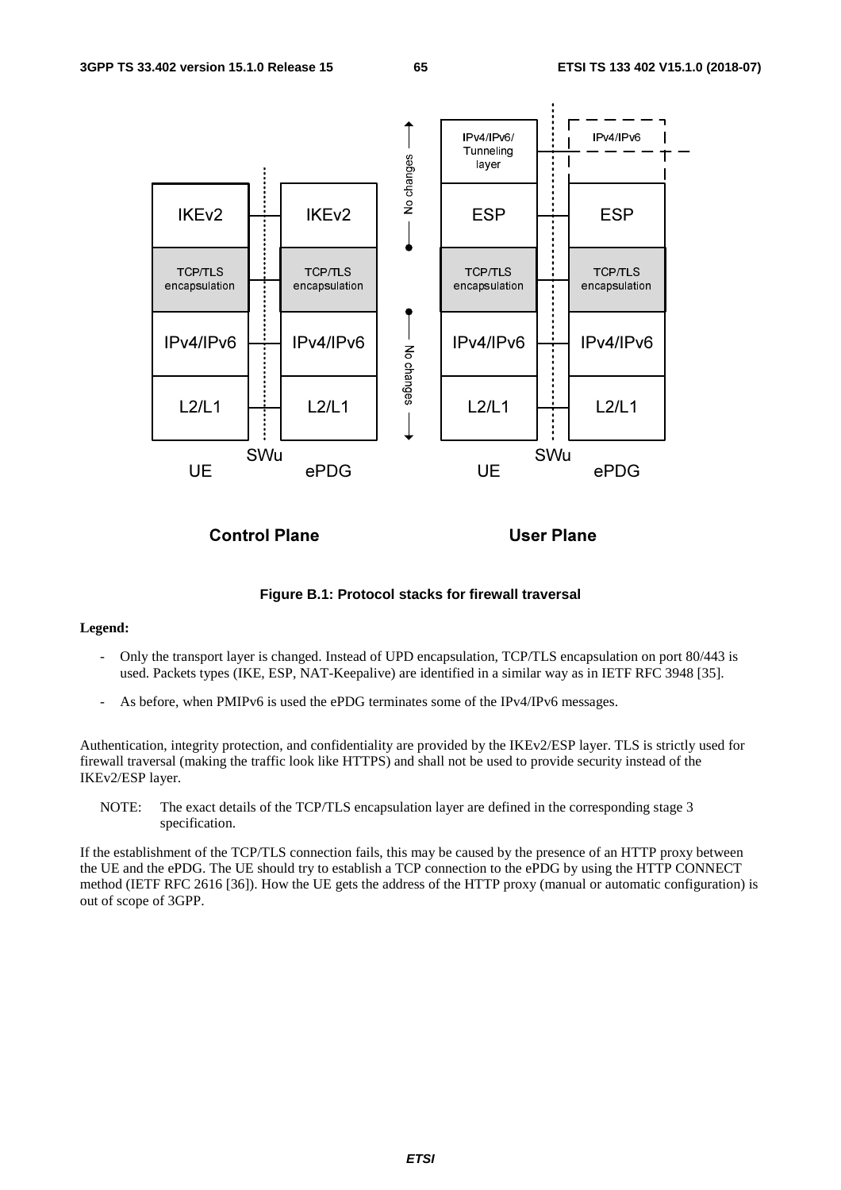**Figure B.1: Protocol stacks for firewall traversal**

**Legend:**

- Only the transport layer is changed. Instead of UPD encapsulation, TCP/TLS encapsulation on port 80/443 is used. Packets types (IKE, ESP, NAT-Keepalive) are identified in a similar way as in IETF RFC 3948 [35].
- As before, when PMIPv6 is used the ePDG terminates some of the IPv4/IPv6 messages.

Authentication, integrity protection, and confidentiality are provided by the IKEv2/ESP layer. TLS is strictly used for firewall traversal (making the traffic look like HTTPS) and shall not be used to provide security instead of the IKEv2/ESP layer.

NOTE: The exact details of the TCP/TLS encapsulation layer are defined in the corresponding stage 3 specification.

If the establishment of the TCP/TLS connection fails, this may be caused by the presence of an HTTP proxy between the UE and the ePDG. The UE should try to establish a TCP connection to the ePDG by using the HTTP CONNECT method (IETF RFC 2616 [36]). How the UE gets the address of the HTTP proxy (manual or automatic configuration) is out of scope of 3GPP.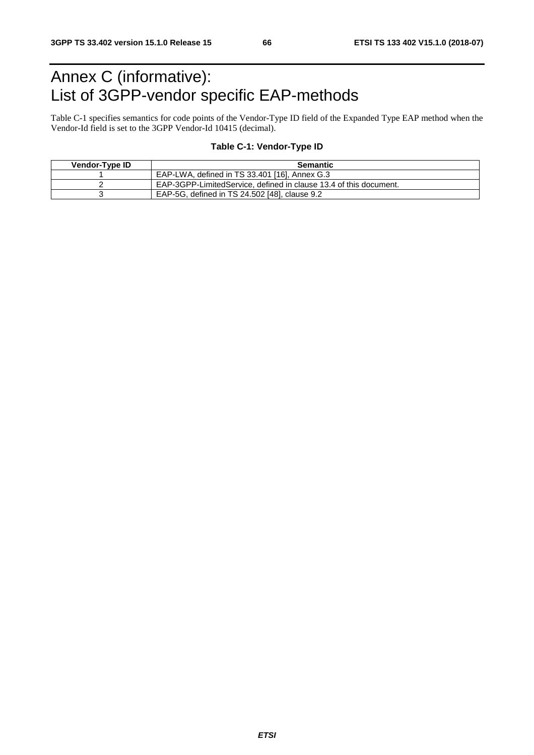# Annex C (informative): List of 3GPP-vendor specific EAP-methods

Table C-1 specifies semantics for code points of the Vendor-Type ID field of the Expanded Type EAP method when the Vendor-Id field is set to the 3GPP Vendor-Id 10415 (decimal).

**Table C-1: Vendor-Type ID**

| Vendor-Type ID | Semantic |
|---|---|
| 1 | EAP-LWA, defined in TS 33.401 [16], Annex G.3 |
| 2 | EAP-3GPP-LimitedService, defined in clause 13.4 of this document. |
| 3 | EAP-5G, defined in TS 24.502 [48], clause 9.2 |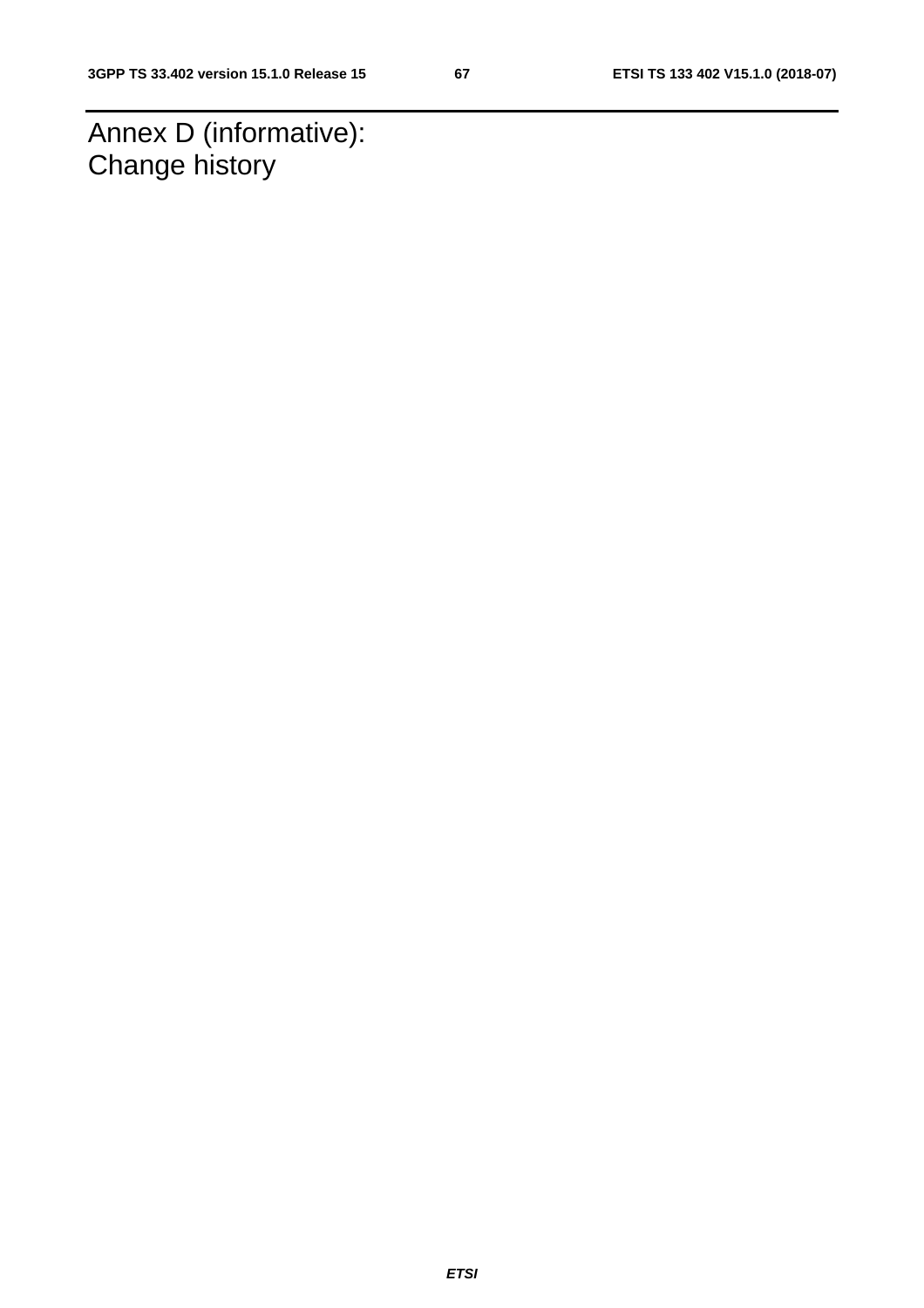# Annex D (informative): Change history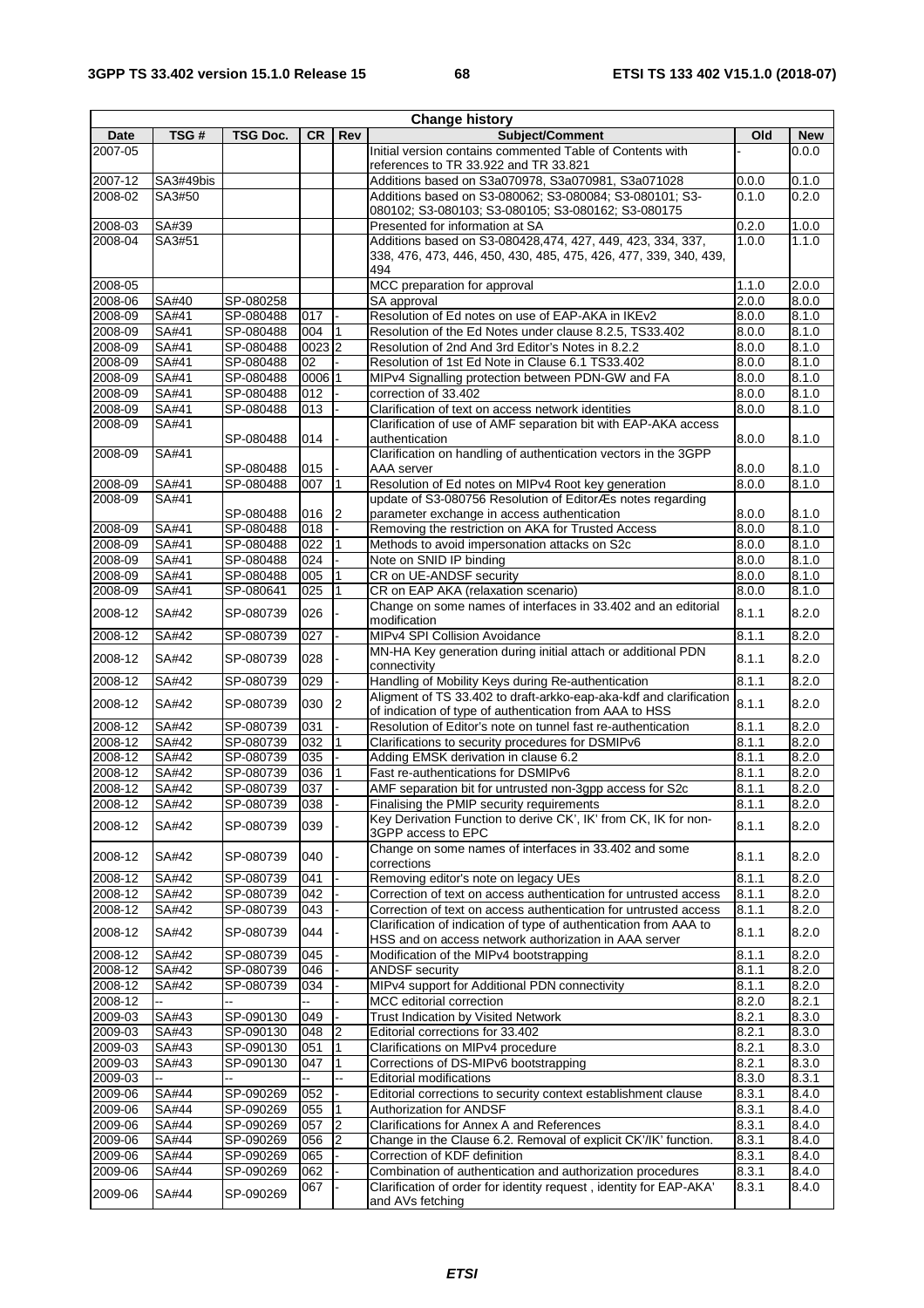| Change history | | | | | | | |
|---|---|---|---|---|---|---|---|
| **Date** | **TSG #** | **TSG Doc.** | **CR** | **Rev** | **Subject/Comment** | **Old** | **New** |
| 2007-05 | | | | | Initial version contains commented Table of Contents with references to TR 33.922 and TR 33.821 | - | 0.0.0 |
| 2007-12 | SA3#49bis | | | | Additions based on S3a070978, S3a070981, S3a071028 | 0.0.0 | 0.1.0 |
| 2008-02 | SA3#50 | | | | Additions based on S3-080062; S3-080084; S3-080101; S3-080102; S3-080103; S3-080105; S3-080162; S3-080175 | 0.1.0 | 0.2.0 |
| 2008-03 | SA#39 | | | | Presented for information at SA | 0.2.0 | 1.0.0 |
| 2008-04 | SA3#51 | | | | Additions based on S3-080428,474, 427, 449, 423, 334, 337, 338, 476, 473, 446, 450, 430, 485, 475, 426, 477, 339, 340, 439, 494 | 1.0.0 | 1.1.0 |
| 2008-05 | | | | | MCC preparation for approval | 1.1.0 | 2.0.0 |
| 2008-06 | SA#40 | SP-080258 | | | SA approval | 2.0.0 | 8.0.0 |
| 2008-09 | SA#41 | SP-080488 | 017 | - | Resolution of Ed notes on use of EAP-AKA in IKEv2 | 8.0.0 | 8.1.0 |
| 2008-09 | SA#41 | SP-080488 | 004 | 1 | Resolution of the Ed Notes under clause 8.2.5, TS33.402 | 8.0.0 | 8.1.0 |
| 2008-09 | SA#41 | SP-080488 | 0023 | 2 | Resolution of 2nd And 3rd Editor's Notes in 8.2.2 | 8.0.0 | 8.1.0 |
| 2008-09 | SA#41 | SP-080488 | 02 | - | Resolution of 1st Ed Note in Clause 6.1 TS33.402 | 8.0.0 | 8.1.0 |
| 2008-09 | SA#41 | SP-080488 | 0006 | 1 | MIPv4 Signalling protection between PDN-GW and FA | 8.0.0 | 8.1.0 |
| 2008-09 | SA#41 | SP-080488 | 012 | - | correction of 33.402 | 8.0.0 | 8.1.0 |
| 2008-09 | SA#41 | SP-080488 | 013 | - | Clarification of text on access network identities | 8.0.0 | 8.1.0 |
| 2008-09 | SA#41 | SP-080488 | 014 | - | Clarification of use of AMF separation bit with EAP-AKA access authentication | 8.0.0 | 8.1.0 |
| 2008-09 | SA#41 | SP-080488 | 015 | - | Clarification on handling of authentication vectors in the 3GPP AAA server | 8.0.0 | 8.1.0 |
| 2008-09 | SA#41 | SP-080488 | 007 | 1 | Resolution of Ed notes on MIPv4 Root key generation | 8.0.0 | 8.1.0 |
| 2008-09 | SA#41 | SP-080488 | 016 | 2 | update of S3-080756 Resolution of EditorÆs notes regarding parameter exchange in access authentication | 8.0.0 | 8.1.0 |
| 2008-09 | SA#41 | SP-080488 | 018 | - | Removing the restriction on AKA for Trusted Access | 8.0.0 | 8.1.0 |
| 2008-09 | SA#41 | SP-080488 | 022 | 1 | Methods to avoid impersonation attacks on S2c | 8.0.0 | 8.1.0 |
| 2008-09 | SA#41 | SP-080488 | 024 | - | Note on SNID IP binding | 8.0.0 | 8.1.0 |
| 2008-09 | SA#41 | SP-080488 | 005 | 1 | CR on UE-ANDSF security | 8.0.0 | 8.1.0 |
| 2008-09 | SA#41 | SP-080641 | 025 | 1 | CR on EAP AKA (relaxation scenario) | 8.0.0 | 8.1.0 |
| 2008-12 | SA#42 | SP-080739 | 026 | - | Change on some names of interfaces in 33.402 and an editorial modification | 8.1.1 | 8.2.0 |
| 2008-12 | SA#42 | SP-080739 | 027 | - | MIPv4 SPI Collision Avoidance | 8.1.1 | 8.2.0 |
| 2008-12 | SA#42 | SP-080739 | 028 | - | MN-HA Key generation during initial attach or additional PDN connectivity | 8.1.1 | 8.2.0 |
| 2008-12 | SA#42 | SP-080739 | 029 | - | Handling of Mobility Keys during Re-authentication | 8.1.1 | 8.2.0 |
| 2008-12 | SA#42 | SP-080739 | 030 | 2 | Aligment of TS 33.402 to draft-arkko-eap-aka-kdf and clarification of indication of type of authentication from AAA to HSS | 8.1.1 | 8.2.0 |
| 2008-12 | SA#42 | SP-080739 | 031 | - | Resolution of Editor's note on tunnel fast re-authentication | 8.1.1 | 8.2.0 |
| 2008-12 | SA#42 | SP-080739 | 032 | 1 | Clarifications to security procedures for DSMIPv6 | 8.1.1 | 8.2.0 |
| 2008-12 | SA#42 | SP-080739 | 035 | - | Adding EMSK derivation in clause 6.2 | 8.1.1 | 8.2.0 |
| 2008-12 | SA#42 | SP-080739 | 036 | 1 | Fast re-authentications for DSMIPv6 | 8.1.1 | 8.2.0 |
| 2008-12 | SA#42 | SP-080739 | 037 | - | AMF separation bit for untrusted non-3gpp access for S2c | 8.1.1 | 8.2.0 |
| 2008-12 | SA#42 | SP-080739 | 038 | - | Finalising the PMIP security requirements | 8.1.1 | 8.2.0 |
| 2008-12 | SA#42 | SP-080739 | 039 | - | Key Derivation Function to derive CK', IK' from CK, IK for non-3GPP access to EPC | 8.1.1 | 8.2.0 |
| 2008-12 | SA#42 | SP-080739 | 040 | - | Change on some names of interfaces in 33.402 and some corrections | 8.1.1 | 8.2.0 |
| 2008-12 | SA#42 | SP-080739 | 041 | - | Removing editor's note on legacy UEs | 8.1.1 | 8.2.0 |
| 2008-12 | SA#42 | SP-080739 | 042 | - | Correction of text on access authentication for untrusted access | 8.1.1 | 8.2.0 |
| 2008-12 | SA#42 | SP-080739 | 043 | - | Correction of text on access authentication for untrusted access | 8.1.1 | 8.2.0 |
| 2008-12 | SA#42 | SP-080739 | 044 | - | Clarification of indication of type of authentication from AAA to HSS and on access network authorization in AAA server | 8.1.1 | 8.2.0 |
| 2008-12 | SA#42 | SP-080739 | 045 | - | Modification of the MIPv4 bootstrapping | 8.1.1 | 8.2.0 |
| 2008-12 | SA#42 | SP-080739 | 046 | - | ANDSF security | 8.1.1 | 8.2.0 |
| 2008-12 | SA#42 | SP-080739 | 034 | - | MIPv4 support for Additional PDN connectivity | 8.1.1 | 8.2.0 |
| 2008-12 | -- | -- | -- | - | MCC editorial correction | 8.2.0 | 8.2.1 |
| 2009-03 | SA#43 | SP-090130 | 049 | - | Trust Indication by Visited Network | 8.2.1 | 8.3.0 |
| 2009-03 | SA#43 | SP-090130 | 048 | 2 | Editorial corrections for 33.402 | 8.2.1 | 8.3.0 |
| 2009-03 | SA#43 | SP-090130 | 051 | 1 | Clarifications on MIPv4 procedure | 8.2.1 | 8.3.0 |
| 2009-03 | SA#43 | SP-090130 | 047 | 1 | Corrections of DS-MIPv6 bootstrapping | 8.2.1 | 8.3.0 |
| 2009-03 | -- | -- | -- | -- | Editorial modifications | 8.3.0 | 8.3.1 |
| 2009-06 | SA#44 | SP-090269 | 052 | - | Editorial corrections to security context establishment clause | 8.3.1 | 8.4.0 |
| 2009-06 | SA#44 | SP-090269 | 055 | 1 | Authorization for ANDSF | 8.3.1 | 8.4.0 |
| 2009-06 | SA#44 | SP-090269 | 057 | 2 | Clarifications for Annex A and References | 8.3.1 | 8.4.0 |
| 2009-06 | SA#44 | SP-090269 | 056 | 2 | Change in the Clause 6.2. Removal of explicit CK'/IK' function. | 8.3.1 | 8.4.0 |
| 2009-06 | SA#44 | SP-090269 | 065 | - | Correction of KDF definition | 8.3.1 | 8.4.0 |
| 2009-06 | SA#44 | SP-090269 | 062 | - | Combination of authentication and authorization procedures | 8.3.1 | 8.4.0 |
| 2009-06 | SA#44 | SP-090269 | 067 | - | Clarification of order for identity request , identity for EAP-AKA' and AVs fetching | 8.3.1 | 8.4.0 |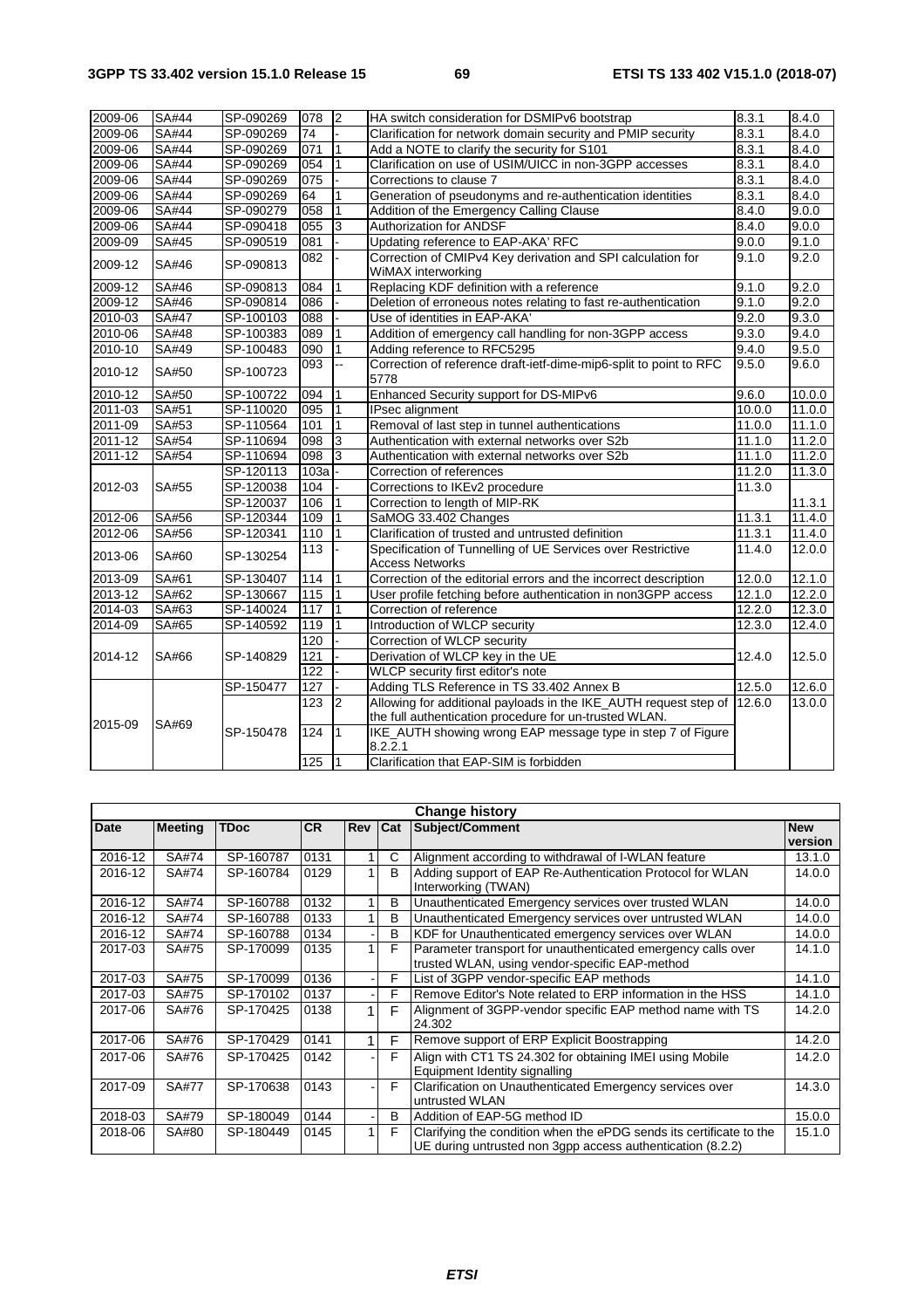| 2009-06 | SA#44 | SP-090269 | 078 | 2 | HA switch consideration for DSMIPv6 bootstrap | 8.3.1 | 8.4.0 |
|---|---|---|---|---|---|---|---|
| 2009-06 | SA#44 | SP-090269 | 74 | - | Clarification for network domain security and PMIP security | 8.3.1 | 8.4.0 |
| 2009-06 | SA#44 | SP-090269 | 071 | 1 | Add a NOTE to clarify the security for S101 | 8.3.1 | 8.4.0 |
| 2009-06 | SA#44 | SP-090269 | 054 | 1 | Clarification on use of USIM/UICC in non-3GPP accesses | 8.3.1 | 8.4.0 |
| 2009-06 | SA#44 | SP-090269 | 075 | - | Corrections to clause 7 | 8.3.1 | 8.4.0 |
| 2009-06 | SA#44 | SP-090269 | 64 | 1 | Generation of pseudonyms and re-authentication identities | 8.3.1 | 8.4.0 |
| 2009-06 | SA#44 | SP-090279 | 058 | 1 | Addition of the Emergency Calling Clause | 8.4.0 | 9.0.0 |
| 2009-06 | SA#44 | SP-090418 | 055 | 3 | Authorization for ANDSF | 8.4.0 | 9.0.0 |
| 2009-09 | SA#45 | SP-090519 | 081 | - | Updating reference to EAP-AKA' RFC | 9.0.0 | 9.1.0 |
| 2009-12 | SA#46 | SP-090813 | 082 | - | Correction of CMIPv4 Key derivation and SPI calculation for WiMAX interworking | 9.1.0 | 9.2.0 |
| 2009-12 | SA#46 | SP-090813 | 084 | 1 | Replacing KDF definition with a reference | 9.1.0 | 9.2.0 |
| 2009-12 | SA#46 | SP-090814 | 086 | - | Deletion of erroneous notes relating to fast re-authentication | 9.1.0 | 9.2.0 |
| 2010-03 | SA#47 | SP-100103 | 088 | - | Use of identities in EAP-AKA' | 9.2.0 | 9.3.0 |
| 2010-06 | SA#48 | SP-100383 | 089 | 1 | Addition of emergency call handling for non-3GPP access | 9.3.0 | 9.4.0 |
| 2010-10 | SA#49 | SP-100483 | 090 | 1 | Adding reference to RFC5295 | 9.4.0 | 9.5.0 |
| 2010-12 | SA#50 | SP-100723 | 093 | -- | Correction of reference draft-ietf-dime-mip6-split to point to RFC 5778 | 9.5.0 | 9.6.0 |
| 2010-12 | SA#50 | SP-100722 | 094 | 1 | Enhanced Security support for DS-MIPv6 | 9.6.0 | 10.0.0 |
| 2011-03 | SA#51 | SP-110020 | 095 | 1 | IPsec alignment | 10.0.0 | 11.0.0 |
| 2011-09 | SA#53 | SP-110564 | 101 | 1 | Removal of last step in tunnel authentications | 11.0.0 | 11.1.0 |
| 2011-12 | SA#54 | SP-110694 | 098 | 3 | Authentication with external networks over S2b | 11.1.0 | 11.2.0 |
| 2011-12 | SA#54 | SP-110694 | 098 | 3 | Authentication with external networks over S2b | 11.1.0 | 11.2.0 |
| 2012-03 | SA#55 | SP-120113 | 103a | - | Correction of references | 11.2.0 | 11.3.0 |
| | | SP-120038 | 104 | - | Corrections to IKEv2 procedure | 11.3.0 | |
| | | SP-120037 | 106 | 1 | Correction to length of MIP-RK | | 11.3.1 |
| 2012-06 | SA#56 | SP-120344 | 109 | 1 | SaMOG 33.402 Changes | 11.3.1 | 11.4.0 |
| 2012-06 | SA#56 | SP-120341 | 110 | 1 | Clarification of trusted and untrusted definition | 11.3.1 | 11.4.0 |
| 2013-06 | SA#60 | SP-130254 | 113 | - | Specification of Tunnelling of UE Services over Restrictive Access Networks | 11.4.0 | 12.0.0 |
| 2013-09 | SA#61 | SP-130407 | 114 | 1 | Correction of the editorial errors and the incorrect description | 12.0.0 | 12.1.0 |
| 2013-12 | SA#62 | SP-130667 | 115 | 1 | User profile fetching before authentication in non3GPP access | 12.1.0 | 12.2.0 |
| 2014-03 | SA#63 | SP-140024 | 117 | 1 | Correction of reference | 12.2.0 | 12.3.0 |
| 2014-09 | SA#65 | SP-140592 | 119 | 1 | Introduction of WLCP security | 12.3.0 | 12.4.0 |
| 2014-12 | SA#66 | SP-140829 | 120 | - | Correction of WLCP security | 12.4.0 | 12.5.0 |
| | | | 121 | - | Derivation of WLCP key in the UE | | |
| | | | 122 | - | WLCP security first editor's note | | |
| 2015-09 | SA#69 | SP-150477 | 127 | - | Adding TLS Reference in TS 33.402 Annex B | 12.5.0 | 12.6.0 |
| | | SP-150478 | 123 | 2 | Allowing for additional payloads in the IKE_AUTH request step of the full authentication procedure for un-trusted WLAN. | 12.6.0 | 13.0.0 |
| | | | 124 | 1 | IKE_AUTH showing wrong EAP message type in step 7 of Figure 8.2.2.1 | | |
| | | | 125 | 1 | Clarification that EAP-SIM is forbidden | | |

| Change history | | | | | | | |
|---|---|---|---|---|---|---|---|
| **Date** | **Meeting** | **TDoc** | **CR** | **Rev** | **Cat** | **Subject/Comment** | **New version** |
| 2016-12 | SA#74 | SP-160787 | 0131 | 1 | C | Alignment according to withdrawal of I-WLAN feature | 13.1.0 |
| 2016-12 | SA#74 | SP-160784 | 0129 | 1 | B | Adding support of EAP Re-Authentication Protocol for WLAN Interworking (TWAN) | 14.0.0 |
| 2016-12 | SA#74 | SP-160788 | 0132 | 1 | B | Unauthenticated Emergency services over trusted WLAN | 14.0.0 |
| 2016-12 | SA#74 | SP-160788 | 0133 | 1 | B | Unauthenticated Emergency services over untrusted WLAN | 14.0.0 |
| 2016-12 | SA#74 | SP-160788 | 0134 | - | B | KDF for Unauthenticated emergency services over WLAN | 14.0.0 |
| 2017-03 | SA#75 | SP-170099 | 0135 | 1 | F | Parameter transport for unauthenticated emergency calls over trusted WLAN, using vendor-specific EAP-method | 14.1.0 |
| 2017-03 | SA#75 | SP-170099 | 0136 | - | F | List of 3GPP vendor-specific EAP methods | 14.1.0 |
| 2017-03 | SA#75 | SP-170102 | 0137 | - | F | Remove Editor's Note related to ERP information in the HSS | 14.1.0 |
| 2017-06 | SA#76 | SP-170425 | 0138 | 1 | F | Alignment of 3GPP-vendor specific EAP method name with TS 24.302 | 14.2.0 |
| 2017-06 | SA#76 | SP-170429 | 0141 | 1 | F | Remove support of ERP Explicit Boostrapping | 14.2.0 |
| 2017-06 | SA#76 | SP-170425 | 0142 | - | F | Align with CT1 TS 24.302 for obtaining IMEI using Mobile Equipment Identity signalling | 14.2.0 |
| 2017-09 | SA#77 | SP-170638 | 0143 | - | F | Clarification on Unauthenticated Emergency services over untrusted WLAN | 14.3.0 |
| 2018-03 | SA#79 | SP-180049 | 0144 | - | B | Addition of EAP-5G method ID | 15.0.0 |
| 2018-06 | SA#80 | SP-180449 | 0145 | 1 | F | Clarifying the condition when the ePDG sends its certificate to the UE during untrusted non 3gpp access authentication (8.2.2) | 15.1.0 |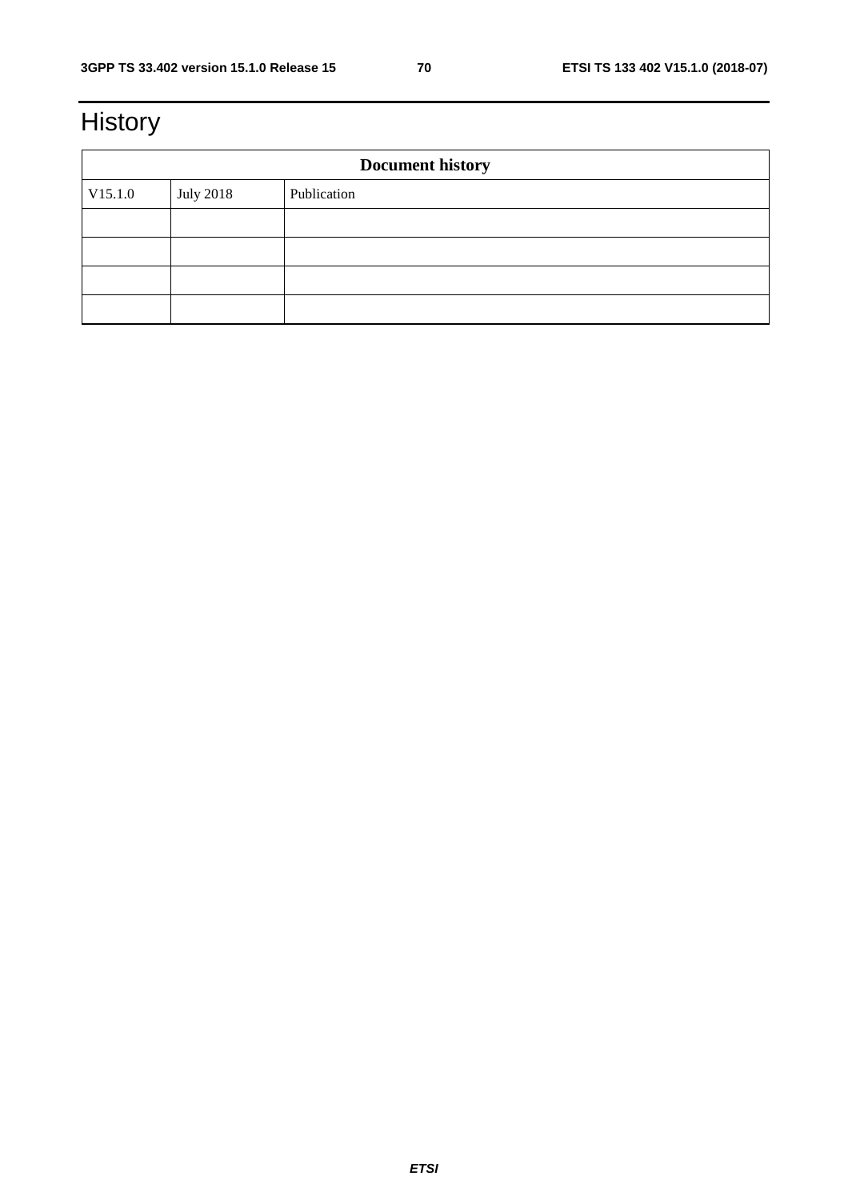# History

| Document history | | |
|---|---|---|
| V15.1.0 | July 2018 | Publication |
| | | |
| | | |
| | | |
| | | |